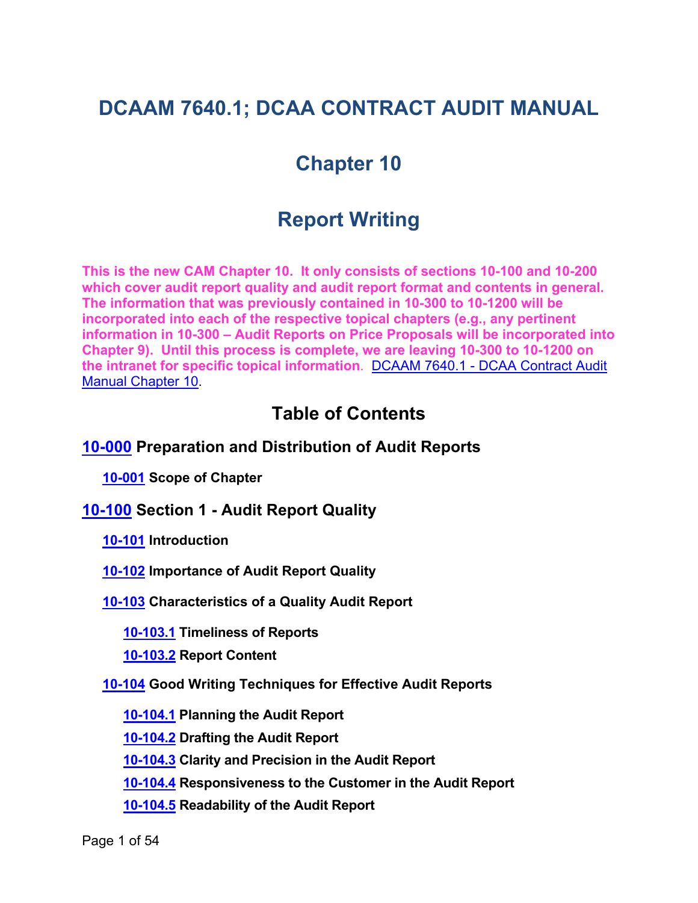# DCAAM 7640.1; DCAA CONTRACT AUDIT MANUAL

## Chapter 10

## Report Writing

**This is the new CAM Chapter 10. It only consists of sections 10-100 and 10-200 which cover audit report quality and audit report format and contents in general. The information that was previously contained in 10-300 to 10-1200 will be incorporated into each of the respective topical chapters (e.g., any pertinent information in 10-300 – Audit Reports on Price Proposals will be incorporated into Chapter 9). Until this process is complete, we are leaving 10-300 to 10-1200 on the intranet for specific topical information.** DCAAM 7640.1 - DCAA Contract Audit Manual Chapter 10.

## Table of Contents

### 10-000 Preparation and Distribution of Audit Reports

- **10-001 Scope of Chapter**

### 10-100 Section 1 - Audit Report Quality

- **10-101 Introduction**
- **10-102 Importance of Audit Report Quality**
- **10-103 Characteristics of a Quality Audit Report**
  - **10-103.1 Timeliness of Reports**
  - **10-103.2 Report Content**
- **10-104 Good Writing Techniques for Effective Audit Reports**
  - **10-104.1 Planning the Audit Report**
  - **10-104.2 Drafting the Audit Report**
  - **10-104.3 Clarity and Precision in the Audit Report**
  - **10-104.4 Responsiveness to the Customer in the Audit Report**
  - **10-104.5 Readability of the Audit Report**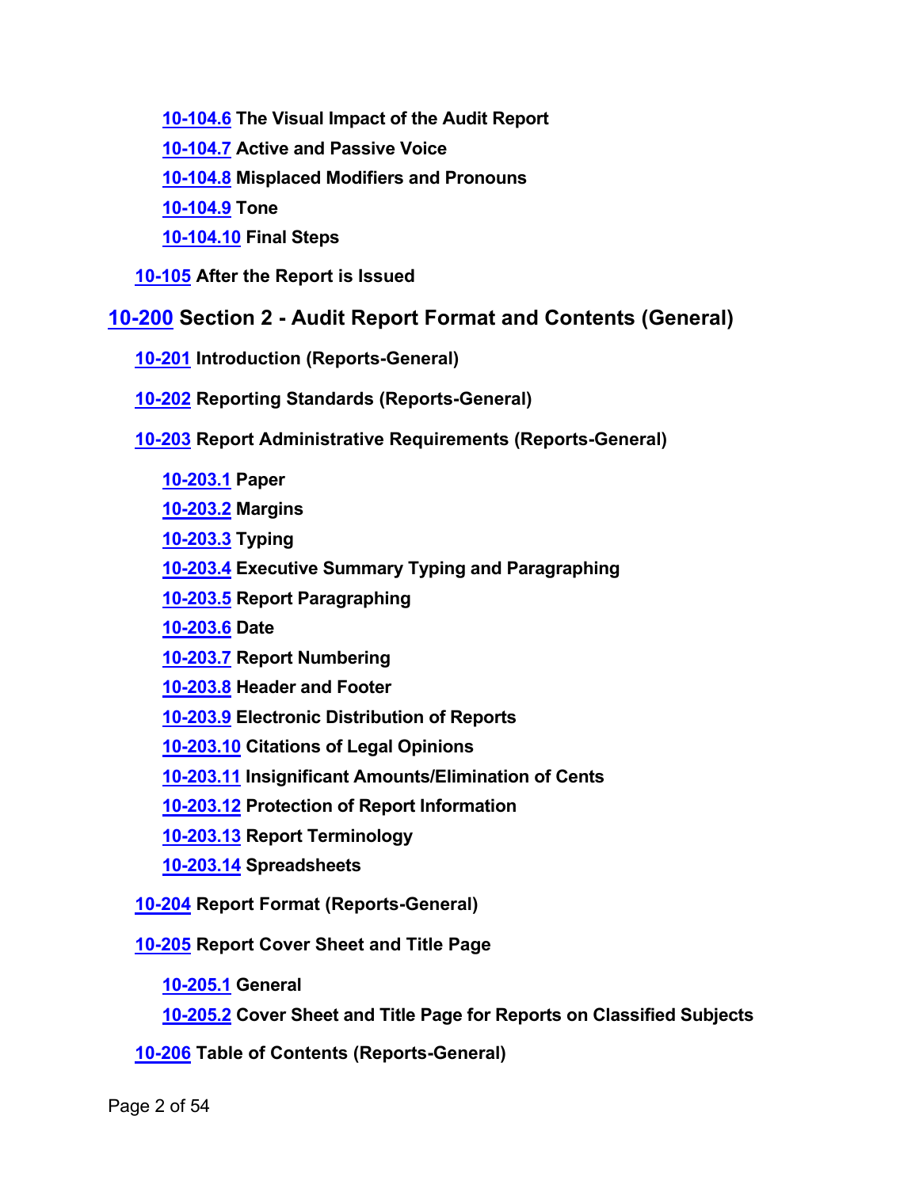**10-104.6 The Visual Impact of the Audit Report**

**10-104.7 Active and Passive Voice**

**10-104.8 Misplaced Modifiers and Pronouns**

**10-104.9 Tone**

**10-104.10 Final Steps**

**10-105 After the Report is Issued**

## 10-200 Section 2 - Audit Report Format and Contents (General)

**10-201 Introduction (Reports-General)**

**10-202 Reporting Standards (Reports-General)**

**10-203 Report Administrative Requirements (Reports-General)**

**10-203.1 Paper**

**10-203.2 Margins**

**10-203.3 Typing**

**10-203.4 Executive Summary Typing and Paragraphing**

**10-203.5 Report Paragraphing**

**10-203.6 Date**

**10-203.7 Report Numbering**

**10-203.8 Header and Footer**

**10-203.9 Electronic Distribution of Reports**

**10-203.10 Citations of Legal Opinions**

**10-203.11 Insignificant Amounts/Elimination of Cents**

**10-203.12 Protection of Report Information**

**10-203.13 Report Terminology**

**10-203.14 Spreadsheets**

**10-204 Report Format (Reports-General)**

**10-205 Report Cover Sheet and Title Page**

**10-205.1 General**

**10-205.2 Cover Sheet and Title Page for Reports on Classified Subjects**

**10-206 Table of Contents (Reports-General)**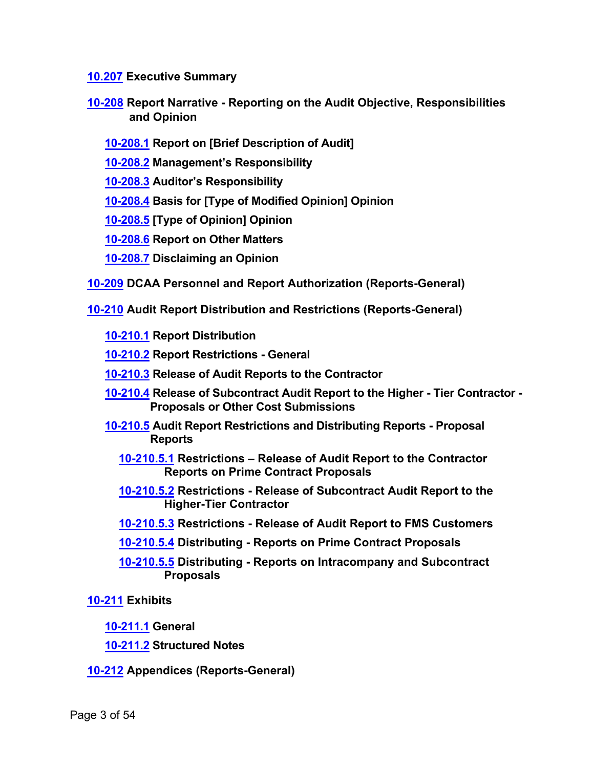**10.207 Executive Summary**

**10-208 Report Narrative - Reporting on the Audit Objective, Responsibilities and Opinion**

- **10-208.1 Report on [Brief Description of Audit]**
- **10-208.2 Management's Responsibility**
- **10-208.3 Auditor's Responsibility**
- **10-208.4 Basis for [Type of Modified Opinion] Opinion**
- **10-208.5 [Type of Opinion] Opinion**
- **10-208.6 Report on Other Matters**
- **10-208.7 Disclaiming an Opinion**

**10-209 DCAA Personnel and Report Authorization (Reports-General)**

**10-210 Audit Report Distribution and Restrictions (Reports-General)**

- **10-210.1 Report Distribution**
- **10-210.2 Report Restrictions - General**
- **10-210.3 Release of Audit Reports to the Contractor**
- **10-210.4 Release of Subcontract Audit Report to the Higher - Tier Contractor - Proposals or Other Cost Submissions**
- **10-210.5 Audit Report Restrictions and Distributing Reports - Proposal Reports**
  - **10-210.5.1 Restrictions – Release of Audit Report to the Contractor Reports on Prime Contract Proposals**
  - **10-210.5.2 Restrictions - Release of Subcontract Audit Report to the Higher-Tier Contractor**
  - **10-210.5.3 Restrictions - Release of Audit Report to FMS Customers**
  - **10-210.5.4 Distributing - Reports on Prime Contract Proposals**
  - **10-210.5.5 Distributing - Reports on Intracompany and Subcontract Proposals**

**10-211 Exhibits**

- **10-211.1 General**
- **10-211.2 Structured Notes**

**10-212 Appendices (Reports-General)**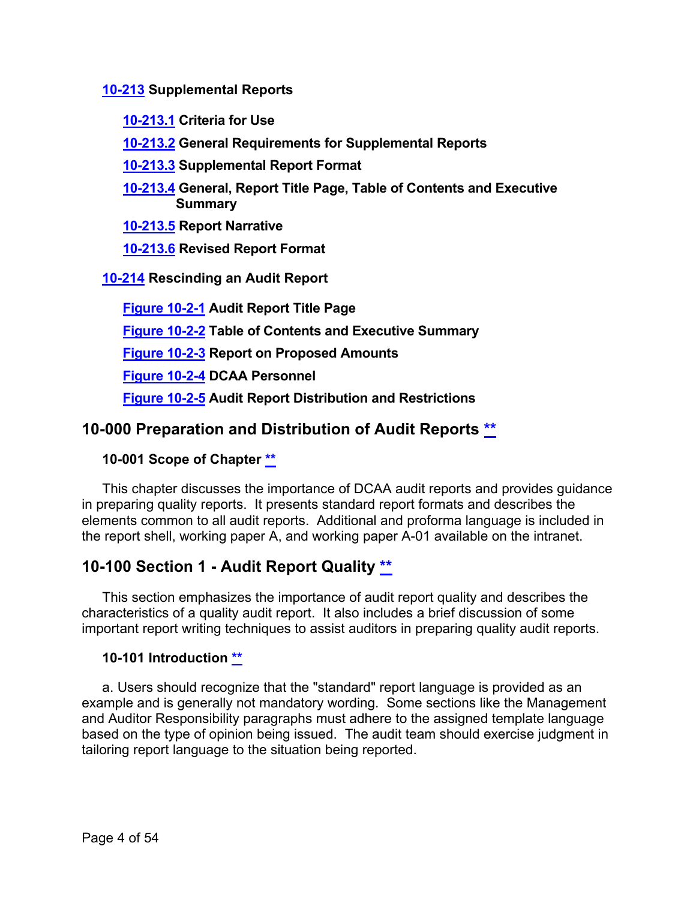**10-213 Supplemental Reports**

- **10-213.1 Criteria for Use**
- **10-213.2 General Requirements for Supplemental Reports**
- **10-213.3 Supplemental Report Format**
- **10-213.4 General, Report Title Page, Table of Contents and Executive Summary**
- **10-213.5 Report Narrative**
- **10-213.6 Revised Report Format**

**10-214 Rescinding an Audit Report**

- **Figure 10-2-1 Audit Report Title Page**
- **Figure 10-2-2 Table of Contents and Executive Summary**
- **Figure 10-2-3 Report on Proposed Amounts**
- **Figure 10-2-4 DCAA Personnel**
- **Figure 10-2-5 Audit Report Distribution and Restrictions**

## 10-000 Preparation and Distribution of Audit Reports **

### 10-001 Scope of Chapter **

This chapter discusses the importance of DCAA audit reports and provides guidance in preparing quality reports. It presents standard report formats and describes the elements common to all audit reports. Additional and proforma language is included in the report shell, working paper A, and working paper A-01 available on the intranet.

## 10-100 Section 1 - Audit Report Quality **

This section emphasizes the importance of audit report quality and describes the characteristics of a quality audit report. It also includes a brief discussion of some important report writing techniques to assist auditors in preparing quality audit reports.

### 10-101 Introduction **

a. Users should recognize that the "standard" report language is provided as an example and is generally not mandatory wording. Some sections like the Management and Auditor Responsibility paragraphs must adhere to the assigned template language based on the type of opinion being issued. The audit team should exercise judgment in tailoring report language to the situation being reported.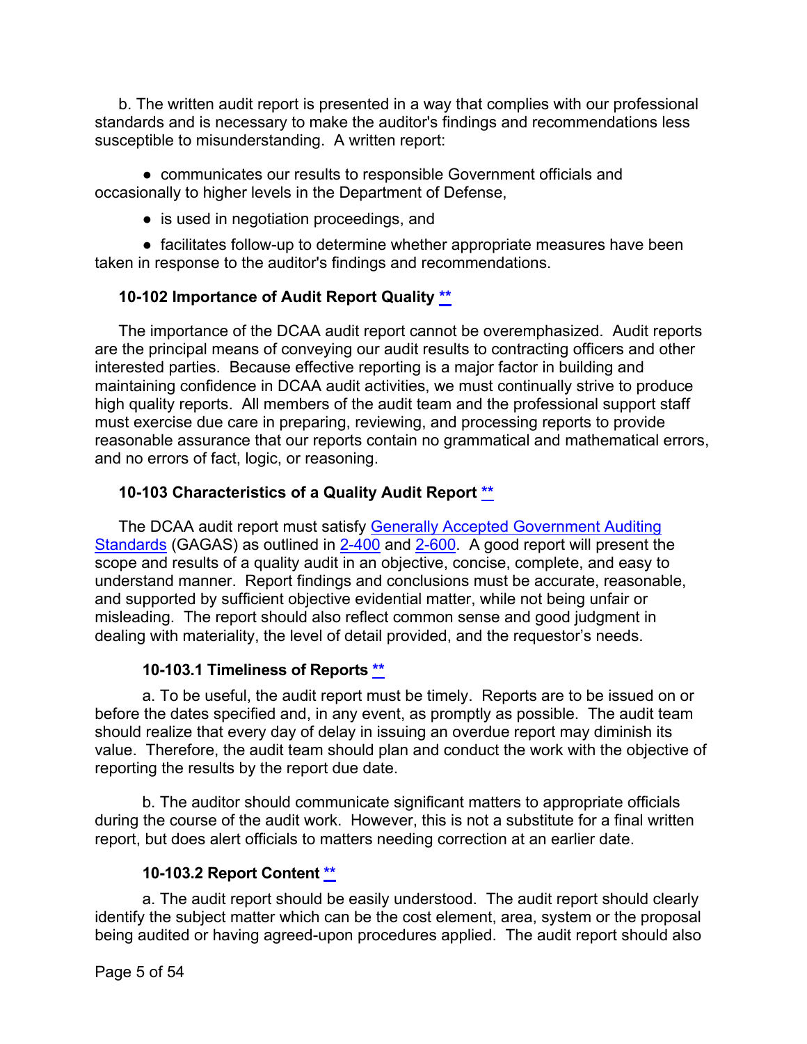b. The written audit report is presented in a way that complies with our professional standards and is necessary to make the auditor's findings and recommendations less susceptible to misunderstanding. A written report:

- communicates our results to responsible Government officials and occasionally to higher levels in the Department of Defense,
- is used in negotiation proceedings, and
- facilitates follow-up to determine whether appropriate measures have been taken in response to the auditor's findings and recommendations.

### 10-102 Importance of Audit Report Quality **

The importance of the DCAA audit report cannot be overemphasized. Audit reports are the principal means of conveying our audit results to contracting officers and other interested parties. Because effective reporting is a major factor in building and maintaining confidence in DCAA audit activities, we must continually strive to produce high quality reports. All members of the audit team and the professional support staff must exercise due care in preparing, reviewing, and processing reports to provide reasonable assurance that our reports contain no grammatical and mathematical errors, and no errors of fact, logic, or reasoning.

### 10-103 Characteristics of a Quality Audit Report **

The DCAA audit report must satisfy Generally Accepted Government Auditing Standards (GAGAS) as outlined in 2-400 and 2-600. A good report will present the scope and results of a quality audit in an objective, concise, complete, and easy to understand manner. Report findings and conclusions must be accurate, reasonable, and supported by sufficient objective evidential matter, while not being unfair or misleading. The report should also reflect common sense and good judgment in dealing with materiality, the level of detail provided, and the requestor's needs.

#### 10-103.1 Timeliness of Reports **

a. To be useful, the audit report must be timely. Reports are to be issued on or before the dates specified and, in any event, as promptly as possible. The audit team should realize that every day of delay in issuing an overdue report may diminish its value. Therefore, the audit team should plan and conduct the work with the objective of reporting the results by the report due date.

b. The auditor should communicate significant matters to appropriate officials during the course of the audit work. However, this is not a substitute for a final written report, but does alert officials to matters needing correction at an earlier date.

#### 10-103.2 Report Content **

a. The audit report should be easily understood. The audit report should clearly identify the subject matter which can be the cost element, area, system or the proposal being audited or having agreed-upon procedures applied. The audit report should also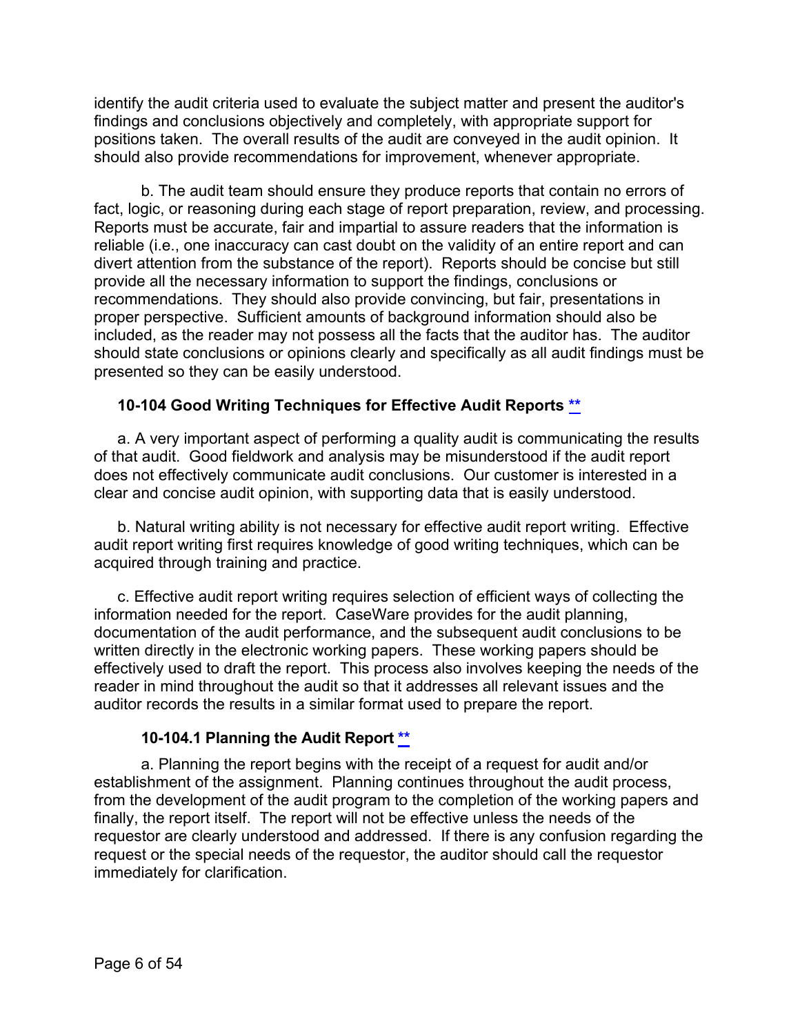identify the audit criteria used to evaluate the subject matter and present the auditor's findings and conclusions objectively and completely, with appropriate support for positions taken. The overall results of the audit are conveyed in the audit opinion. It should also provide recommendations for improvement, whenever appropriate.

b. The audit team should ensure they produce reports that contain no errors of fact, logic, or reasoning during each stage of report preparation, review, and processing. Reports must be accurate, fair and impartial to assure readers that the information is reliable (i.e., one inaccuracy can cast doubt on the validity of an entire report and can divert attention from the substance of the report). Reports should be concise but still provide all the necessary information to support the findings, conclusions or recommendations. They should also provide convincing, but fair, presentations in proper perspective. Sufficient amounts of background information should also be included, as the reader may not possess all the facts that the auditor has. The auditor should state conclusions or opinions clearly and specifically as all audit findings must be presented so they can be easily understood.

### 10-104 Good Writing Techniques for Effective Audit Reports **

a. A very important aspect of performing a quality audit is communicating the results of that audit. Good fieldwork and analysis may be misunderstood if the audit report does not effectively communicate audit conclusions. Our customer is interested in a clear and concise audit opinion, with supporting data that is easily understood.

b. Natural writing ability is not necessary for effective audit report writing. Effective audit report writing first requires knowledge of good writing techniques, which can be acquired through training and practice.

c. Effective audit report writing requires selection of efficient ways of collecting the information needed for the report. CaseWare provides for the audit planning, documentation of the audit performance, and the subsequent audit conclusions to be written directly in the electronic working papers. These working papers should be effectively used to draft the report. This process also involves keeping the needs of the reader in mind throughout the audit so that it addresses all relevant issues and the auditor records the results in a similar format used to prepare the report.

#### 10-104.1 Planning the Audit Report **

a. Planning the report begins with the receipt of a request for audit and/or establishment of the assignment. Planning continues throughout the audit process, from the development of the audit program to the completion of the working papers and finally, the report itself. The report will not be effective unless the needs of the requestor are clearly understood and addressed. If there is any confusion regarding the request or the special needs of the requestor, the auditor should call the requestor immediately for clarification.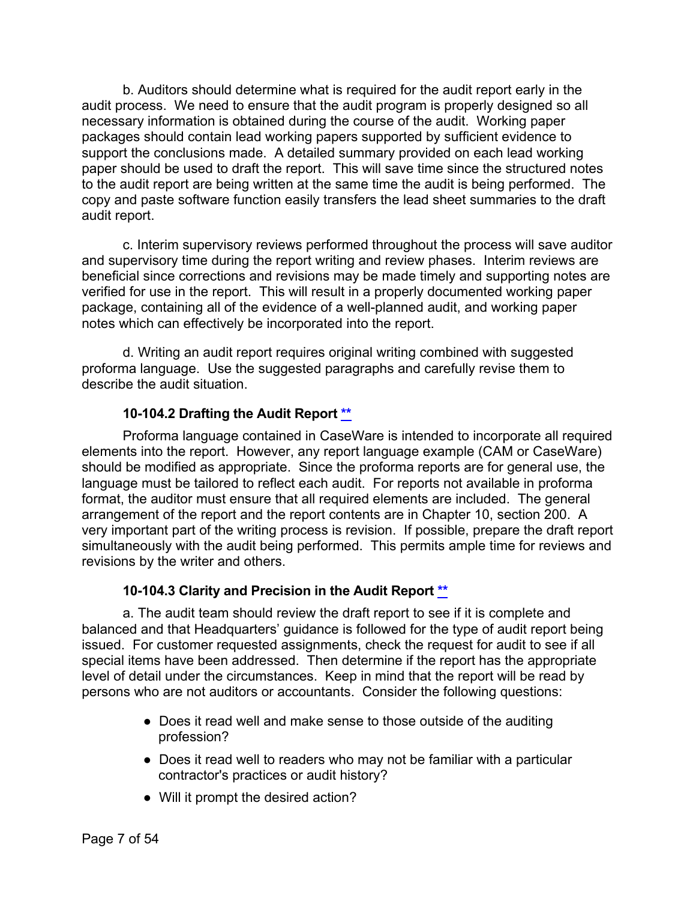b. Auditors should determine what is required for the audit report early in the audit process. We need to ensure that the audit program is properly designed so all necessary information is obtained during the course of the audit. Working paper packages should contain lead working papers supported by sufficient evidence to support the conclusions made. A detailed summary provided on each lead working paper should be used to draft the report. This will save time since the structured notes to the audit report are being written at the same time the audit is being performed. The copy and paste software function easily transfers the lead sheet summaries to the draft audit report.

c. Interim supervisory reviews performed throughout the process will save auditor and supervisory time during the report writing and review phases. Interim reviews are beneficial since corrections and revisions may be made timely and supporting notes are verified for use in the report. This will result in a properly documented working paper package, containing all of the evidence of a well-planned audit, and working paper notes which can effectively be incorporated into the report.

d. Writing an audit report requires original writing combined with suggested proforma language. Use the suggested paragraphs and carefully revise them to describe the audit situation.

### 10-104.2 Drafting the Audit Report **

Proforma language contained in CaseWare is intended to incorporate all required elements into the report. However, any report language example (CAM or CaseWare) should be modified as appropriate. Since the proforma reports are for general use, the language must be tailored to reflect each audit. For reports not available in proforma format, the auditor must ensure that all required elements are included. The general arrangement of the report and the report contents are in Chapter 10, section 200. A very important part of the writing process is revision. If possible, prepare the draft report simultaneously with the audit being performed. This permits ample time for reviews and revisions by the writer and others.

### 10-104.3 Clarity and Precision in the Audit Report **

a. The audit team should review the draft report to see if it is complete and balanced and that Headquarters' guidance is followed for the type of audit report being issued. For customer requested assignments, check the request for audit to see if all special items have been addressed. Then determine if the report has the appropriate level of detail under the circumstances. Keep in mind that the report will be read by persons who are not auditors or accountants. Consider the following questions:

- Does it read well and make sense to those outside of the auditing profession?
- Does it read well to readers who may not be familiar with a particular contractor's practices or audit history?
- Will it prompt the desired action?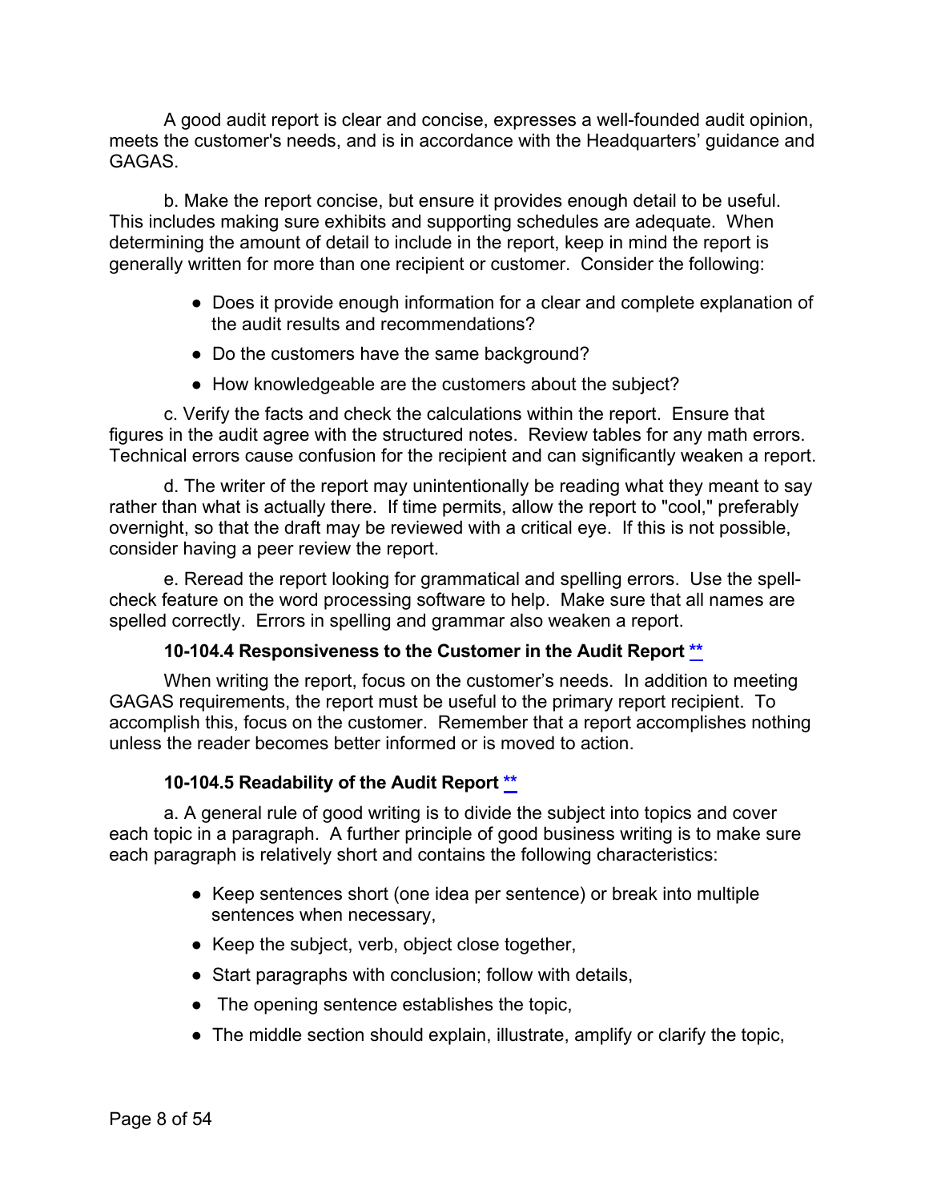A good audit report is clear and concise, expresses a well-founded audit opinion, meets the customer's needs, and is in accordance with the Headquarters' guidance and GAGAS.

b. Make the report concise, but ensure it provides enough detail to be useful. This includes making sure exhibits and supporting schedules are adequate. When determining the amount of detail to include in the report, keep in mind the report is generally written for more than one recipient or customer. Consider the following:

- Does it provide enough information for a clear and complete explanation of the audit results and recommendations?
- Do the customers have the same background?
- How knowledgeable are the customers about the subject?

c. Verify the facts and check the calculations within the report. Ensure that figures in the audit agree with the structured notes. Review tables for any math errors. Technical errors cause confusion for the recipient and can significantly weaken a report.

d. The writer of the report may unintentionally be reading what they meant to say rather than what is actually there. If time permits, allow the report to "cool," preferably overnight, so that the draft may be reviewed with a critical eye. If this is not possible, consider having a peer review the report.

e. Reread the report looking for grammatical and spelling errors. Use the spell-check feature on the word processing software to help. Make sure that all names are spelled correctly. Errors in spelling and grammar also weaken a report.

### 10-104.4 Responsiveness to the Customer in the Audit Report **

When writing the report, focus on the customer's needs. In addition to meeting GAGAS requirements, the report must be useful to the primary report recipient. To accomplish this, focus on the customer. Remember that a report accomplishes nothing unless the reader becomes better informed or is moved to action.

### 10-104.5 Readability of the Audit Report **

a. A general rule of good writing is to divide the subject into topics and cover each topic in a paragraph. A further principle of good business writing is to make sure each paragraph is relatively short and contains the following characteristics:

- Keep sentences short (one idea per sentence) or break into multiple sentences when necessary,
- Keep the subject, verb, object close together,
- Start paragraphs with conclusion; follow with details,
- The opening sentence establishes the topic,
- The middle section should explain, illustrate, amplify or clarify the topic,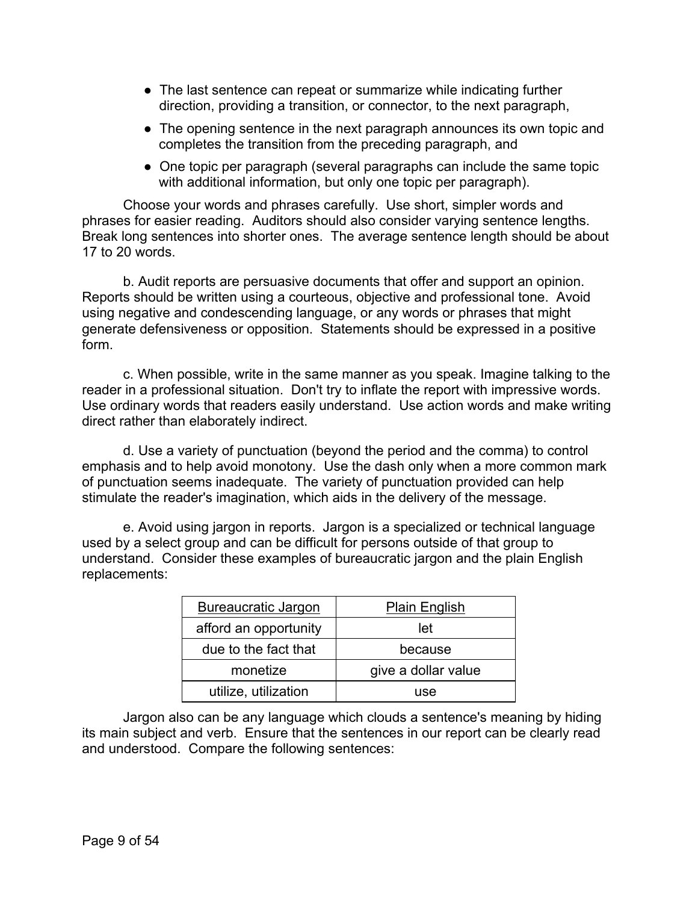- The last sentence can repeat or summarize while indicating further direction, providing a transition, or connector, to the next paragraph,
- The opening sentence in the next paragraph announces its own topic and completes the transition from the preceding paragraph, and
- One topic per paragraph (several paragraphs can include the same topic with additional information, but only one topic per paragraph).

Choose your words and phrases carefully. Use short, simpler words and phrases for easier reading. Auditors should also consider varying sentence lengths. Break long sentences into shorter ones. The average sentence length should be about 17 to 20 words.

b. Audit reports are persuasive documents that offer and support an opinion. Reports should be written using a courteous, objective and professional tone. Avoid using negative and condescending language, or any words or phrases that might generate defensiveness or opposition. Statements should be expressed in a positive form.

c. When possible, write in the same manner as you speak. Imagine talking to the reader in a professional situation. Don't try to inflate the report with impressive words. Use ordinary words that readers easily understand. Use action words and make writing direct rather than elaborately indirect.

d. Use a variety of punctuation (beyond the period and the comma) to control emphasis and to help avoid monotony. Use the dash only when a more common mark of punctuation seems inadequate. The variety of punctuation provided can help stimulate the reader's imagination, which aids in the delivery of the message.

e. Avoid using jargon in reports. Jargon is a specialized or technical language used by a select group and can be difficult for persons outside of that group to understand. Consider these examples of bureaucratic jargon and the plain English replacements:

| Bureaucratic Jargon | Plain English |
|---|---|
| afford an opportunity | let |
| due to the fact that | because |
| monetize | give a dollar value |
| utilize, utilization | use |

Jargon also can be any language which clouds a sentence's meaning by hiding its main subject and verb. Ensure that the sentences in our report can be clearly read and understood. Compare the following sentences: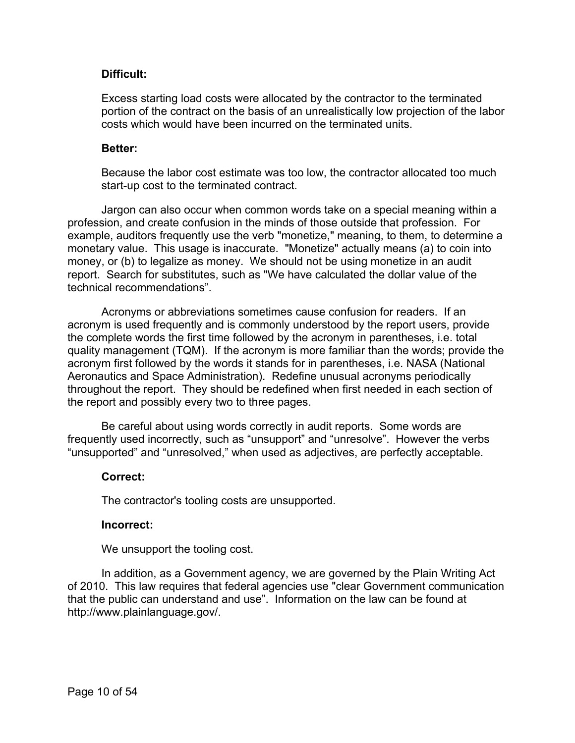**Difficult:**

Excess starting load costs were allocated by the contractor to the terminated portion of the contract on the basis of an unrealistically low projection of the labor costs which would have been incurred on the terminated units.

**Better:**

Because the labor cost estimate was too low, the contractor allocated too much start-up cost to the terminated contract.

Jargon can also occur when common words take on a special meaning within a profession, and create confusion in the minds of those outside that profession. For example, auditors frequently use the verb "monetize," meaning, to them, to determine a monetary value. This usage is inaccurate. "Monetize" actually means (a) to coin into money, or (b) to legalize as money. We should not be using monetize in an audit report. Search for substitutes, such as "We have calculated the dollar value of the technical recommendations”.

Acronyms or abbreviations sometimes cause confusion for readers. If an acronym is used frequently and is commonly understood by the report users, provide the complete words the first time followed by the acronym in parentheses, i.e. total quality management (TQM). If the acronym is more familiar than the words; provide the acronym first followed by the words it stands for in parentheses, i.e. NASA (National Aeronautics and Space Administration). Redefine unusual acronyms periodically throughout the report. They should be redefined when first needed in each section of the report and possibly every two to three pages.

Be careful about using words correctly in audit reports. Some words are frequently used incorrectly, such as “unsupport” and “unresolve”. However the verbs “unsupported” and “unresolved,” when used as adjectives, are perfectly acceptable.

**Correct:**

The contractor's tooling costs are unsupported.

**Incorrect:**

We unsupport the tooling cost.

In addition, as a Government agency, we are governed by the Plain Writing Act of 2010. This law requires that federal agencies use "clear Government communication that the public can understand and use”. Information on the law can be found at http://www.plainlanguage.gov/.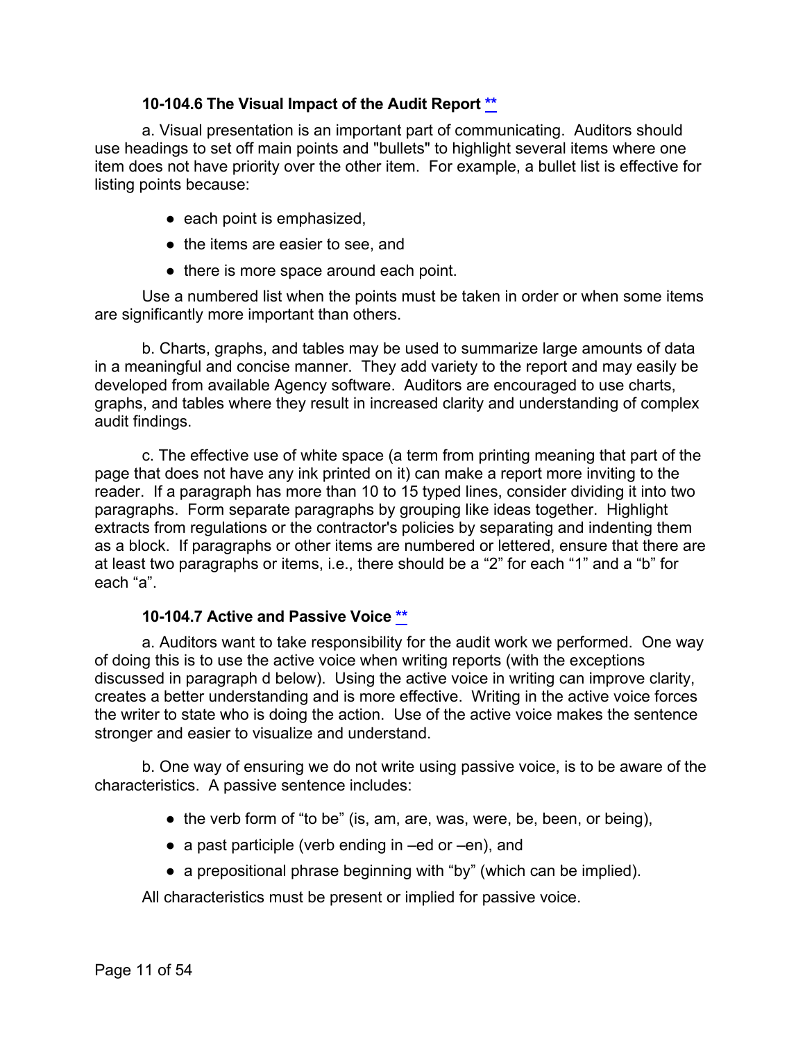### 10-104.6 The Visual Impact of the Audit Report [**]

a. Visual presentation is an important part of communicating. Auditors should use headings to set off main points and "bullets" to highlight several items where one item does not have priority over the other item. For example, a bullet list is effective for listing points because:

- each point is emphasized,
- the items are easier to see, and
- there is more space around each point.

Use a numbered list when the points must be taken in order or when some items are significantly more important than others.

b. Charts, graphs, and tables may be used to summarize large amounts of data in a meaningful and concise manner. They add variety to the report and may easily be developed from available Agency software. Auditors are encouraged to use charts, graphs, and tables where they result in increased clarity and understanding of complex audit findings.

c. The effective use of white space (a term from printing meaning that part of the page that does not have any ink printed on it) can make a report more inviting to the reader. If a paragraph has more than 10 to 15 typed lines, consider dividing it into two paragraphs. Form separate paragraphs by grouping like ideas together. Highlight extracts from regulations or the contractor's policies by separating and indenting them as a block. If paragraphs or other items are numbered or lettered, ensure that there are at least two paragraphs or items, i.e., there should be a "2" for each "1" and a "b" for each "a".

### 10-104.7 Active and Passive Voice [**]

a. Auditors want to take responsibility for the audit work we performed. One way of doing this is to use the active voice when writing reports (with the exceptions discussed in paragraph d below). Using the active voice in writing can improve clarity, creates a better understanding and is more effective. Writing in the active voice forces the writer to state who is doing the action. Use of the active voice makes the sentence stronger and easier to visualize and understand.

b. One way of ensuring we do not write using passive voice, is to be aware of the characteristics. A passive sentence includes:

- the verb form of "to be" (is, am, are, was, were, be, been, or being),
- a past participle (verb ending in –ed or –en), and
- a prepositional phrase beginning with "by" (which can be implied).

All characteristics must be present or implied for passive voice.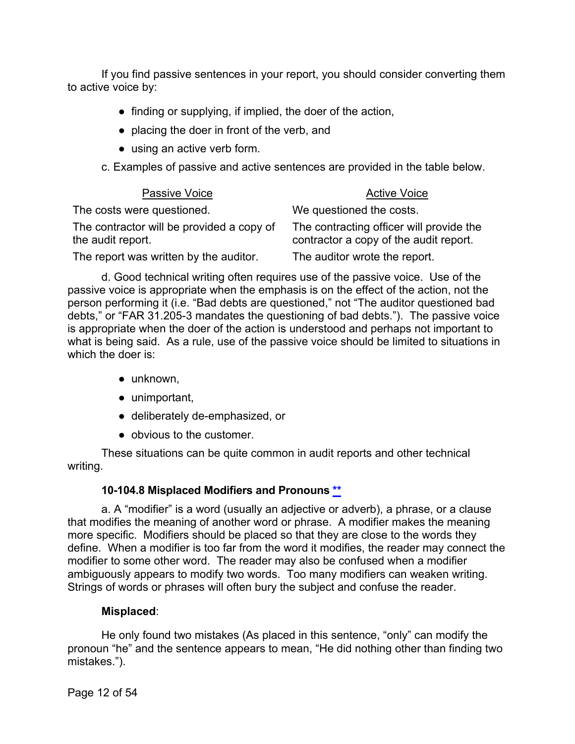If you find passive sentences in your report, you should consider converting them to active voice by:

- finding or supplying, if implied, the doer of the action,
- placing the doer in front of the verb, and
- using an active verb form.

c. Examples of passive and active sentences are provided in the table below.

| Passive Voice | Active Voice |
| --- | --- |
| The costs were questioned. | We questioned the costs. |
| The contractor will be provided a copy of the audit report. | The contracting officer will provide the contractor a copy of the audit report. |
| The report was written by the auditor. | The auditor wrote the report. |

d. Good technical writing often requires use of the passive voice. Use of the passive voice is appropriate when the emphasis is on the effect of the action, not the person performing it (i.e. "Bad debts are questioned," not "The auditor questioned bad debts," or "FAR 31.205-3 mandates the questioning of bad debts."). The passive voice is appropriate when the doer of the action is understood and perhaps not important to what is being said. As a rule, use of the passive voice should be limited to situations in which the doer is:

- unknown,
- unimportant,
- deliberately de-emphasized, or
- obvious to the customer.

These situations can be quite common in audit reports and other technical writing.

### 10-104.8 Misplaced Modifiers and Pronouns **

a. A "modifier" is a word (usually an adjective or adverb), a phrase, or a clause that modifies the meaning of another word or phrase. A modifier makes the meaning more specific. Modifiers should be placed so that they are close to the words they define. When a modifier is too far from the word it modifies, the reader may connect the modifier to some other word. The reader may also be confused when a modifier ambiguously appears to modify two words. Too many modifiers can weaken writing. Strings of words or phrases will often bury the subject and confuse the reader.

**Misplaced**:

He only found two mistakes (As placed in this sentence, "only" can modify the pronoun "he" and the sentence appears to mean, "He did nothing other than finding two mistakes.").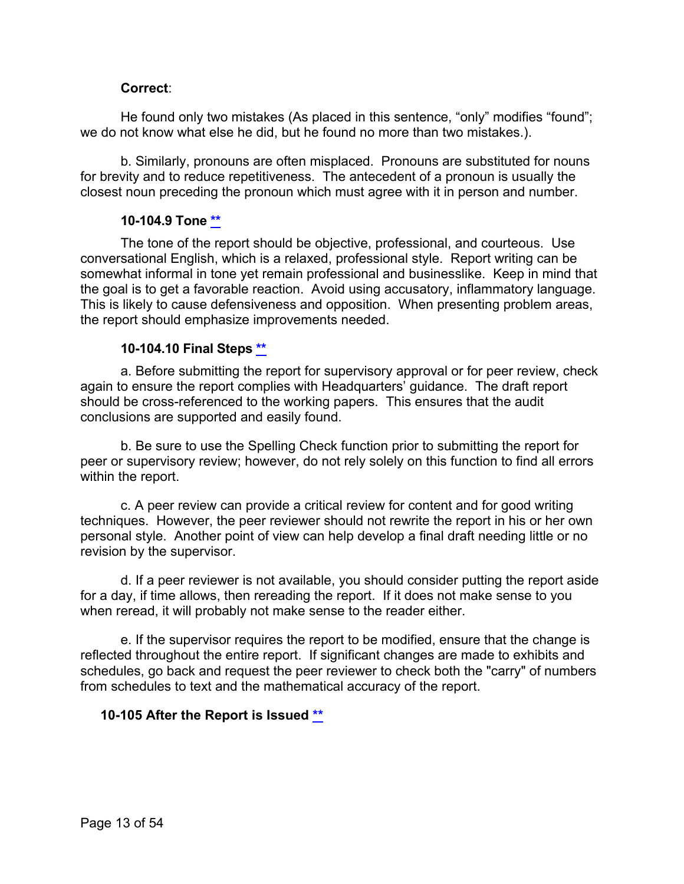**Correct**:

He found only two mistakes (As placed in this sentence, “only” modifies “found”; we do not know what else he did, but he found no more than two mistakes.).

b. Similarly, pronouns are often misplaced. Pronouns are substituted for nouns for brevity and to reduce repetitiveness. The antecedent of a pronoun is usually the closest noun preceding the pronoun which must agree with it in person and number.

#### 10-104.9 Tone **

The tone of the report should be objective, professional, and courteous. Use conversational English, which is a relaxed, professional style. Report writing can be somewhat informal in tone yet remain professional and businesslike. Keep in mind that the goal is to get a favorable reaction. Avoid using accusatory, inflammatory language. This is likely to cause defensiveness and opposition. When presenting problem areas, the report should emphasize improvements needed.

#### 10-104.10 Final Steps **

a. Before submitting the report for supervisory approval or for peer review, check again to ensure the report complies with Headquarters’ guidance. The draft report should be cross-referenced to the working papers. This ensures that the audit conclusions are supported and easily found.

b. Be sure to use the Spelling Check function prior to submitting the report for peer or supervisory review; however, do not rely solely on this function to find all errors within the report.

c. A peer review can provide a critical review for content and for good writing techniques. However, the peer reviewer should not rewrite the report in his or her own personal style. Another point of view can help develop a final draft needing little or no revision by the supervisor.

d. If a peer reviewer is not available, you should consider putting the report aside for a day, if time allows, then rereading the report. If it does not make sense to you when reread, it will probably not make sense to the reader either.

e. If the supervisor requires the report to be modified, ensure that the change is reflected throughout the entire report. If significant changes are made to exhibits and schedules, go back and request the peer reviewer to check both the "carry" of numbers from schedules to text and the mathematical accuracy of the report.

### 10-105 After the Report is Issued **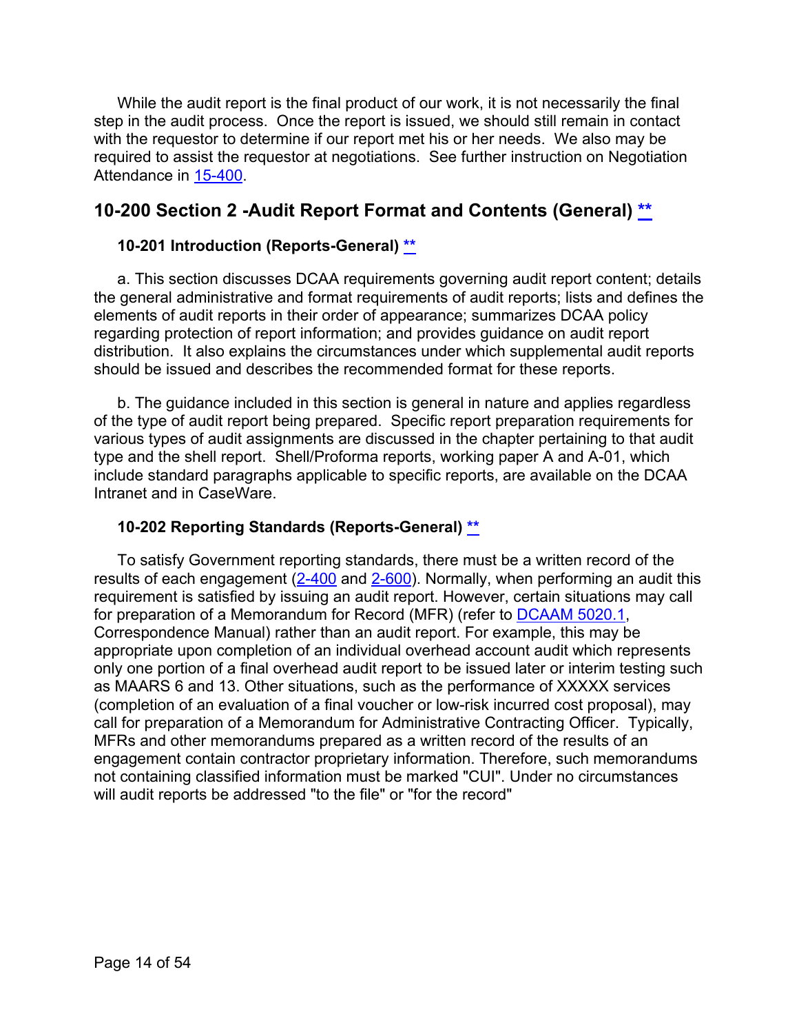While the audit report is the final product of our work, it is not necessarily the final step in the audit process. Once the report is issued, we should still remain in contact with the requestor to determine if our report met his or her needs. We also may be required to assist the requestor at negotiations. See further instruction on Negotiation Attendance in 15-400.

## 10-200 Section 2 -Audit Report Format and Contents (General) **

### 10-201 Introduction (Reports-General) **

a. This section discusses DCAA requirements governing audit report content; details the general administrative and format requirements of audit reports; lists and defines the elements of audit reports in their order of appearance; summarizes DCAA policy regarding protection of report information; and provides guidance on audit report distribution. It also explains the circumstances under which supplemental audit reports should be issued and describes the recommended format for these reports.

b. The guidance included in this section is general in nature and applies regardless of the type of audit report being prepared. Specific report preparation requirements for various types of audit assignments are discussed in the chapter pertaining to that audit type and the shell report. Shell/Proforma reports, working paper A and A-01, which include standard paragraphs applicable to specific reports, are available on the DCAA Intranet and in CaseWare.

### 10-202 Reporting Standards (Reports-General) **

To satisfy Government reporting standards, there must be a written record of the results of each engagement (2-400 and 2-600). Normally, when performing an audit this requirement is satisfied by issuing an audit report. However, certain situations may call for preparation of a Memorandum for Record (MFR) (refer to DCAAM 5020.1, Correspondence Manual) rather than an audit report. For example, this may be appropriate upon completion of an individual overhead account audit which represents only one portion of a final overhead audit report to be issued later or interim testing such as MAARS 6 and 13. Other situations, such as the performance of XXXXX services (completion of an evaluation of a final voucher or low-risk incurred cost proposal), may call for preparation of a Memorandum for Administrative Contracting Officer. Typically, MFRs and other memorandums prepared as a written record of the results of an engagement contain contractor proprietary information. Therefore, such memorandums not containing classified information must be marked "CUI". Under no circumstances will audit reports be addressed "to the file" or "for the record"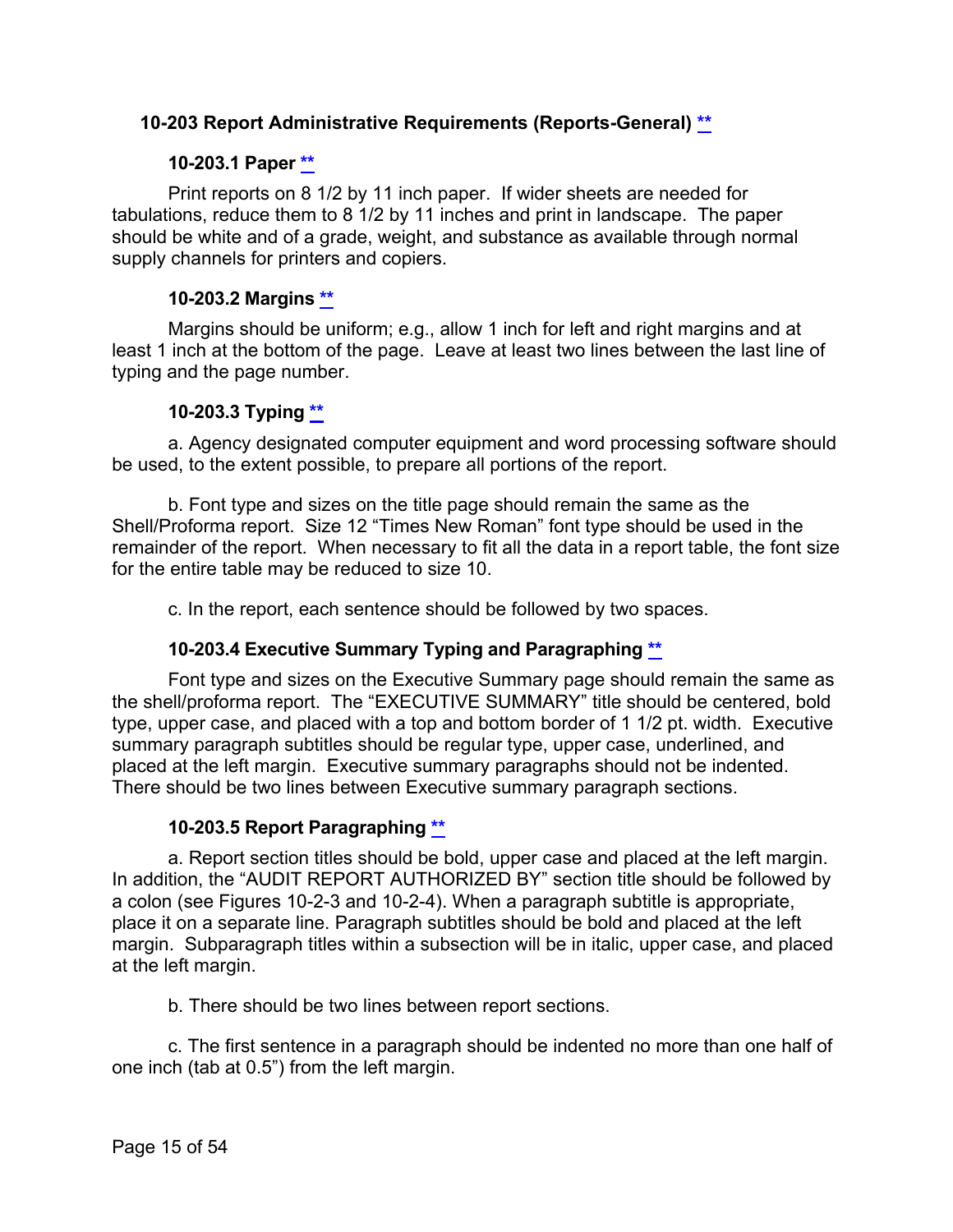### 10-203 Report Administrative Requirements (Reports-General) **

#### 10-203.1 Paper **

Print reports on 8 1/2 by 11 inch paper. If wider sheets are needed for tabulations, reduce them to 8 1/2 by 11 inches and print in landscape. The paper should be white and of a grade, weight, and substance as available through normal supply channels for printers and copiers.

#### 10-203.2 Margins **

Margins should be uniform; e.g., allow 1 inch for left and right margins and at least 1 inch at the bottom of the page. Leave at least two lines between the last line of typing and the page number.

#### 10-203.3 Typing **

a. Agency designated computer equipment and word processing software should be used, to the extent possible, to prepare all portions of the report.

b. Font type and sizes on the title page should remain the same as the Shell/Proforma report. Size 12 "Times New Roman" font type should be used in the remainder of the report. When necessary to fit all the data in a report table, the font size for the entire table may be reduced to size 10.

c. In the report, each sentence should be followed by two spaces.

#### 10-203.4 Executive Summary Typing and Paragraphing **

Font type and sizes on the Executive Summary page should remain the same as the shell/proforma report. The "EXECUTIVE SUMMARY" title should be centered, bold type, upper case, and placed with a top and bottom border of 1 1/2 pt. width. Executive summary paragraph subtitles should be regular type, upper case, underlined, and placed at the left margin. Executive summary paragraphs should not be indented. There should be two lines between Executive summary paragraph sections.

#### 10-203.5 Report Paragraphing **

a. Report section titles should be bold, upper case and placed at the left margin. In addition, the "AUDIT REPORT AUTHORIZED BY" section title should be followed by a colon (see Figures 10-2-3 and 10-2-4). When a paragraph subtitle is appropriate, place it on a separate line. Paragraph subtitles should be bold and placed at the left margin. Subparagraph titles within a subsection will be in italic, upper case, and placed at the left margin.

b. There should be two lines between report sections.

c. The first sentence in a paragraph should be indented no more than one half of one inch (tab at 0.5") from the left margin.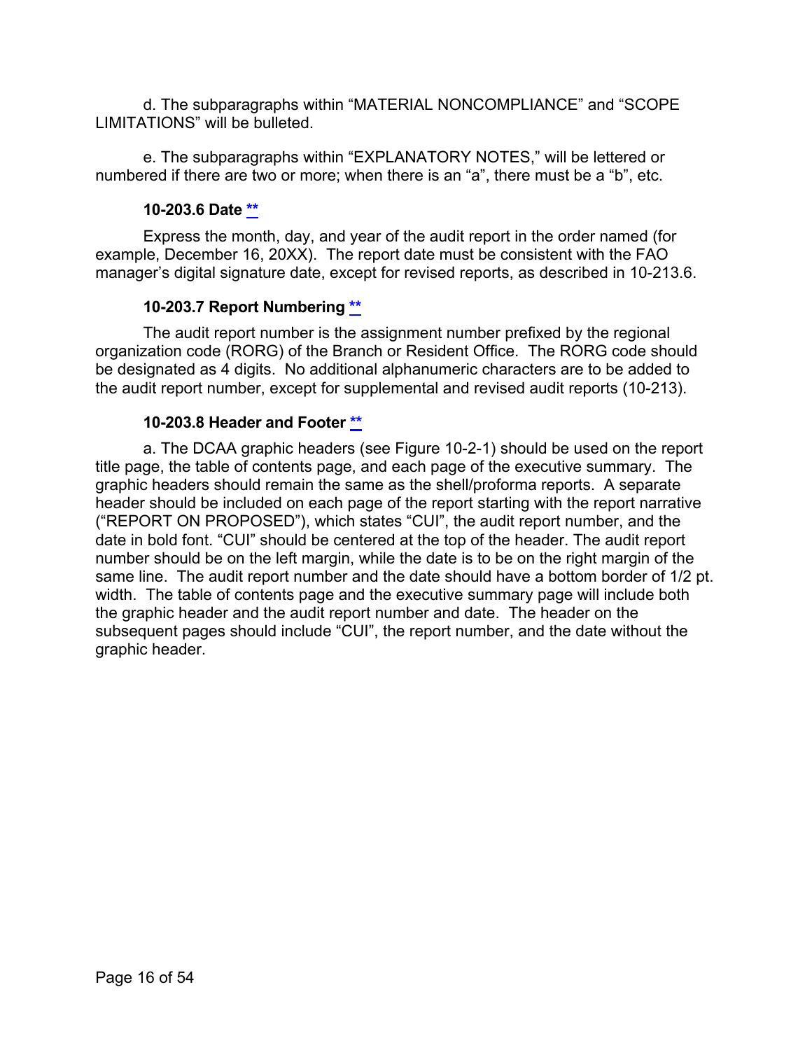d. The subparagraphs within “MATERIAL NONCOMPLIANCE” and “SCOPE LIMITATIONS” will be bulleted.

e. The subparagraphs within “EXPLANATORY NOTES,” will be lettered or numbered if there are two or more; when there is an “a”, there must be a “b”, etc.

#### 10-203.6 Date **

Express the month, day, and year of the audit report in the order named (for example, December 16, 20XX). The report date must be consistent with the FAO manager’s digital signature date, except for revised reports, as described in 10-213.6.

#### 10-203.7 Report Numbering **

The audit report number is the assignment number prefixed by the regional organization code (RORG) of the Branch or Resident Office. The RORG code should be designated as 4 digits. No additional alphanumeric characters are to be added to the audit report number, except for supplemental and revised audit reports (10-213).

#### 10-203.8 Header and Footer **

a. The DCAA graphic headers (see Figure 10-2-1) should be used on the report title page, the table of contents page, and each page of the executive summary. The graphic headers should remain the same as the shell/proforma reports. A separate header should be included on each page of the report starting with the report narrative (“REPORT ON PROPOSED”), which states “CUI”, the audit report number, and the date in bold font. “CUI” should be centered at the top of the header. The audit report number should be on the left margin, while the date is to be on the right margin of the same line. The audit report number and the date should have a bottom border of 1/2 pt. width. The table of contents page and the executive summary page will include both the graphic header and the audit report number and date. The header on the subsequent pages should include “CUI”, the report number, and the date without the graphic header.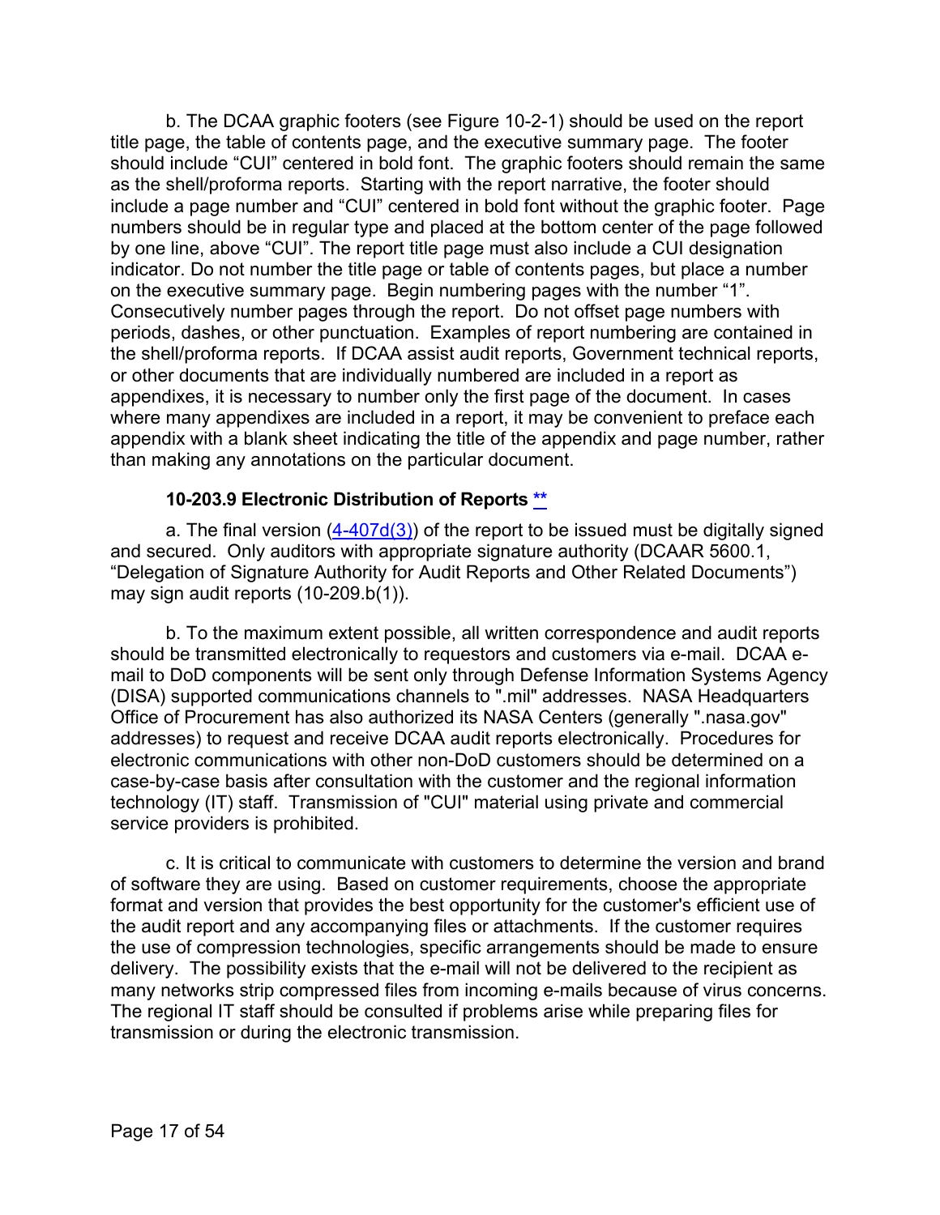b. The DCAA graphic footers (see Figure 10-2-1) should be used on the report title page, the table of contents page, and the executive summary page. The footer should include “CUI” centered in bold font. The graphic footers should remain the same as the shell/proforma reports. Starting with the report narrative, the footer should include a page number and “CUI” centered in bold font without the graphic footer. Page numbers should be in regular type and placed at the bottom center of the page followed by one line, above “CUI”. The report title page must also include a CUI designation indicator. Do not number the title page or table of contents pages, but place a number on the executive summary page. Begin numbering pages with the number “1”. Consecutively number pages through the report. Do not offset page numbers with periods, dashes, or other punctuation. Examples of report numbering are contained in the shell/proforma reports. If DCAA assist audit reports, Government technical reports, or other documents that are individually numbered are included in a report as appendixes, it is necessary to number only the first page of the document. In cases where many appendixes are included in a report, it may be convenient to preface each appendix with a blank sheet indicating the title of the appendix and page number, rather than making any annotations on the particular document.

### 10-203.9 Electronic Distribution of Reports **

a. The final version (4-407d(3)) of the report to be issued must be digitally signed and secured. Only auditors with appropriate signature authority (DCAAR 5600.1, “Delegation of Signature Authority for Audit Reports and Other Related Documents”) may sign audit reports (10-209.b(1)).

b. To the maximum extent possible, all written correspondence and audit reports should be transmitted electronically to requestors and customers via e-mail. DCAA e-mail to DoD components will be sent only through Defense Information Systems Agency (DISA) supported communications channels to ".mil" addresses. NASA Headquarters Office of Procurement has also authorized its NASA Centers (generally ".nasa.gov" addresses) to request and receive DCAA audit reports electronically. Procedures for electronic communications with other non-DoD customers should be determined on a case-by-case basis after consultation with the customer and the regional information technology (IT) staff. Transmission of "CUI" material using private and commercial service providers is prohibited.

c. It is critical to communicate with customers to determine the version and brand of software they are using. Based on customer requirements, choose the appropriate format and version that provides the best opportunity for the customer's efficient use of the audit report and any accompanying files or attachments. If the customer requires the use of compression technologies, specific arrangements should be made to ensure delivery. The possibility exists that the e-mail will not be delivered to the recipient as many networks strip compressed files from incoming e-mails because of virus concerns. The regional IT staff should be consulted if problems arise while preparing files for transmission or during the electronic transmission.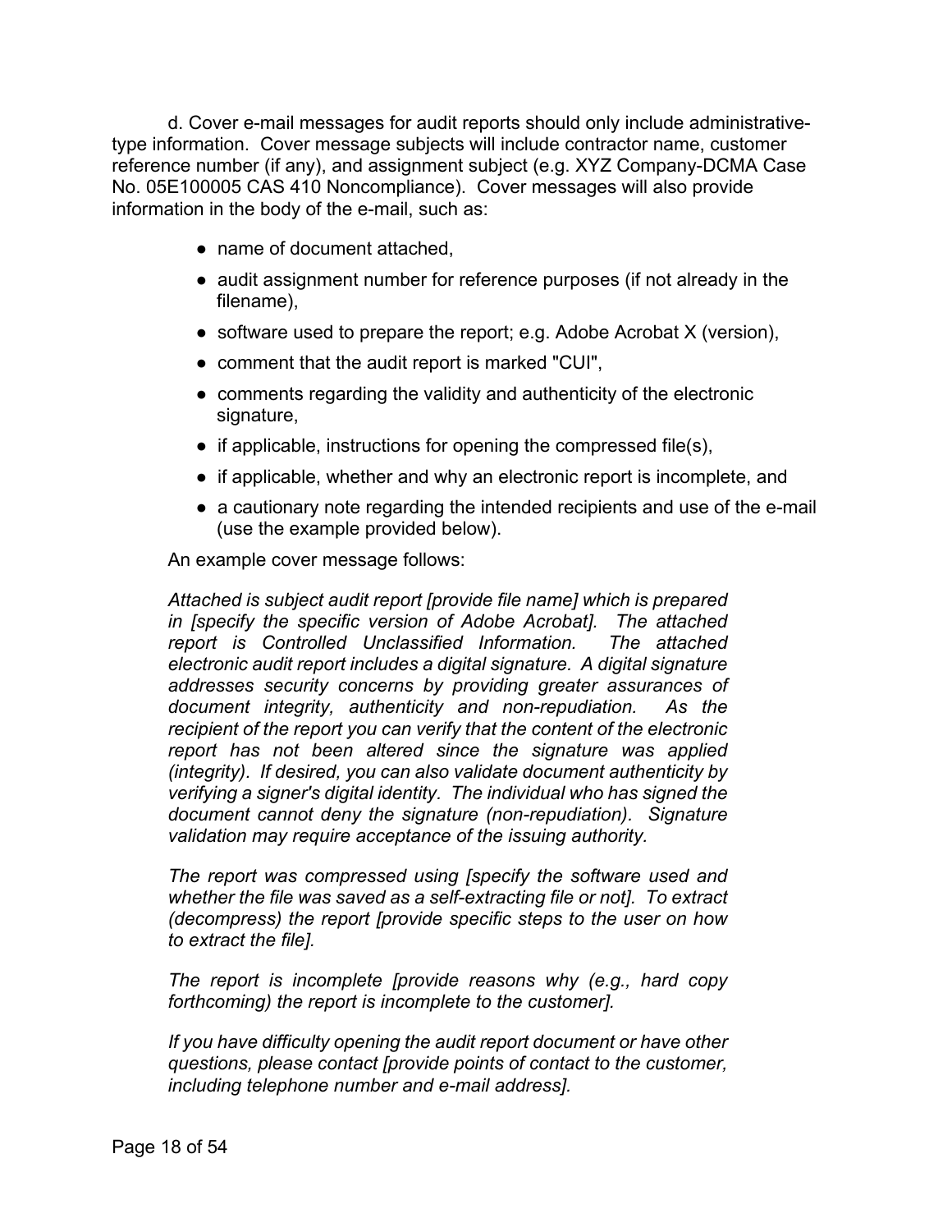d. Cover e-mail messages for audit reports should only include administrative-type information. Cover message subjects will include contractor name, customer reference number (if any), and assignment subject (e.g. XYZ Company-DCMA Case No. 05E100005 CAS 410 Noncompliance). Cover messages will also provide information in the body of the e-mail, such as:

- name of document attached,
- audit assignment number for reference purposes (if not already in the filename),
- software used to prepare the report; e.g. Adobe Acrobat X (version),
- comment that the audit report is marked "CUI",
- comments regarding the validity and authenticity of the electronic signature,
- if applicable, instructions for opening the compressed file(s),
- if applicable, whether and why an electronic report is incomplete, and
- a cautionary note regarding the intended recipients and use of the e-mail (use the example provided below).

An example cover message follows:

*Attached is subject audit report [provide file name] which is prepared in [specify the specific version of Adobe Acrobat]. The attached report is Controlled Unclassified Information. The attached electronic audit report includes a digital signature. A digital signature addresses security concerns by providing greater assurances of document integrity, authenticity and non-repudiation. As the recipient of the report you can verify that the content of the electronic report has not been altered since the signature was applied (integrity). If desired, you can also validate document authenticity by verifying a signer's digital identity. The individual who has signed the document cannot deny the signature (non-repudiation). Signature validation may require acceptance of the issuing authority.*

*The report was compressed using [specify the software used and whether the file was saved as a self-extracting file or not]. To extract (decompress) the report [provide specific steps to the user on how to extract the file].*

*The report is incomplete [provide reasons why (e.g., hard copy forthcoming) the report is incomplete to the customer].*

*If you have difficulty opening the audit report document or have other questions, please contact [provide points of contact to the customer, including telephone number and e-mail address].*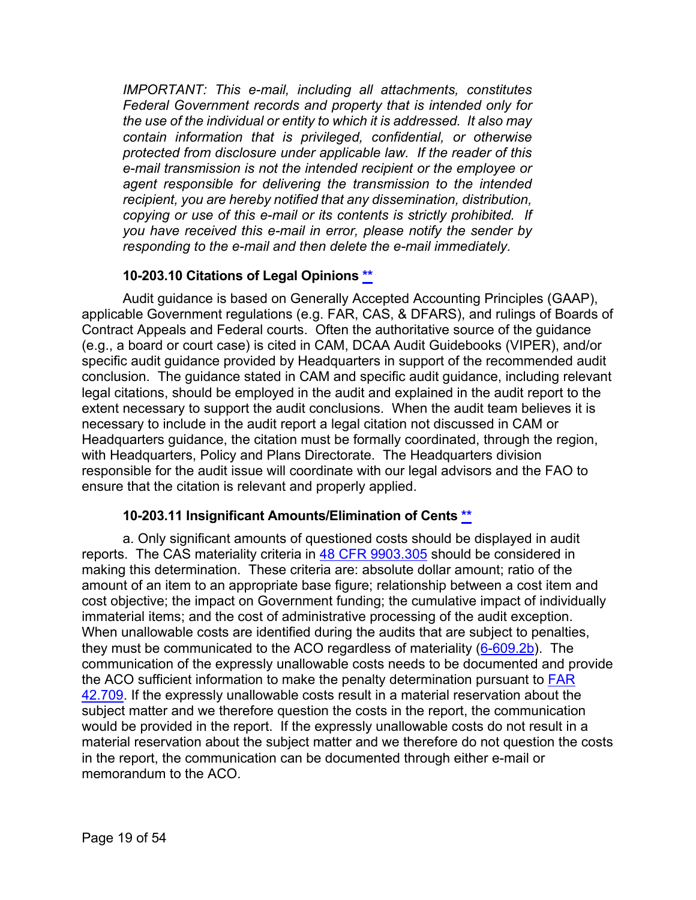*IMPORTANT: This e-mail, including all attachments, constitutes Federal Government records and property that is intended only for the use of the individual or entity to which it is addressed. It also may contain information that is privileged, confidential, or otherwise protected from disclosure under applicable law. If the reader of this e-mail transmission is not the intended recipient or the employee or agent responsible for delivering the transmission to the intended recipient, you are hereby notified that any dissemination, distribution, copying or use of this e-mail or its contents is strictly prohibited. If you have received this e-mail in error, please notify the sender by responding to the e-mail and then delete the e-mail immediately.*

### 10-203.10 Citations of Legal Opinions **

Audit guidance is based on Generally Accepted Accounting Principles (GAAP), applicable Government regulations (e.g. FAR, CAS, & DFARS), and rulings of Boards of Contract Appeals and Federal courts. Often the authoritative source of the guidance (e.g., a board or court case) is cited in CAM, DCAA Audit Guidebooks (VIPER), and/or specific audit guidance provided by Headquarters in support of the recommended audit conclusion. The guidance stated in CAM and specific audit guidance, including relevant legal citations, should be employed in the audit and explained in the audit report to the extent necessary to support the audit conclusions. When the audit team believes it is necessary to include in the audit report a legal citation not discussed in CAM or Headquarters guidance, the citation must be formally coordinated, through the region, with Headquarters, Policy and Plans Directorate. The Headquarters division responsible for the audit issue will coordinate with our legal advisors and the FAO to ensure that the citation is relevant and properly applied.

### 10-203.11 Insignificant Amounts/Elimination of Cents **

a. Only significant amounts of questioned costs should be displayed in audit reports. The CAS materiality criteria in 48 CFR 9903.305 should be considered in making this determination. These criteria are: absolute dollar amount; ratio of the amount of an item to an appropriate base figure; relationship between a cost item and cost objective; the impact on Government funding; the cumulative impact of individually immaterial items; and the cost of administrative processing of the audit exception. When unallowable costs are identified during the audits that are subject to penalties, they must be communicated to the ACO regardless of materiality (6-609.2b). The communication of the expressly unallowable costs needs to be documented and provide the ACO sufficient information to make the penalty determination pursuant to FAR 42.709. If the expressly unallowable costs result in a material reservation about the subject matter and we therefore question the costs in the report, the communication would be provided in the report. If the expressly unallowable costs do not result in a material reservation about the subject matter and we therefore do not question the costs in the report, the communication can be documented through either e-mail or memorandum to the ACO.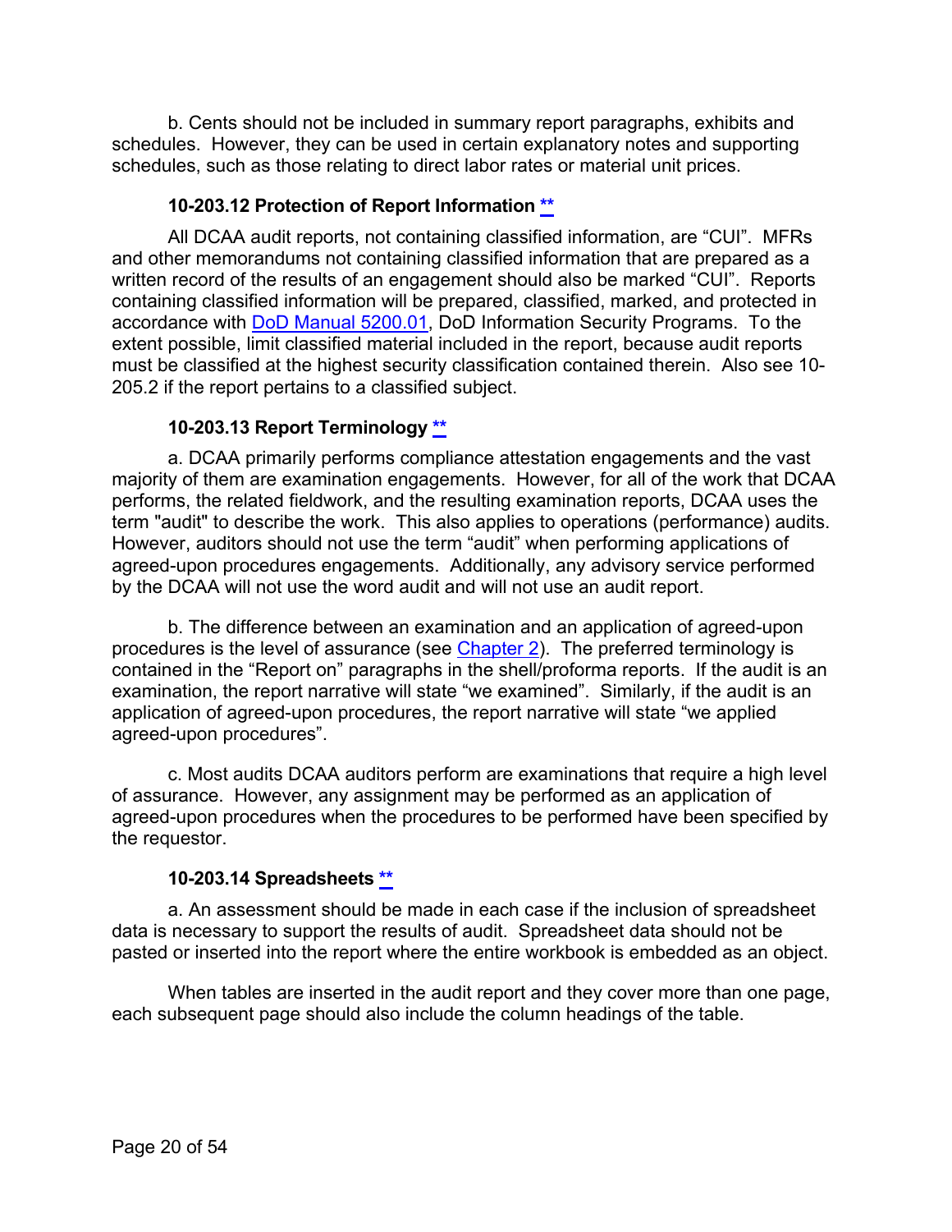b. Cents should not be included in summary report paragraphs, exhibits and schedules. However, they can be used in certain explanatory notes and supporting schedules, such as those relating to direct labor rates or material unit prices.

### 10-203.12 Protection of Report Information **

All DCAA audit reports, not containing classified information, are "CUI". MFRs and other memorandums not containing classified information that are prepared as a written record of the results of an engagement should also be marked "CUI". Reports containing classified information will be prepared, classified, marked, and protected in accordance with DoD Manual 5200.01, DoD Information Security Programs. To the extent possible, limit classified material included in the report, because audit reports must be classified at the highest security classification contained therein. Also see 10-205.2 if the report pertains to a classified subject.

### 10-203.13 Report Terminology **

a. DCAA primarily performs compliance attestation engagements and the vast majority of them are examination engagements. However, for all of the work that DCAA performs, the related fieldwork, and the resulting examination reports, DCAA uses the term "audit" to describe the work. This also applies to operations (performance) audits. However, auditors should not use the term "audit" when performing applications of agreed-upon procedures engagements. Additionally, any advisory service performed by the DCAA will not use the word audit and will not use an audit report.

b. The difference between an examination and an application of agreed-upon procedures is the level of assurance (see Chapter 2). The preferred terminology is contained in the "Report on" paragraphs in the shell/proforma reports. If the audit is an examination, the report narrative will state "we examined". Similarly, if the audit is an application of agreed-upon procedures, the report narrative will state "we applied agreed-upon procedures".

c. Most audits DCAA auditors perform are examinations that require a high level of assurance. However, any assignment may be performed as an application of agreed-upon procedures when the procedures to be performed have been specified by the requestor.

### 10-203.14 Spreadsheets **

a. An assessment should be made in each case if the inclusion of spreadsheet data is necessary to support the results of audit. Spreadsheet data should not be pasted or inserted into the report where the entire workbook is embedded as an object.

When tables are inserted in the audit report and they cover more than one page, each subsequent page should also include the column headings of the table.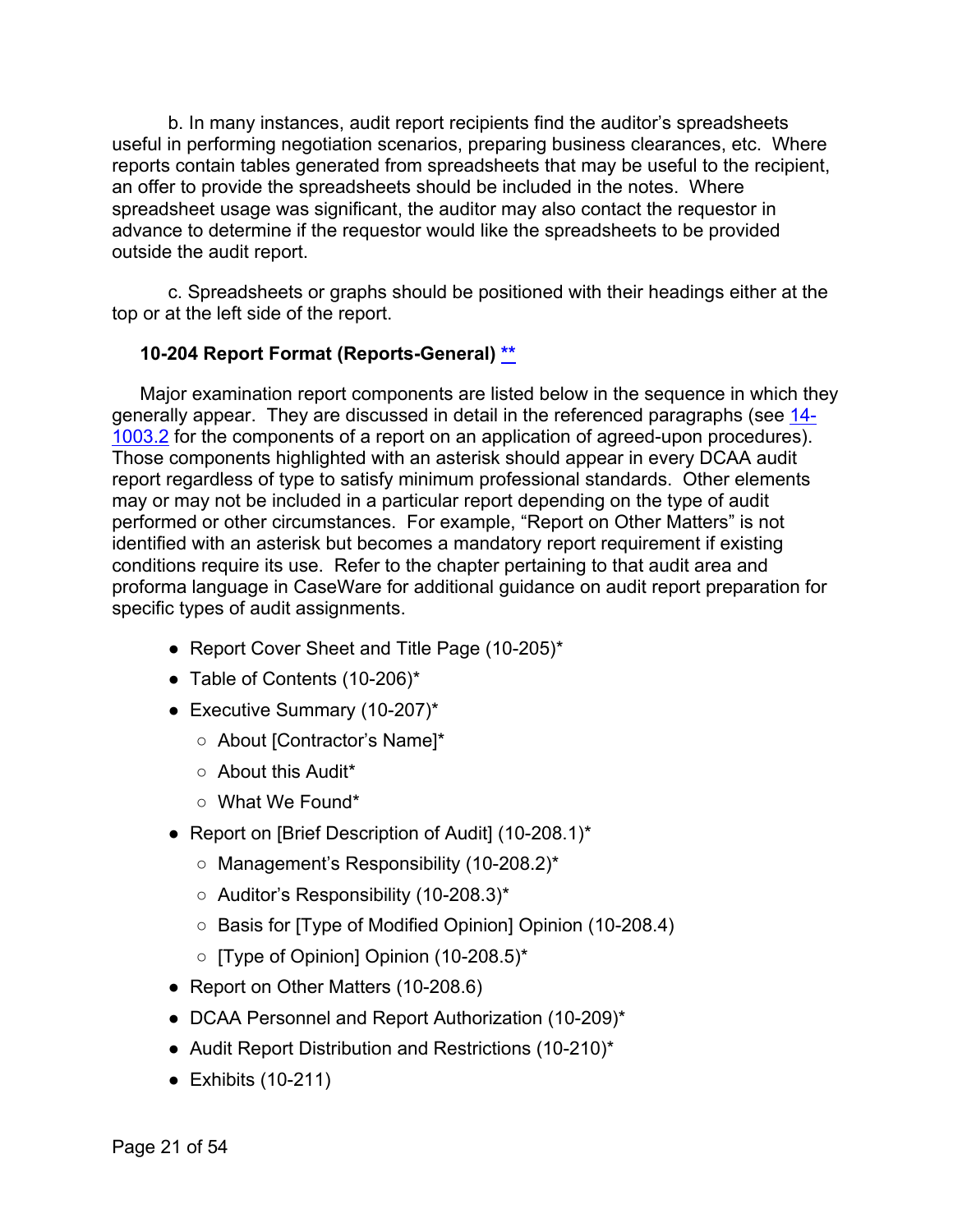b. In many instances, audit report recipients find the auditor's spreadsheets useful in performing negotiation scenarios, preparing business clearances, etc. Where reports contain tables generated from spreadsheets that may be useful to the recipient, an offer to provide the spreadsheets should be included in the notes. Where spreadsheet usage was significant, the auditor may also contact the requestor in advance to determine if the requestor would like the spreadsheets to be provided outside the audit report.

c. Spreadsheets or graphs should be positioned with their headings either at the top or at the left side of the report.

### 10-204 Report Format (Reports-General) **

Major examination report components are listed below in the sequence in which they generally appear. They are discussed in detail in the referenced paragraphs (see 14-1003.2 for the components of a report on an application of agreed-upon procedures). Those components highlighted with an asterisk should appear in every DCAA audit report regardless of type to satisfy minimum professional standards. Other elements may or may not be included in a particular report depending on the type of audit performed or other circumstances. For example, "Report on Other Matters" is not identified with an asterisk but becomes a mandatory report requirement if existing conditions require its use. Refer to the chapter pertaining to that audit area and proforma language in CaseWare for additional guidance on audit report preparation for specific types of audit assignments.

- Report Cover Sheet and Title Page (10-205)*
- Table of Contents (10-206)*
- Executive Summary (10-207)*
  - About [Contractor's Name]*
  - About this Audit*
  - What We Found*
- Report on [Brief Description of Audit] (10-208.1)*
  - Management's Responsibility (10-208.2)*
  - Auditor's Responsibility (10-208.3)*
  - Basis for [Type of Modified Opinion] Opinion (10-208.4)
  - [Type of Opinion] Opinion (10-208.5)*
- Report on Other Matters (10-208.6)
- DCAA Personnel and Report Authorization (10-209)*
- Audit Report Distribution and Restrictions (10-210)*
- Exhibits (10-211)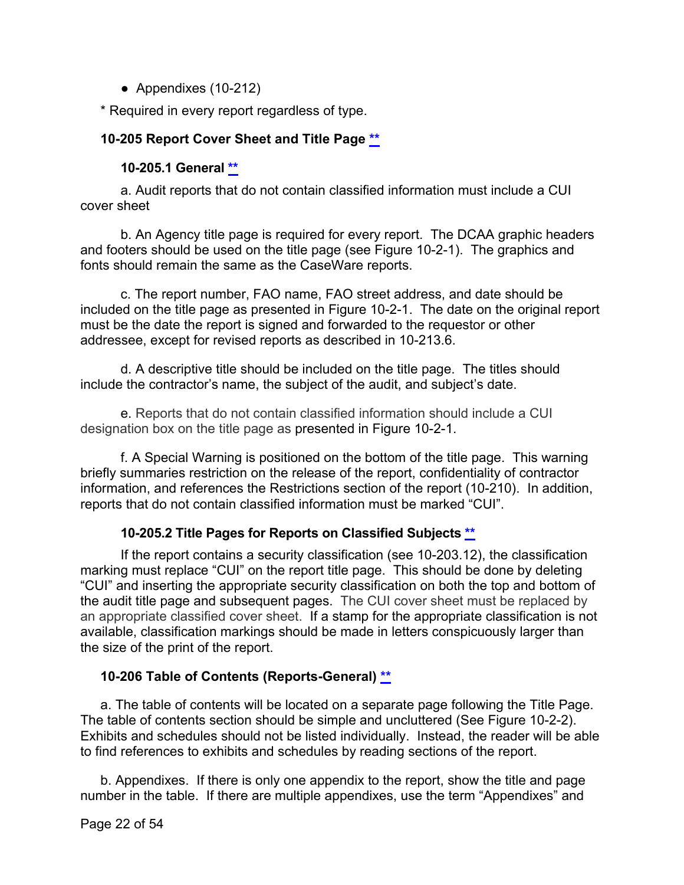- Appendixes (10-212)

\* Required in every report regardless of type.

### 10-205 Report Cover Sheet and Title Page **

#### 10-205.1 General **

a. Audit reports that do not contain classified information must include a CUI cover sheet

b. An Agency title page is required for every report. The DCAA graphic headers and footers should be used on the title page (see Figure 10-2-1). The graphics and fonts should remain the same as the CaseWare reports.

c. The report number, FAO name, FAO street address, and date should be included on the title page as presented in Figure 10-2-1. The date on the original report must be the date the report is signed and forwarded to the requestor or other addressee, except for revised reports as described in 10-213.6.

d. A descriptive title should be included on the title page. The titles should include the contractor's name, the subject of the audit, and subject's date.

e. Reports that do not contain classified information should include a CUI designation box on the title page as presented in Figure 10-2-1.

f. A Special Warning is positioned on the bottom of the title page. This warning briefly summaries restriction on the release of the report, confidentiality of contractor information, and references the Restrictions section of the report (10-210). In addition, reports that do not contain classified information must be marked "CUI".

#### 10-205.2 Title Pages for Reports on Classified Subjects **

If the report contains a security classification (see 10-203.12), the classification marking must replace "CUI" on the report title page. This should be done by deleting "CUI" and inserting the appropriate security classification on both the top and bottom of the audit title page and subsequent pages. The CUI cover sheet must be replaced by an appropriate classified cover sheet. If a stamp for the appropriate classification is not available, classification markings should be made in letters conspicuously larger than the size of the print of the report.

### 10-206 Table of Contents (Reports-General) **

a. The table of contents will be located on a separate page following the Title Page. The table of contents section should be simple and uncluttered (See Figure 10-2-2). Exhibits and schedules should not be listed individually. Instead, the reader will be able to find references to exhibits and schedules by reading sections of the report.

b. Appendixes. If there is only one appendix to the report, show the title and page number in the table. If there are multiple appendixes, use the term "Appendixes" and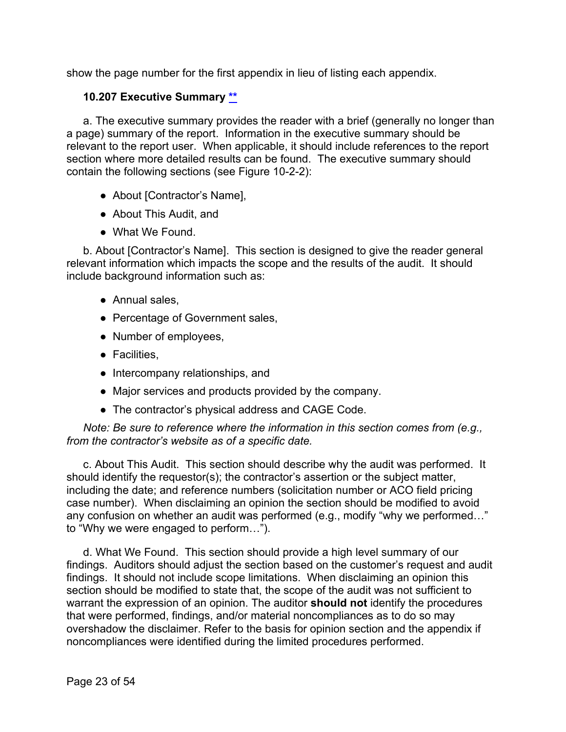show the page number for the first appendix in lieu of listing each appendix.

### 10.207 Executive Summary **

a. The executive summary provides the reader with a brief (generally no longer than a page) summary of the report. Information in the executive summary should be relevant to the report user. When applicable, it should include references to the report section where more detailed results can be found. The executive summary should contain the following sections (see Figure 10-2-2):

- About [Contractor's Name],
- About This Audit, and
- What We Found.

b. About [Contractor's Name]. This section is designed to give the reader general relevant information which impacts the scope and the results of the audit. It should include background information such as:

- Annual sales,
- Percentage of Government sales,
- Number of employees,
- Facilities,
- Intercompany relationships, and
- Major services and products provided by the company.
- The contractor's physical address and CAGE Code.

*Note: Be sure to reference where the information in this section comes from (e.g., from the contractor's website as of a specific date.*

c. About This Audit. This section should describe why the audit was performed. It should identify the requestor(s); the contractor's assertion or the subject matter, including the date; and reference numbers (solicitation number or ACO field pricing case number). When disclaiming an opinion the section should be modified to avoid any confusion on whether an audit was performed (e.g., modify "why we performed…" to "Why we were engaged to perform…").

d. What We Found. This section should provide a high level summary of our findings. Auditors should adjust the section based on the customer's request and audit findings. It should not include scope limitations. When disclaiming an opinion this section should be modified to state that, the scope of the audit was not sufficient to warrant the expression of an opinion. The auditor **should not** identify the procedures that were performed, findings, and/or material noncompliances as to do so may overshadow the disclaimer. Refer to the basis for opinion section and the appendix if noncompliances were identified during the limited procedures performed.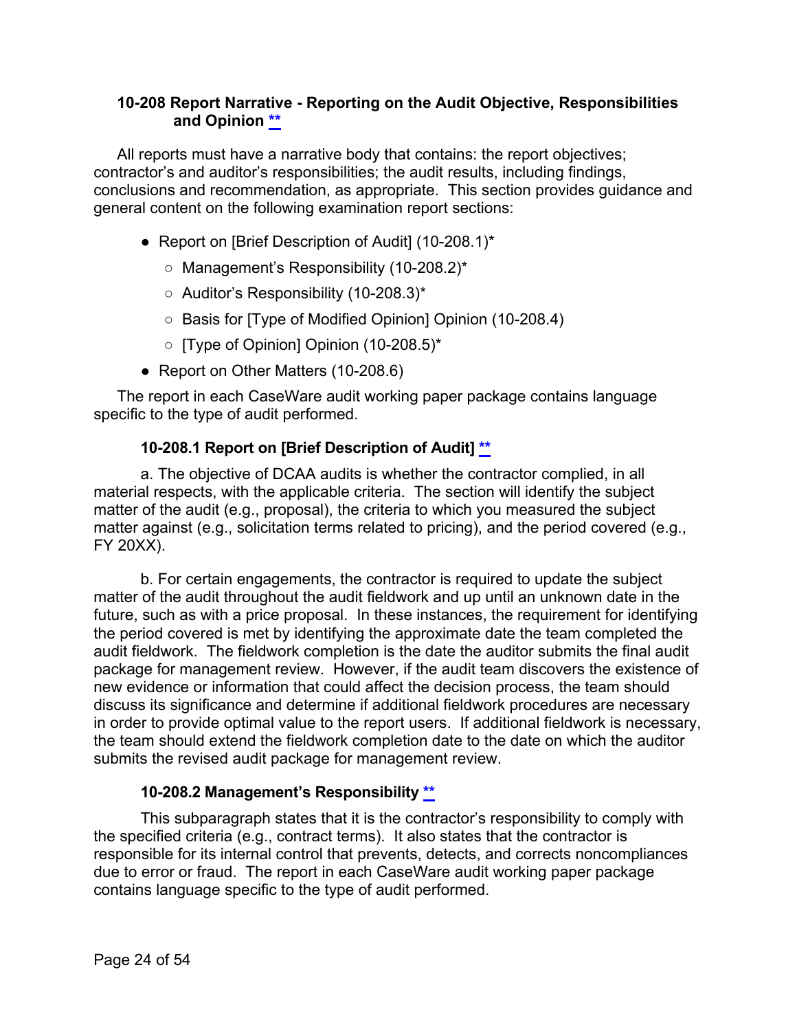### 10-208 Report Narrative - Reporting on the Audit Objective, Responsibilities and Opinion **

All reports must have a narrative body that contains: the report objectives; contractor's and auditor's responsibilities; the audit results, including findings, conclusions and recommendation, as appropriate. This section provides guidance and general content on the following examination report sections:

- Report on [Brief Description of Audit] (10-208.1)*
  - Management's Responsibility (10-208.2)*
  - Auditor's Responsibility (10-208.3)*
  - Basis for [Type of Modified Opinion] Opinion (10-208.4)
  - [Type of Opinion] Opinion (10-208.5)*
- Report on Other Matters (10-208.6)

The report in each CaseWare audit working paper package contains language specific to the type of audit performed.

#### 10-208.1 Report on [Brief Description of Audit] **

a. The objective of DCAA audits is whether the contractor complied, in all material respects, with the applicable criteria. The section will identify the subject matter of the audit (e.g., proposal), the criteria to which you measured the subject matter against (e.g., solicitation terms related to pricing), and the period covered (e.g., FY 20XX).

b. For certain engagements, the contractor is required to update the subject matter of the audit throughout the audit fieldwork and up until an unknown date in the future, such as with a price proposal. In these instances, the requirement for identifying the period covered is met by identifying the approximate date the team completed the audit fieldwork. The fieldwork completion is the date the auditor submits the final audit package for management review. However, if the audit team discovers the existence of new evidence or information that could affect the decision process, the team should discuss its significance and determine if additional fieldwork procedures are necessary in order to provide optimal value to the report users. If additional fieldwork is necessary, the team should extend the fieldwork completion date to the date on which the auditor submits the revised audit package for management review.

#### 10-208.2 Management's Responsibility **

This subparagraph states that it is the contractor's responsibility to comply with the specified criteria (e.g., contract terms). It also states that the contractor is responsible for its internal control that prevents, detects, and corrects noncompliances due to error or fraud. The report in each CaseWare audit working paper package contains language specific to the type of audit performed.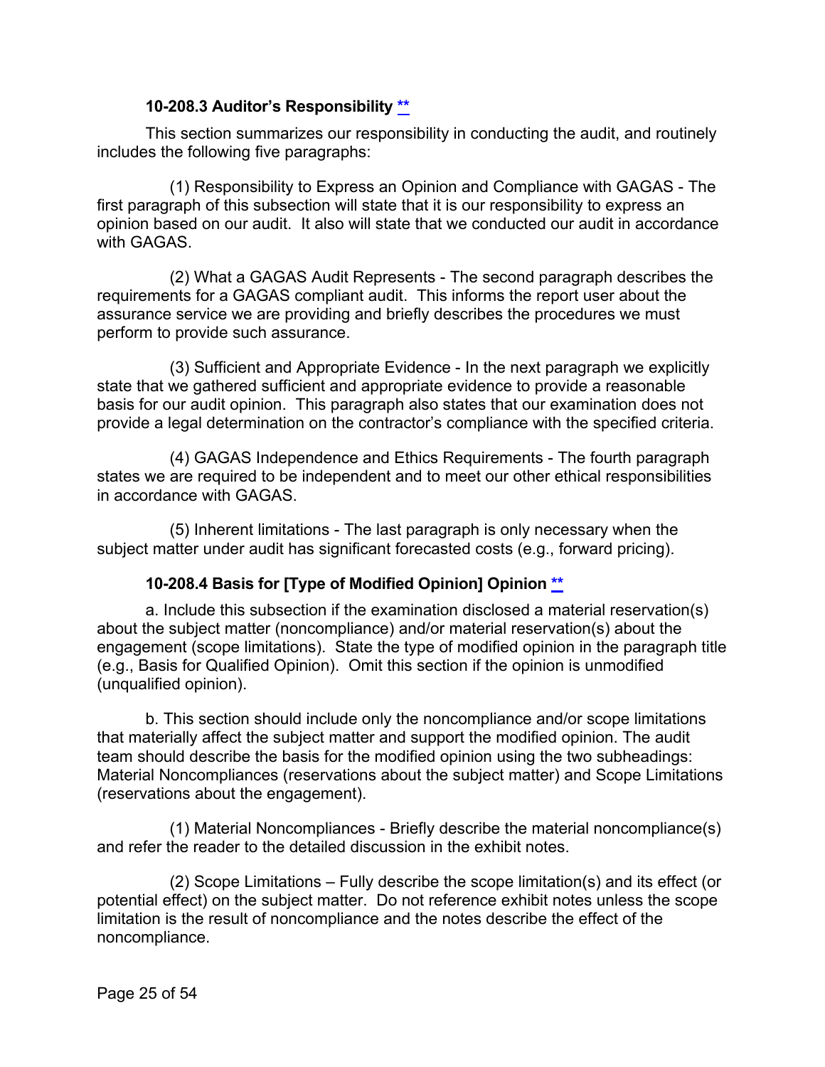### 10-208.3 Auditor's Responsibility [**](#)

This section summarizes our responsibility in conducting the audit, and routinely includes the following five paragraphs:

(1) Responsibility to Express an Opinion and Compliance with GAGAS - The first paragraph of this subsection will state that it is our responsibility to express an opinion based on our audit. It also will state that we conducted our audit in accordance with GAGAS.

(2) What a GAGAS Audit Represents - The second paragraph describes the requirements for a GAGAS compliant audit. This informs the report user about the assurance service we are providing and briefly describes the procedures we must perform to provide such assurance.

(3) Sufficient and Appropriate Evidence - In the next paragraph we explicitly state that we gathered sufficient and appropriate evidence to provide a reasonable basis for our audit opinion. This paragraph also states that our examination does not provide a legal determination on the contractor's compliance with the specified criteria.

(4) GAGAS Independence and Ethics Requirements - The fourth paragraph states we are required to be independent and to meet our other ethical responsibilities in accordance with GAGAS.

(5) Inherent limitations - The last paragraph is only necessary when the subject matter under audit has significant forecasted costs (e.g., forward pricing).

### 10-208.4 Basis for [Type of Modified Opinion] Opinion [**](#)

a. Include this subsection if the examination disclosed a material reservation(s) about the subject matter (noncompliance) and/or material reservation(s) about the engagement (scope limitations). State the type of modified opinion in the paragraph title (e.g., Basis for Qualified Opinion). Omit this section if the opinion is unmodified (unqualified opinion).

b. This section should include only the noncompliance and/or scope limitations that materially affect the subject matter and support the modified opinion. The audit team should describe the basis for the modified opinion using the two subheadings: Material Noncompliances (reservations about the subject matter) and Scope Limitations (reservations about the engagement).

(1) Material Noncompliances - Briefly describe the material noncompliance(s) and refer the reader to the detailed discussion in the exhibit notes.

(2) Scope Limitations – Fully describe the scope limitation(s) and its effect (or potential effect) on the subject matter. Do not reference exhibit notes unless the scope limitation is the result of noncompliance and the notes describe the effect of the noncompliance.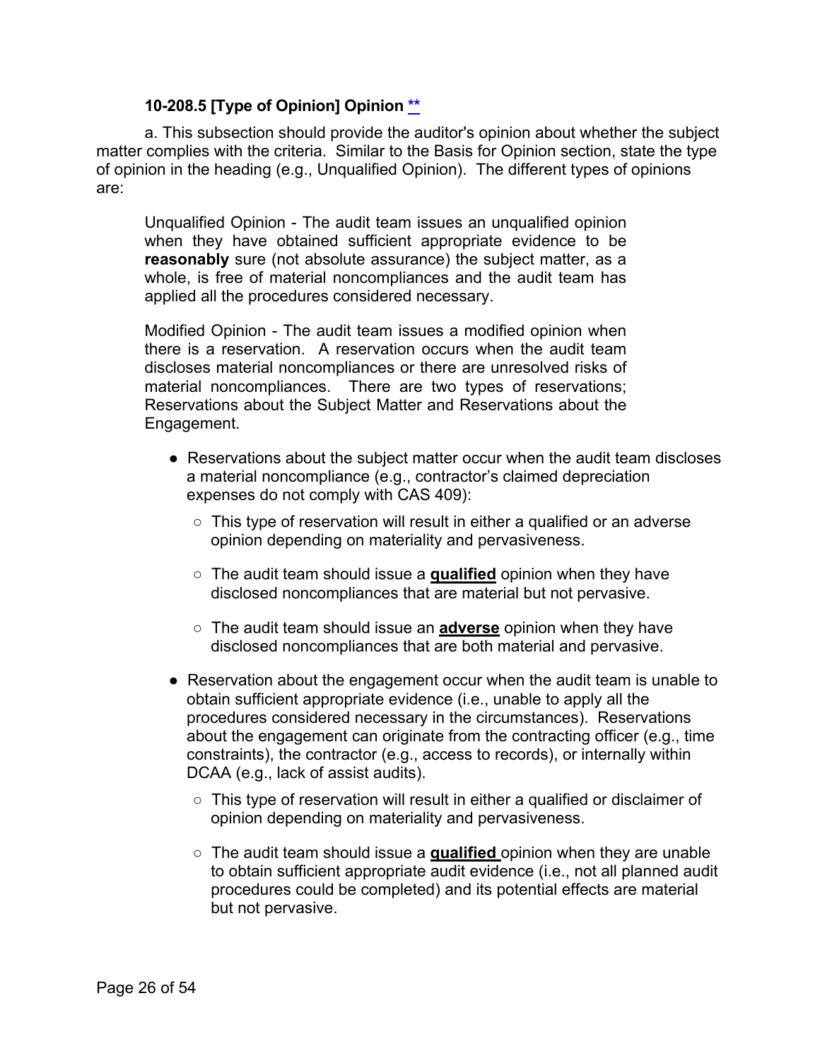### 10-208.5 [Type of Opinion] Opinion **

a. This subsection should provide the auditor's opinion about whether the subject matter complies with the criteria. Similar to the Basis for Opinion section, state the type of opinion in the heading (e.g., Unqualified Opinion). The different types of opinions are:

> Unqualified Opinion - The audit team issues an unqualified opinion when they have obtained sufficient appropriate evidence to be **reasonably** sure (not absolute assurance) the subject matter, as a whole, is free of material noncompliances and the audit team has applied all the procedures considered necessary.
>
> Modified Opinion - The audit team issues a modified opinion when there is a reservation. A reservation occurs when the audit team discloses material noncompliances or there are unresolved risks of material noncompliances. There are two types of reservations; Reservations about the Subject Matter and Reservations about the Engagement.

- Reservations about the subject matter occur when the audit team discloses a material noncompliance (e.g., contractor's claimed depreciation expenses do not comply with CAS 409):
    - This type of reservation will result in either a qualified or an adverse opinion depending on materiality and pervasiveness.
    - The audit team should issue a **qualified** opinion when they have disclosed noncompliances that are material but not pervasive.
    - The audit team should issue an **adverse** opinion when they have disclosed noncompliances that are both material and pervasive.
- Reservation about the engagement occur when the audit team is unable to obtain sufficient appropriate evidence (i.e., unable to apply all the procedures considered necessary in the circumstances). Reservations about the engagement can originate from the contracting officer (e.g., time constraints), the contractor (e.g., access to records), or internally within DCAA (e.g., lack of assist audits).
    - This type of reservation will result in either a qualified or disclaimer of opinion depending on materiality and pervasiveness.
    - The audit team should issue a **qualified** opinion when they are unable to obtain sufficient appropriate audit evidence (i.e., not all planned audit procedures could be completed) and its potential effects are material but not pervasive.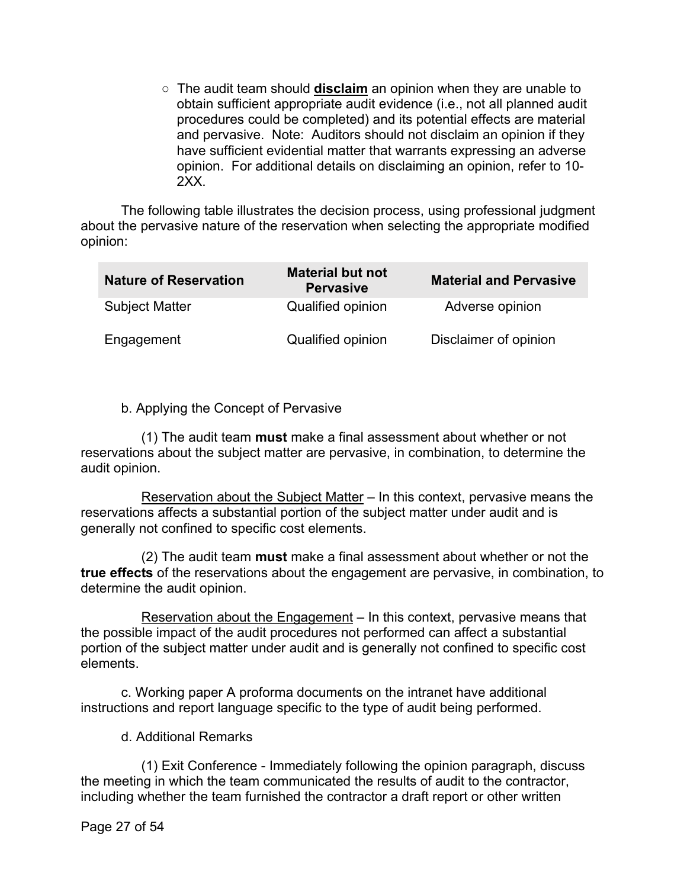- The audit team should **<u>disclaim</u>** an opinion when they are unable to obtain sufficient appropriate audit evidence (i.e., not all planned audit procedures could be completed) and its potential effects are material and pervasive. Note: Auditors should not disclaim an opinion if they have sufficient evidential matter that warrants expressing an adverse opinion. For additional details on disclaiming an opinion, refer to 10-2XX.

The following table illustrates the decision process, using professional judgment about the pervasive nature of the reservation when selecting the appropriate modified opinion:

| Nature of Reservation | Material but not Pervasive | Material and Pervasive |
|---|---|---|
| Subject Matter | Qualified opinion | Adverse opinion |
| Engagement | Qualified opinion | Disclaimer of opinion |

b. Applying the Concept of Pervasive

(1) The audit team **must** make a final assessment about whether or not reservations about the subject matter are pervasive, in combination, to determine the audit opinion.

<u>Reservation about the Subject Matter</u> – In this context, pervasive means the reservations affects a substantial portion of the subject matter under audit and is generally not confined to specific cost elements.

(2) The audit team **must** make a final assessment about whether or not the **true effects** of the reservations about the engagement are pervasive, in combination, to determine the audit opinion.

<u>Reservation about the Engagement</u> – In this context, pervasive means that the possible impact of the audit procedures not performed can affect a substantial portion of the subject matter under audit and is generally not confined to specific cost elements.

c. Working paper A proforma documents on the intranet have additional instructions and report language specific to the type of audit being performed.

d. Additional Remarks

(1) Exit Conference - Immediately following the opinion paragraph, discuss the meeting in which the team communicated the results of audit to the contractor, including whether the team furnished the contractor a draft report or other written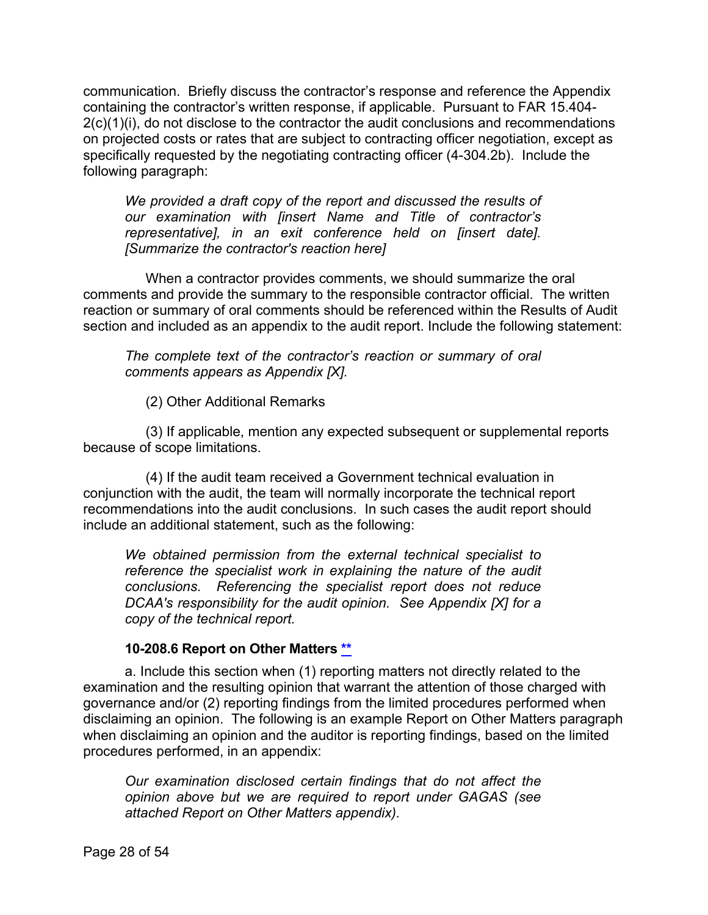communication. Briefly discuss the contractor's response and reference the Appendix containing the contractor's written response, if applicable. Pursuant to FAR 15.404-2(c)(1)(i), do not disclose to the contractor the audit conclusions and recommendations on projected costs or rates that are subject to contracting officer negotiation, except as specifically requested by the negotiating contracting officer (4-304.2b). Include the following paragraph:

> *We provided a draft copy of the report and discussed the results of our examination with [insert Name and Title of contractor's representative], in an exit conference held on [insert date]. [Summarize the contractor's reaction here]*

When a contractor provides comments, we should summarize the oral comments and provide the summary to the responsible contractor official. The written reaction or summary of oral comments should be referenced within the Results of Audit section and included as an appendix to the audit report. Include the following statement:

> *The complete text of the contractor's reaction or summary of oral comments appears as Appendix [X].*

(2) Other Additional Remarks

(3) If applicable, mention any expected subsequent or supplemental reports because of scope limitations.

(4) If the audit team received a Government technical evaluation in conjunction with the audit, the team will normally incorporate the technical report recommendations into the audit conclusions. In such cases the audit report should include an additional statement, such as the following:

> *We obtained permission from the external technical specialist to reference the specialist work in explaining the nature of the audit conclusions. Referencing the specialist report does not reduce DCAA's responsibility for the audit opinion. See Appendix [X] for a copy of the technical report.*

### 10-208.6 Report on Other Matters **

a. Include this section when (1) reporting matters not directly related to the examination and the resulting opinion that warrant the attention of those charged with governance and/or (2) reporting findings from the limited procedures performed when disclaiming an opinion. The following is an example Report on Other Matters paragraph when disclaiming an opinion and the auditor is reporting findings, based on the limited procedures performed, in an appendix:

> *Our examination disclosed certain findings that do not affect the opinion above but we are required to report under GAGAS (see attached Report on Other Matters appendix).*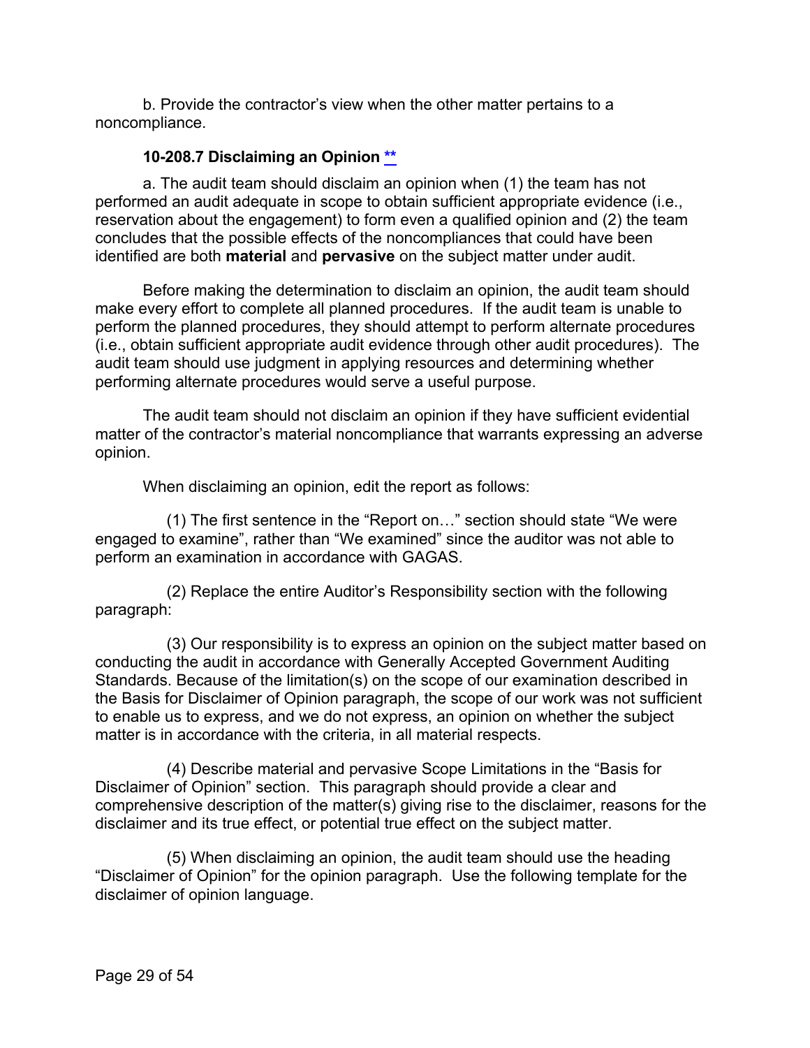b. Provide the contractor's view when the other matter pertains to a noncompliance.

### 10-208.7 Disclaiming an Opinion **

a. The audit team should disclaim an opinion when (1) the team has not performed an audit adequate in scope to obtain sufficient appropriate evidence (i.e., reservation about the engagement) to form even a qualified opinion and (2) the team concludes that the possible effects of the noncompliances that could have been identified are both **material** and **pervasive** on the subject matter under audit.

Before making the determination to disclaim an opinion, the audit team should make every effort to complete all planned procedures. If the audit team is unable to perform the planned procedures, they should attempt to perform alternate procedures (i.e., obtain sufficient appropriate audit evidence through other audit procedures). The audit team should use judgment in applying resources and determining whether performing alternate procedures would serve a useful purpose.

The audit team should not disclaim an opinion if they have sufficient evidential matter of the contractor's material noncompliance that warrants expressing an adverse opinion.

When disclaiming an opinion, edit the report as follows:

(1) The first sentence in the "Report on…" section should state "We were engaged to examine", rather than "We examined" since the auditor was not able to perform an examination in accordance with GAGAS.

(2) Replace the entire Auditor's Responsibility section with the following paragraph:

(3) Our responsibility is to express an opinion on the subject matter based on conducting the audit in accordance with Generally Accepted Government Auditing Standards. Because of the limitation(s) on the scope of our examination described in the Basis for Disclaimer of Opinion paragraph, the scope of our work was not sufficient to enable us to express, and we do not express, an opinion on whether the subject matter is in accordance with the criteria, in all material respects.

(4) Describe material and pervasive Scope Limitations in the "Basis for Disclaimer of Opinion" section. This paragraph should provide a clear and comprehensive description of the matter(s) giving rise to the disclaimer, reasons for the disclaimer and its true effect, or potential true effect on the subject matter.

(5) When disclaiming an opinion, the audit team should use the heading "Disclaimer of Opinion" for the opinion paragraph. Use the following template for the disclaimer of opinion language.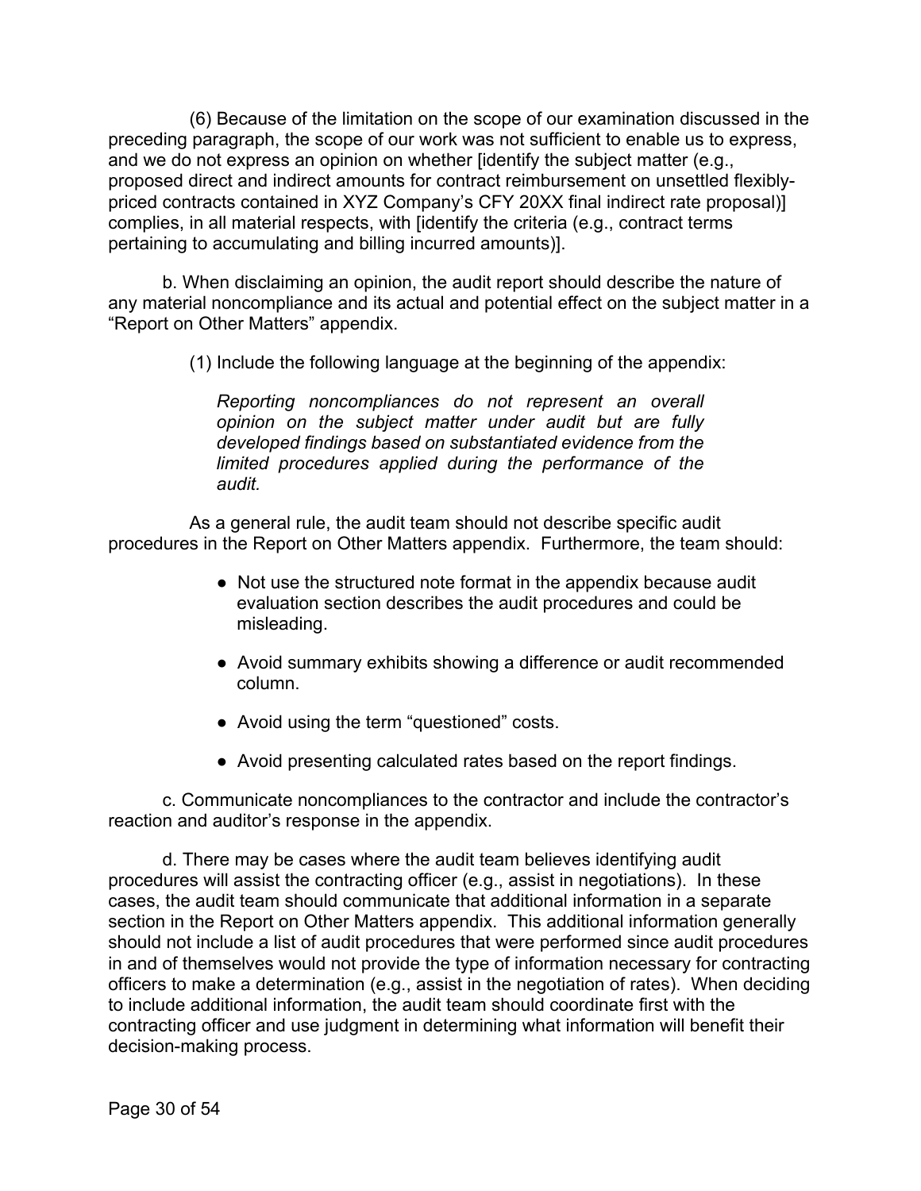(6) Because of the limitation on the scope of our examination discussed in the preceding paragraph, the scope of our work was not sufficient to enable us to express, and we do not express an opinion on whether [identify the subject matter (e.g., proposed direct and indirect amounts for contract reimbursement on unsettled flexibly-priced contracts contained in XYZ Company's CFY 20XX final indirect rate proposal)] complies, in all material respects, with [identify the criteria (e.g., contract terms pertaining to accumulating and billing incurred amounts)].

b. When disclaiming an opinion, the audit report should describe the nature of any material noncompliance and its actual and potential effect on the subject matter in a "Report on Other Matters" appendix.

(1) Include the following language at the beginning of the appendix:

> *Reporting noncompliances do not represent an overall opinion on the subject matter under audit but are fully developed findings based on substantiated evidence from the limited procedures applied during the performance of the audit.*

As a general rule, the audit team should not describe specific audit procedures in the Report on Other Matters appendix. Furthermore, the team should:

- Not use the structured note format in the appendix because audit evaluation section describes the audit procedures and could be misleading.
- Avoid summary exhibits showing a difference or audit recommended column.
- Avoid using the term "questioned" costs.
- Avoid presenting calculated rates based on the report findings.

c. Communicate noncompliances to the contractor and include the contractor's reaction and auditor's response in the appendix.

d. There may be cases where the audit team believes identifying audit procedures will assist the contracting officer (e.g., assist in negotiations). In these cases, the audit team should communicate that additional information in a separate section in the Report on Other Matters appendix. This additional information generally should not include a list of audit procedures that were performed since audit procedures in and of themselves would not provide the type of information necessary for contracting officers to make a determination (e.g., assist in the negotiation of rates). When deciding to include additional information, the audit team should coordinate first with the contracting officer and use judgment in determining what information will benefit their decision-making process.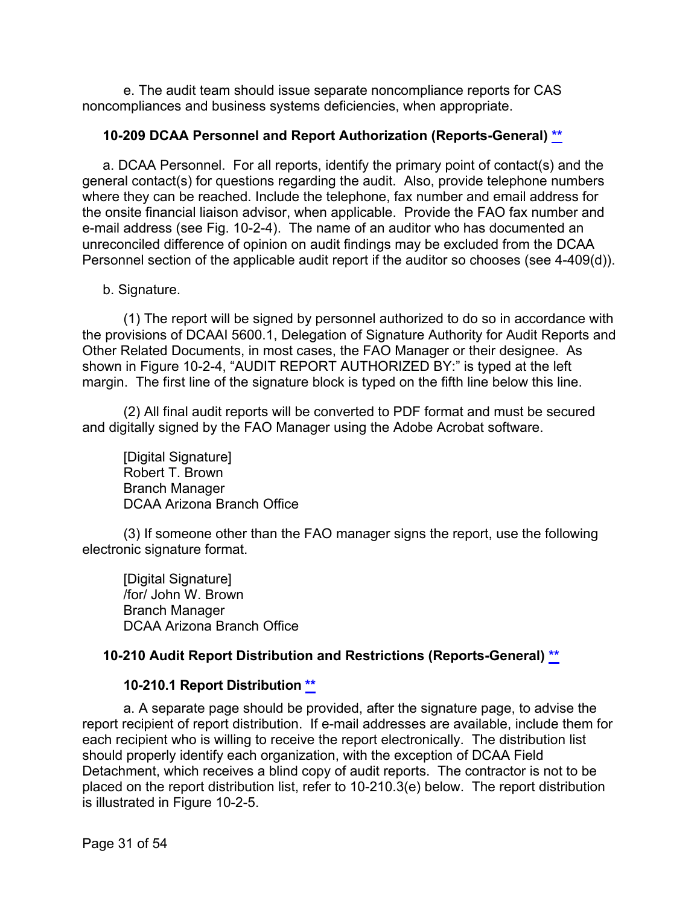e. The audit team should issue separate noncompliance reports for CAS noncompliances and business systems deficiencies, when appropriate.

### 10-209 DCAA Personnel and Report Authorization (Reports-General) **

a. DCAA Personnel. For all reports, identify the primary point of contact(s) and the general contact(s) for questions regarding the audit. Also, provide telephone numbers where they can be reached. Include the telephone, fax number and email address for the onsite financial liaison advisor, when applicable. Provide the FAO fax number and e-mail address (see Fig. 10-2-4). The name of an auditor who has documented an unreconciled difference of opinion on audit findings may be excluded from the DCAA Personnel section of the applicable audit report if the auditor so chooses (see 4-409(d)).

b. Signature.

(1) The report will be signed by personnel authorized to do so in accordance with the provisions of DCAAI 5600.1, Delegation of Signature Authority for Audit Reports and Other Related Documents, in most cases, the FAO Manager or their designee. As shown in Figure 10-2-4, "AUDIT REPORT AUTHORIZED BY:" is typed at the left margin. The first line of the signature block is typed on the fifth line below this line.

(2) All final audit reports will be converted to PDF format and must be secured and digitally signed by the FAO Manager using the Adobe Acrobat software.

[Digital Signature]
Robert T. Brown
Branch Manager
DCAA Arizona Branch Office

(3) If someone other than the FAO manager signs the report, use the following electronic signature format.

[Digital Signature]
/for/ John W. Brown
Branch Manager
DCAA Arizona Branch Office

### 10-210 Audit Report Distribution and Restrictions (Reports-General) **

#### 10-210.1 Report Distribution **

a. A separate page should be provided, after the signature page, to advise the report recipient of report distribution. If e-mail addresses are available, include them for each recipient who is willing to receive the report electronically. The distribution list should properly identify each organization, with the exception of DCAA Field Detachment, which receives a blind copy of audit reports. The contractor is not to be placed on the report distribution list, refer to 10-210.3(e) below. The report distribution is illustrated in Figure 10-2-5.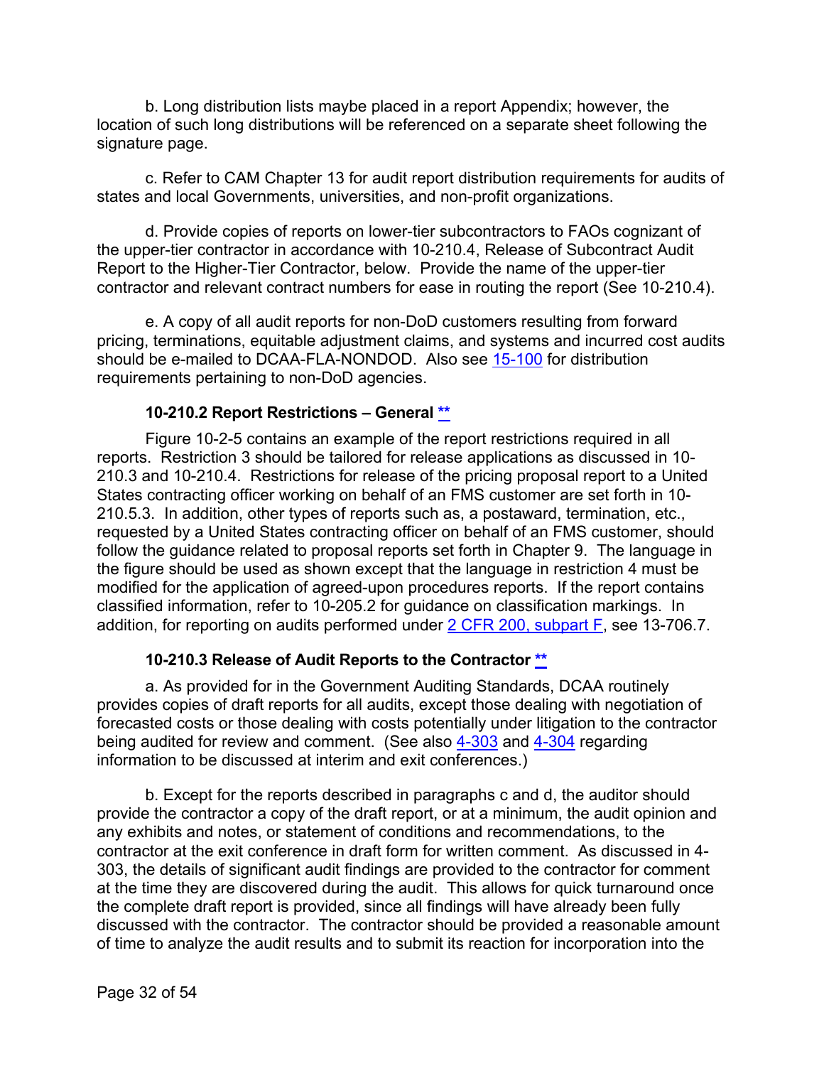b. Long distribution lists maybe placed in a report Appendix; however, the location of such long distributions will be referenced on a separate sheet following the signature page.

c. Refer to CAM Chapter 13 for audit report distribution requirements for audits of states and local Governments, universities, and non-profit organizations.

d. Provide copies of reports on lower-tier subcontractors to FAOs cognizant of the upper-tier contractor in accordance with 10-210.4, Release of Subcontract Audit Report to the Higher-Tier Contractor, below. Provide the name of the upper-tier contractor and relevant contract numbers for ease in routing the report (See 10-210.4).

e. A copy of all audit reports for non-DoD customers resulting from forward pricing, terminations, equitable adjustment claims, and systems and incurred cost audits should be e-mailed to DCAA-FLA-NONDOD. Also see 15-100 for distribution requirements pertaining to non-DoD agencies.

### 10-210.2 Report Restrictions – General **

Figure 10-2-5 contains an example of the report restrictions required in all reports. Restriction 3 should be tailored for release applications as discussed in 10-210.3 and 10-210.4. Restrictions for release of the pricing proposal report to a United States contracting officer working on behalf of an FMS customer are set forth in 10-210.5.3. In addition, other types of reports such as, a postaward, termination, etc., requested by a United States contracting officer on behalf of an FMS customer, should follow the guidance related to proposal reports set forth in Chapter 9. The language in the figure should be used as shown except that the language in restriction 4 must be modified for the application of agreed-upon procedures reports. If the report contains classified information, refer to 10-205.2 for guidance on classification markings. In addition, for reporting on audits performed under 2 CFR 200, subpart F, see 13-706.7.

### 10-210.3 Release of Audit Reports to the Contractor **

a. As provided for in the Government Auditing Standards, DCAA routinely provides copies of draft reports for all audits, except those dealing with negotiation of forecasted costs or those dealing with costs potentially under litigation to the contractor being audited for review and comment. (See also 4-303 and 4-304 regarding information to be discussed at interim and exit conferences.)

b. Except for the reports described in paragraphs c and d, the auditor should provide the contractor a copy of the draft report, or at a minimum, the audit opinion and any exhibits and notes, or statement of conditions and recommendations, to the contractor at the exit conference in draft form for written comment. As discussed in 4-303, the details of significant audit findings are provided to the contractor for comment at the time they are discovered during the audit. This allows for quick turnaround once the complete draft report is provided, since all findings will have already been fully discussed with the contractor. The contractor should be provided a reasonable amount of time to analyze the audit results and to submit its reaction for incorporation into the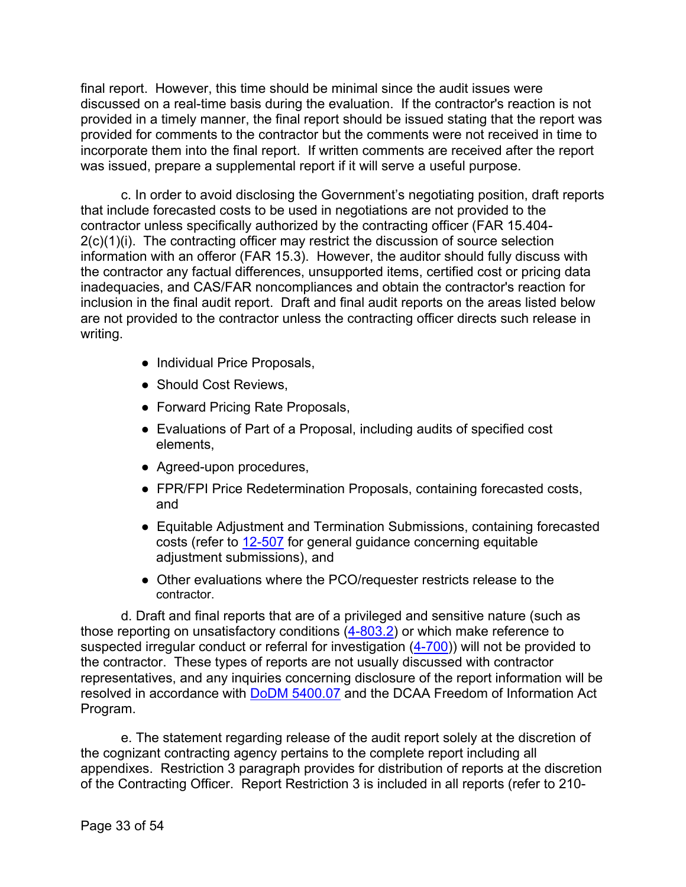final report. However, this time should be minimal since the audit issues were discussed on a real-time basis during the evaluation. If the contractor's reaction is not provided in a timely manner, the final report should be issued stating that the report was provided for comments to the contractor but the comments were not received in time to incorporate them into the final report. If written comments are received after the report was issued, prepare a supplemental report if it will serve a useful purpose.

c. In order to avoid disclosing the Government's negotiating position, draft reports that include forecasted costs to be used in negotiations are not provided to the contractor unless specifically authorized by the contracting officer (FAR 15.404-2(c)(1)(i). The contracting officer may restrict the discussion of source selection information with an offeror (FAR 15.3). However, the auditor should fully discuss with the contractor any factual differences, unsupported items, certified cost or pricing data inadequacies, and CAS/FAR noncompliances and obtain the contractor's reaction for inclusion in the final audit report. Draft and final audit reports on the areas listed below are not provided to the contractor unless the contracting officer directs such release in writing.

- Individual Price Proposals,
- Should Cost Reviews,
- Forward Pricing Rate Proposals,
- Evaluations of Part of a Proposal, including audits of specified cost elements,
- Agreed-upon procedures,
- FPR/FPI Price Redetermination Proposals, containing forecasted costs, and
- Equitable Adjustment and Termination Submissions, containing forecasted costs (refer to 12-507 for general guidance concerning equitable adjustment submissions), and
- Other evaluations where the PCO/requester restricts release to the contractor.

d. Draft and final reports that are of a privileged and sensitive nature (such as those reporting on unsatisfactory conditions (4-803.2) or which make reference to suspected irregular conduct or referral for investigation (4-700)) will not be provided to the contractor. These types of reports are not usually discussed with contractor representatives, and any inquiries concerning disclosure of the report information will be resolved in accordance with DoDM 5400.07 and the DCAA Freedom of Information Act Program.

e. The statement regarding release of the audit report solely at the discretion of the cognizant contracting agency pertains to the complete report including all appendixes. Restriction 3 paragraph provides for distribution of reports at the discretion of the Contracting Officer. Report Restriction 3 is included in all reports (refer to 210-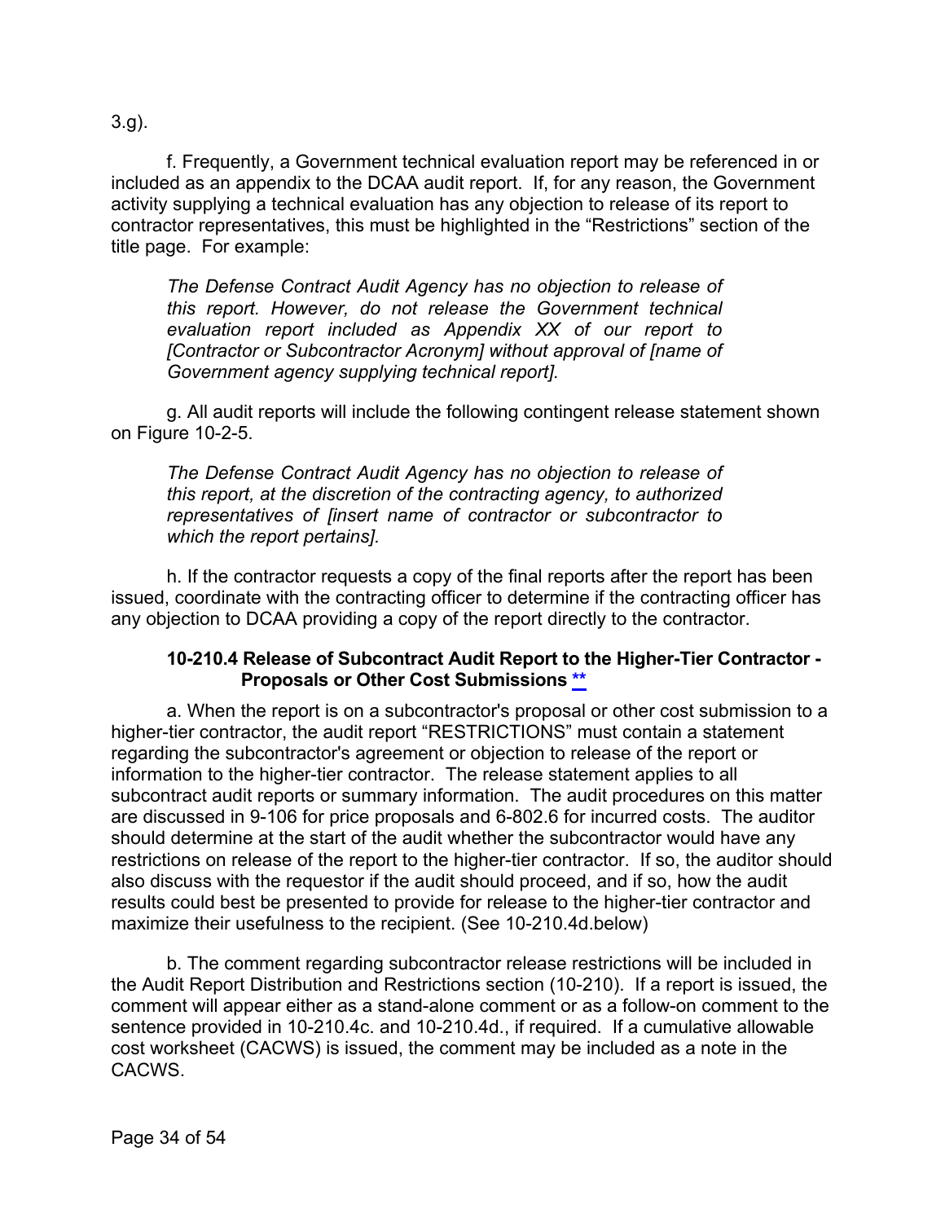3.g).

f. Frequently, a Government technical evaluation report may be referenced in or included as an appendix to the DCAA audit report. If, for any reason, the Government activity supplying a technical evaluation has any objection to release of its report to contractor representatives, this must be highlighted in the “Restrictions” section of the title page. For example:

> *The Defense Contract Audit Agency has no objection to release of this report. However, do not release the Government technical evaluation report included as Appendix XX of our report to [Contractor or Subcontractor Acronym] without approval of [name of Government agency supplying technical report].*

g. All audit reports will include the following contingent release statement shown on Figure 10-2-5.

> *The Defense Contract Audit Agency has no objection to release of this report, at the discretion of the contracting agency, to authorized representatives of [insert name of contractor or subcontractor to which the report pertains].*

h. If the contractor requests a copy of the final reports after the report has been issued, coordinate with the contracting officer to determine if the contracting officer has any objection to DCAA providing a copy of the report directly to the contractor.

### 10-210.4 Release of Subcontract Audit Report to the Higher-Tier Contractor - Proposals or Other Cost Submissions **

a. When the report is on a subcontractor's proposal or other cost submission to a higher-tier contractor, the audit report “RESTRICTIONS” must contain a statement regarding the subcontractor's agreement or objection to release of the report or information to the higher-tier contractor. The release statement applies to all subcontract audit reports or summary information. The audit procedures on this matter are discussed in 9-106 for price proposals and 6-802.6 for incurred costs. The auditor should determine at the start of the audit whether the subcontractor would have any restrictions on release of the report to the higher-tier contractor. If so, the auditor should also discuss with the requestor if the audit should proceed, and if so, how the audit results could best be presented to provide for release to the higher-tier contractor and maximize their usefulness to the recipient. (See 10-210.4d.below)

b. The comment regarding subcontractor release restrictions will be included in the Audit Report Distribution and Restrictions section (10-210). If a report is issued, the comment will appear either as a stand-alone comment or as a follow-on comment to the sentence provided in 10-210.4c. and 10-210.4d., if required. If a cumulative allowable cost worksheet (CACWS) is issued, the comment may be included as a note in the CACWS.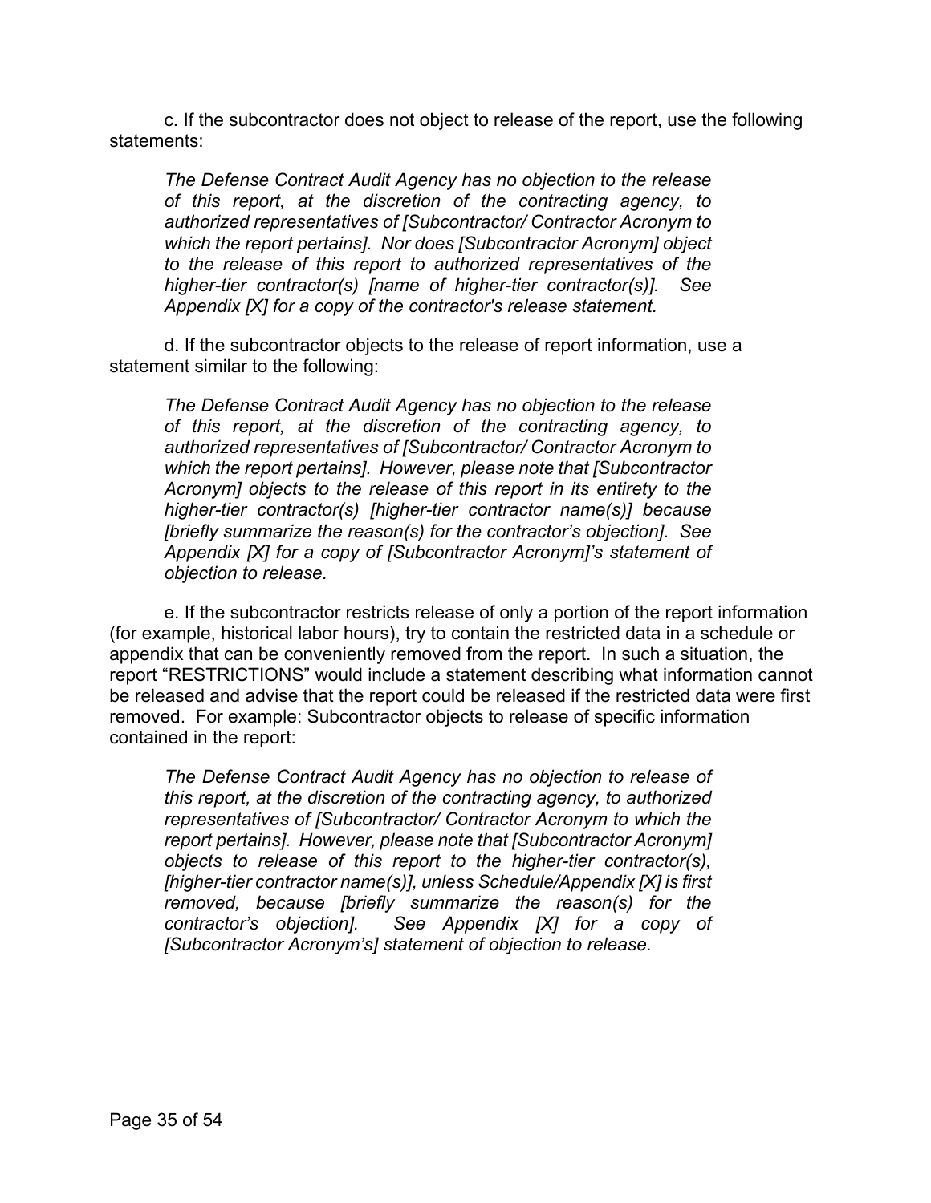c. If the subcontractor does not object to release of the report, use the following statements:

> *The Defense Contract Audit Agency has no objection to the release of this report, at the discretion of the contracting agency, to authorized representatives of [Subcontractor/ Contractor Acronym to which the report pertains]. Nor does [Subcontractor Acronym] object to the release of this report to authorized representatives of the higher-tier contractor(s) [name of higher-tier contractor(s)]. See Appendix [X] for a copy of the contractor's release statement.*

d. If the subcontractor objects to the release of report information, use a statement similar to the following:

> *The Defense Contract Audit Agency has no objection to the release of this report, at the discretion of the contracting agency, to authorized representatives of [Subcontractor/ Contractor Acronym to which the report pertains]. However, please note that [Subcontractor Acronym] objects to the release of this report in its entirety to the higher-tier contractor(s) [higher-tier contractor name(s)] because [briefly summarize the reason(s) for the contractor's objection]. See Appendix [X] for a copy of [Subcontractor Acronym]'s statement of objection to release.*

e. If the subcontractor restricts release of only a portion of the report information (for example, historical labor hours), try to contain the restricted data in a schedule or appendix that can be conveniently removed from the report. In such a situation, the report "RESTRICTIONS" would include a statement describing what information cannot be released and advise that the report could be released if the restricted data were first removed. For example: Subcontractor objects to release of specific information contained in the report:

> *The Defense Contract Audit Agency has no objection to release of this report, at the discretion of the contracting agency, to authorized representatives of [Subcontractor/ Contractor Acronym to which the report pertains]. However, please note that [Subcontractor Acronym] objects to release of this report to the higher-tier contractor(s), [higher-tier contractor name(s)], unless Schedule/Appendix [X] is first removed, because [briefly summarize the reason(s) for the contractor's objection]. See Appendix [X] for a copy of [Subcontractor Acronym's] statement of objection to release.*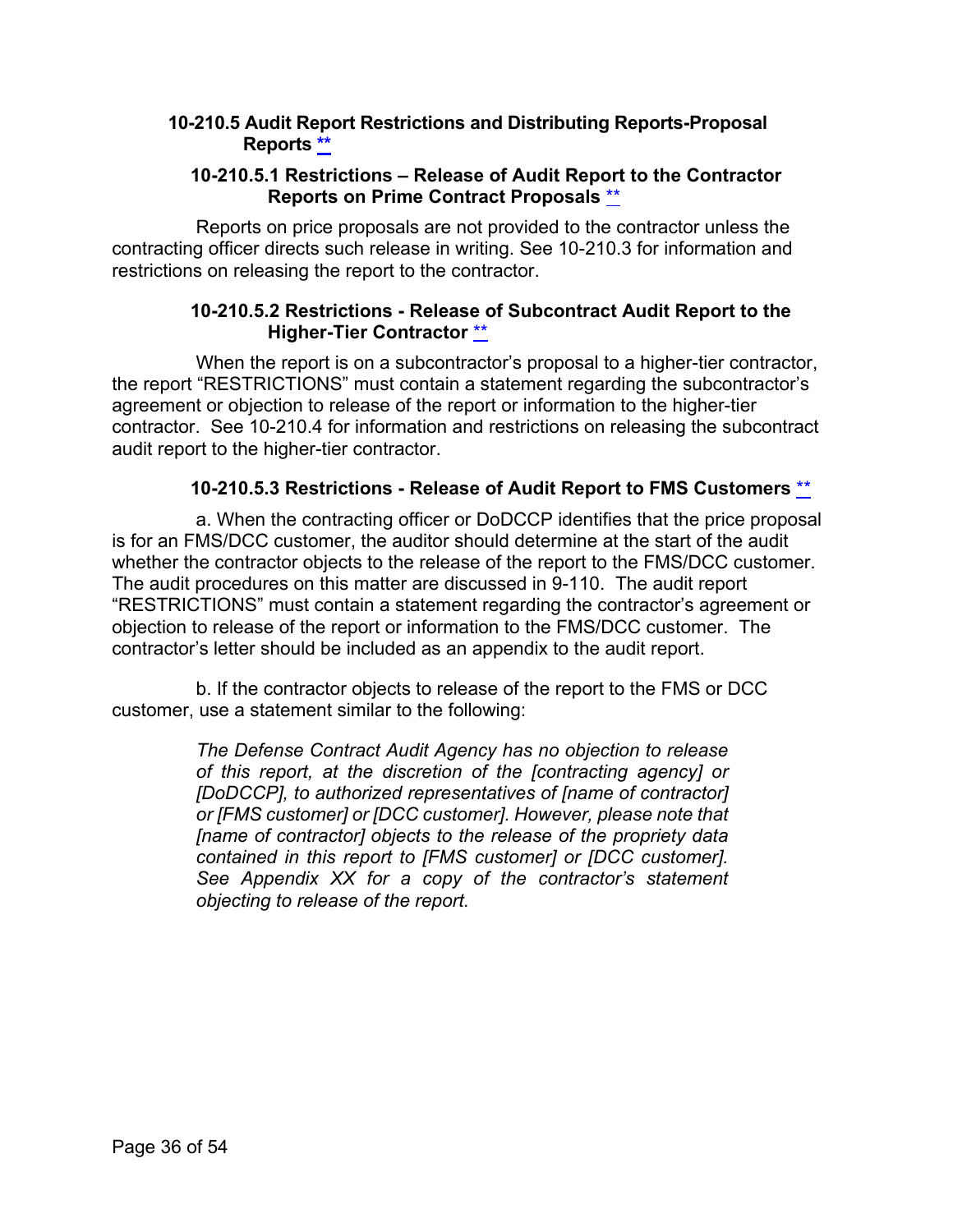### 10-210.5 Audit Report Restrictions and Distributing Reports-Proposal Reports **

#### 10-210.5.1 Restrictions – Release of Audit Report to the Contractor Reports on Prime Contract Proposals **

Reports on price proposals are not provided to the contractor unless the contracting officer directs such release in writing. See 10-210.3 for information and restrictions on releasing the report to the contractor.

#### 10-210.5.2 Restrictions - Release of Subcontract Audit Report to the Higher-Tier Contractor **

When the report is on a subcontractor's proposal to a higher-tier contractor, the report "RESTRICTIONS" must contain a statement regarding the subcontractor's agreement or objection to release of the report or information to the higher-tier contractor. See 10-210.4 for information and restrictions on releasing the subcontract audit report to the higher-tier contractor.

#### 10-210.5.3 Restrictions - Release of Audit Report to FMS Customers **

a. When the contracting officer or DoDCCP identifies that the price proposal is for an FMS/DCC customer, the auditor should determine at the start of the audit whether the contractor objects to the release of the report to the FMS/DCC customer. The audit procedures on this matter are discussed in 9-110. The audit report "RESTRICTIONS" must contain a statement regarding the contractor's agreement or objection to release of the report or information to the FMS/DCC customer. The contractor's letter should be included as an appendix to the audit report.

b. If the contractor objects to release of the report to the FMS or DCC customer, use a statement similar to the following:

> *The Defense Contract Audit Agency has no objection to release of this report, at the discretion of the [contracting agency] or [DoDCCP], to authorized representatives of [name of contractor] or [FMS customer] or [DCC customer]. However, please note that [name of contractor] objects to the release of the propriety data contained in this report to [FMS customer] or [DCC customer]. See Appendix XX for a copy of the contractor's statement objecting to release of the report.*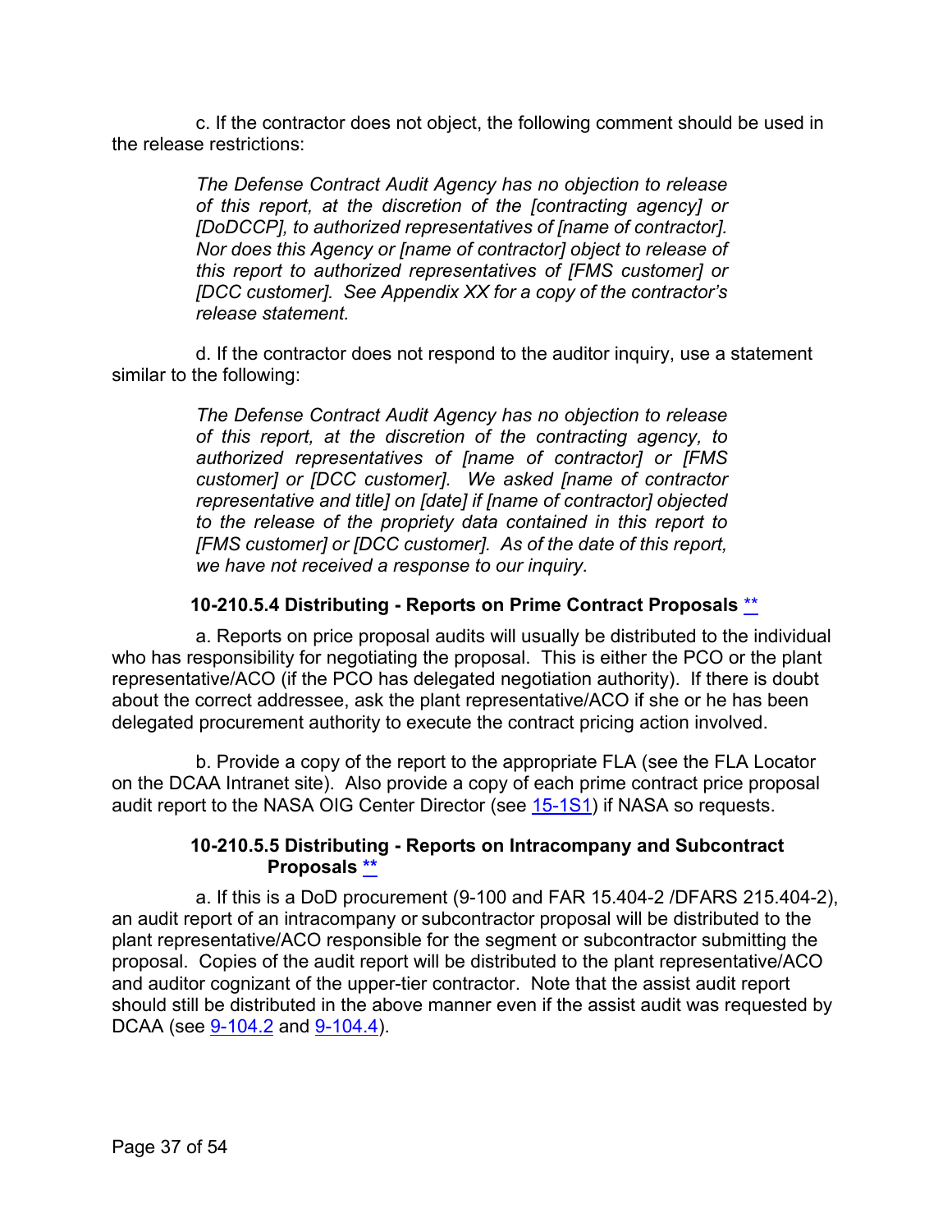c. If the contractor does not object, the following comment should be used in the release restrictions:

> *The Defense Contract Audit Agency has no objection to release of this report, at the discretion of the [contracting agency] or [DoDCCP], to authorized representatives of [name of contractor]. Nor does this Agency or [name of contractor] object to release of this report to authorized representatives of [FMS customer] or [DCC customer]. See Appendix XX for a copy of the contractor's release statement.*

d. If the contractor does not respond to the auditor inquiry, use a statement similar to the following:

> *The Defense Contract Audit Agency has no objection to release of this report, at the discretion of the contracting agency, to authorized representatives of [name of contractor] or [FMS customer] or [DCC customer]. We asked [name of contractor representative and title] on [date] if [name of contractor] objected to the release of the propriety data contained in this report to [FMS customer] or [DCC customer]. As of the date of this report, we have not received a response to our inquiry.*

#### 10-210.5.4 Distributing - Reports on Prime Contract Proposals **

a. Reports on price proposal audits will usually be distributed to the individual who has responsibility for negotiating the proposal. This is either the PCO or the plant representative/ACO (if the PCO has delegated negotiation authority). If there is doubt about the correct addressee, ask the plant representative/ACO if she or he has been delegated procurement authority to execute the contract pricing action involved.

b. Provide a copy of the report to the appropriate FLA (see the FLA Locator on the DCAA Intranet site). Also provide a copy of each prime contract price proposal audit report to the NASA OIG Center Director (see 15-1S1) if NASA so requests.

#### 10-210.5.5 Distributing - Reports on Intracompany and Subcontract Proposals **

a. If this is a DoD procurement (9-100 and FAR 15.404-2 /DFARS 215.404-2), an audit report of an intracompany or subcontractor proposal will be distributed to the plant representative/ACO responsible for the segment or subcontractor submitting the proposal. Copies of the audit report will be distributed to the plant representative/ACO and auditor cognizant of the upper-tier contractor. Note that the assist audit report should still be distributed in the above manner even if the assist audit was requested by DCAA (see 9-104.2 and 9-104.4).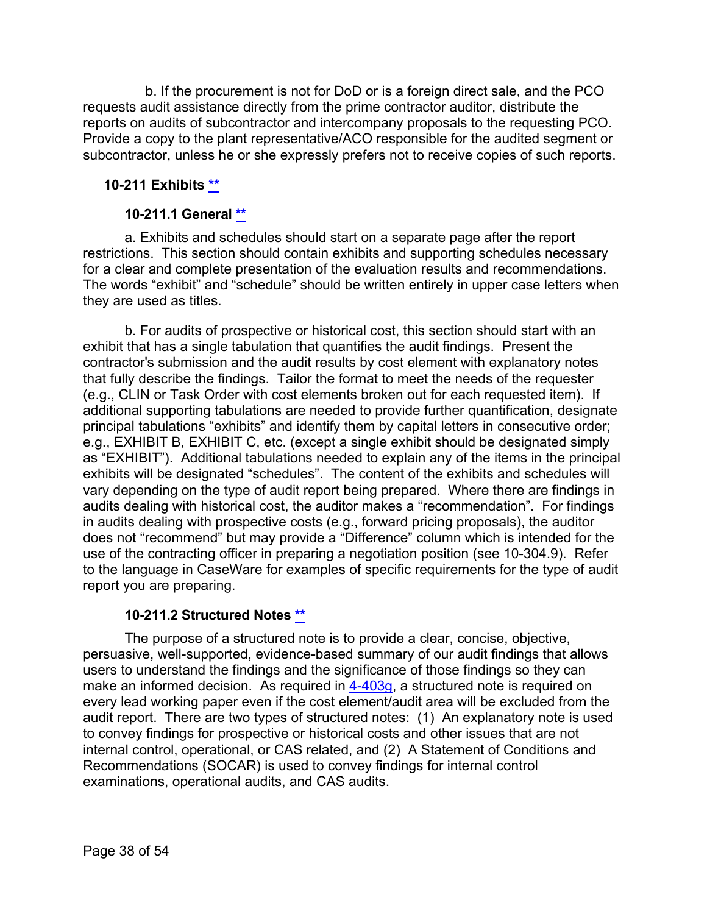b. If the procurement is not for DoD or is a foreign direct sale, and the PCO requests audit assistance directly from the prime contractor auditor, distribute the reports on audits of subcontractor and intercompany proposals to the requesting PCO. Provide a copy to the plant representative/ACO responsible for the audited segment or subcontractor, unless he or she expressly prefers not to receive copies of such reports.

## 10-211 Exhibits **

### 10-211.1 General **

a. Exhibits and schedules should start on a separate page after the report restrictions. This section should contain exhibits and supporting schedules necessary for a clear and complete presentation of the evaluation results and recommendations. The words "exhibit" and "schedule" should be written entirely in upper case letters when they are used as titles.

b. For audits of prospective or historical cost, this section should start with an exhibit that has a single tabulation that quantifies the audit findings. Present the contractor's submission and the audit results by cost element with explanatory notes that fully describe the findings. Tailor the format to meet the needs of the requester (e.g., CLIN or Task Order with cost elements broken out for each requested item). If additional supporting tabulations are needed to provide further quantification, designate principal tabulations "exhibits" and identify them by capital letters in consecutive order; e.g., EXHIBIT B, EXHIBIT C, etc. (except a single exhibit should be designated simply as "EXHIBIT"). Additional tabulations needed to explain any of the items in the principal exhibits will be designated "schedules". The content of the exhibits and schedules will vary depending on the type of audit report being prepared. Where there are findings in audits dealing with historical cost, the auditor makes a "recommendation". For findings in audits dealing with prospective costs (e.g., forward pricing proposals), the auditor does not "recommend" but may provide a "Difference" column which is intended for the use of the contracting officer in preparing a negotiation position (see 10-304.9). Refer to the language in CaseWare for examples of specific requirements for the type of audit report you are preparing.

### 10-211.2 Structured Notes **

The purpose of a structured note is to provide a clear, concise, objective, persuasive, well-supported, evidence-based summary of our audit findings that allows users to understand the findings and the significance of those findings so they can make an informed decision. As required in 4-403g, a structured note is required on every lead working paper even if the cost element/audit area will be excluded from the audit report. There are two types of structured notes: (1) An explanatory note is used to convey findings for prospective or historical costs and other issues that are not internal control, operational, or CAS related, and (2) A Statement of Conditions and Recommendations (SOCAR) is used to convey findings for internal control examinations, operational audits, and CAS audits.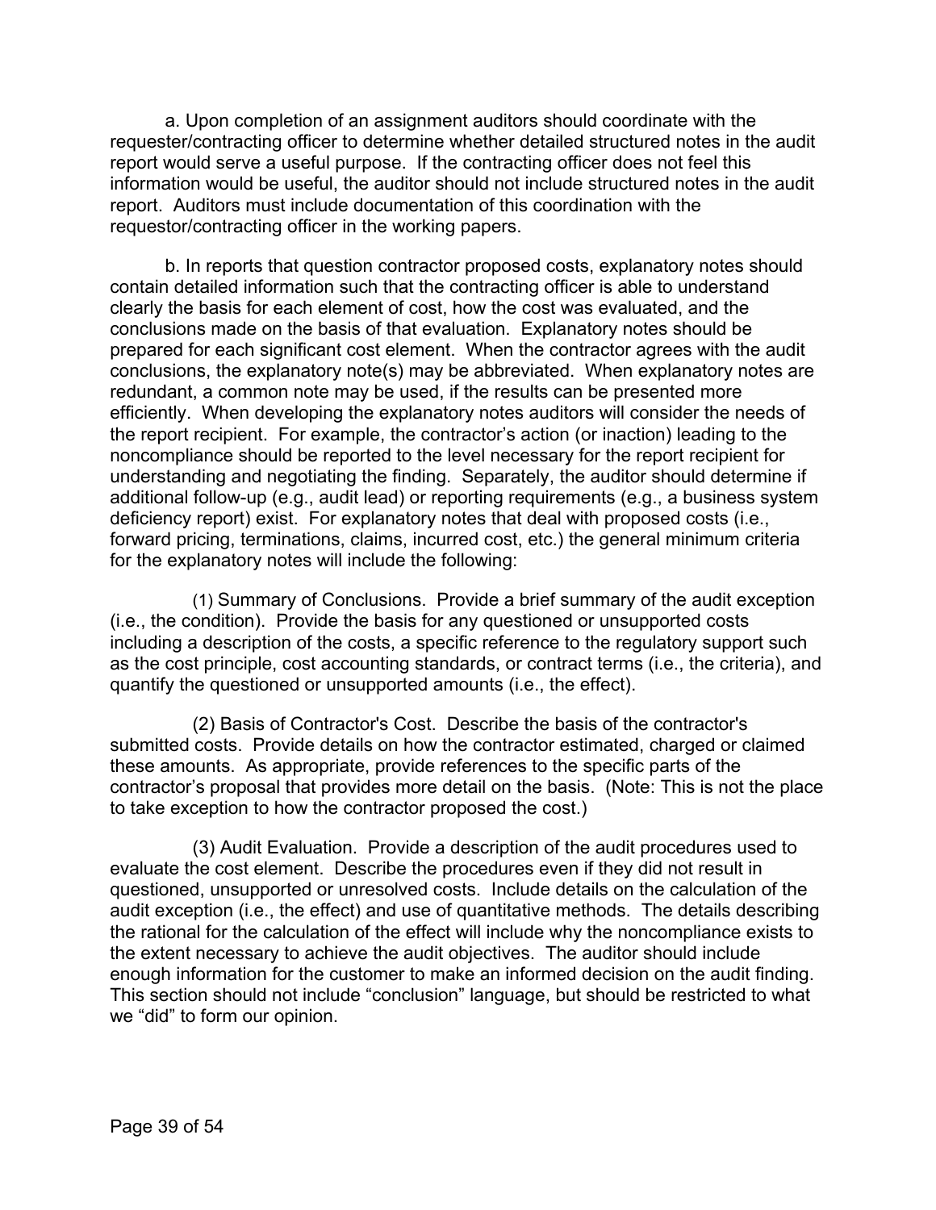a. Upon completion of an assignment auditors should coordinate with the requester/contracting officer to determine whether detailed structured notes in the audit report would serve a useful purpose. If the contracting officer does not feel this information would be useful, the auditor should not include structured notes in the audit report. Auditors must include documentation of this coordination with the requestor/contracting officer in the working papers.

b. In reports that question contractor proposed costs, explanatory notes should contain detailed information such that the contracting officer is able to understand clearly the basis for each element of cost, how the cost was evaluated, and the conclusions made on the basis of that evaluation. Explanatory notes should be prepared for each significant cost element. When the contractor agrees with the audit conclusions, the explanatory note(s) may be abbreviated. When explanatory notes are redundant, a common note may be used, if the results can be presented more efficiently. When developing the explanatory notes auditors will consider the needs of the report recipient. For example, the contractor's action (or inaction) leading to the noncompliance should be reported to the level necessary for the report recipient for understanding and negotiating the finding. Separately, the auditor should determine if additional follow-up (e.g., audit lead) or reporting requirements (e.g., a business system deficiency report) exist. For explanatory notes that deal with proposed costs (i.e., forward pricing, terminations, claims, incurred cost, etc.) the general minimum criteria for the explanatory notes will include the following:

(1) Summary of Conclusions. Provide a brief summary of the audit exception (i.e., the condition). Provide the basis for any questioned or unsupported costs including a description of the costs, a specific reference to the regulatory support such as the cost principle, cost accounting standards, or contract terms (i.e., the criteria), and quantify the questioned or unsupported amounts (i.e., the effect).

(2) Basis of Contractor's Cost. Describe the basis of the contractor's submitted costs. Provide details on how the contractor estimated, charged or claimed these amounts. As appropriate, provide references to the specific parts of the contractor's proposal that provides more detail on the basis. (Note: This is not the place to take exception to how the contractor proposed the cost.)

(3) Audit Evaluation. Provide a description of the audit procedures used to evaluate the cost element. Describe the procedures even if they did not result in questioned, unsupported or unresolved costs. Include details on the calculation of the audit exception (i.e., the effect) and use of quantitative methods. The details describing the rational for the calculation of the effect will include why the noncompliance exists to the extent necessary to achieve the audit objectives. The auditor should include enough information for the customer to make an informed decision on the audit finding. This section should not include "conclusion" language, but should be restricted to what we "did" to form our opinion.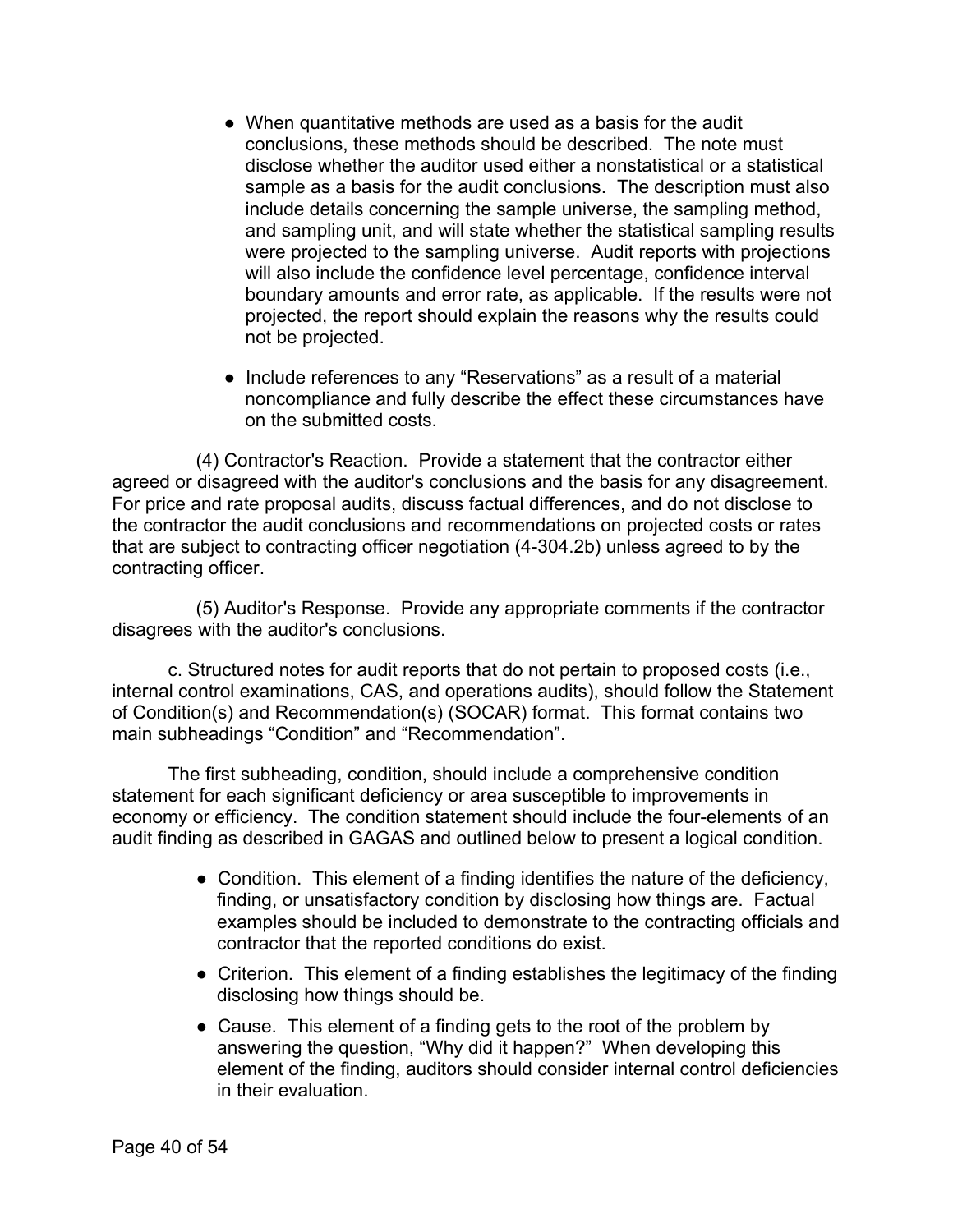- When quantitative methods are used as a basis for the audit conclusions, these methods should be described. The note must disclose whether the auditor used either a nonstatistical or a statistical sample as a basis for the audit conclusions. The description must also include details concerning the sample universe, the sampling method, and sampling unit, and will state whether the statistical sampling results were projected to the sampling universe. Audit reports with projections will also include the confidence level percentage, confidence interval boundary amounts and error rate, as applicable. If the results were not projected, the report should explain the reasons why the results could not be projected.

- Include references to any "Reservations" as a result of a material noncompliance and fully describe the effect these circumstances have on the submitted costs.

(4) Contractor's Reaction. Provide a statement that the contractor either agreed or disagreed with the auditor's conclusions and the basis for any disagreement. For price and rate proposal audits, discuss factual differences, and do not disclose to the contractor the audit conclusions and recommendations on projected costs or rates that are subject to contracting officer negotiation (4-304.2b) unless agreed to by the contracting officer.

(5) Auditor's Response. Provide any appropriate comments if the contractor disagrees with the auditor's conclusions.

c. Structured notes for audit reports that do not pertain to proposed costs (i.e., internal control examinations, CAS, and operations audits), should follow the Statement of Condition(s) and Recommendation(s) (SOCAR) format. This format contains two main subheadings "Condition" and "Recommendation".

The first subheading, condition, should include a comprehensive condition statement for each significant deficiency or area susceptible to improvements in economy or efficiency. The condition statement should include the four-elements of an audit finding as described in GAGAS and outlined below to present a logical condition.

- Condition. This element of a finding identifies the nature of the deficiency, finding, or unsatisfactory condition by disclosing how things are. Factual examples should be included to demonstrate to the contracting officials and contractor that the reported conditions do exist.
- Criterion. This element of a finding establishes the legitimacy of the finding disclosing how things should be.
- Cause. This element of a finding gets to the root of the problem by answering the question, "Why did it happen?" When developing this element of the finding, auditors should consider internal control deficiencies in their evaluation.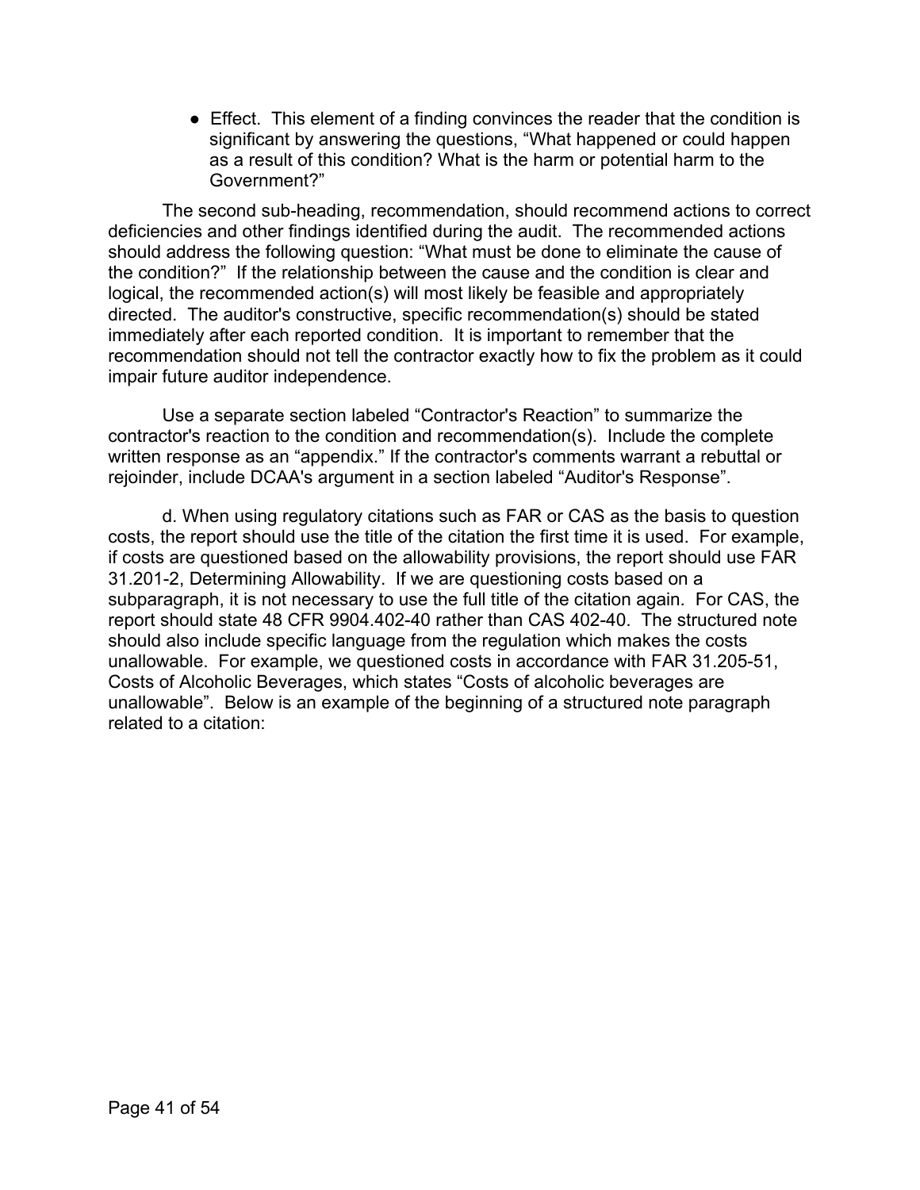- Effect. This element of a finding convinces the reader that the condition is significant by answering the questions, "What happened or could happen as a result of this condition? What is the harm or potential harm to the Government?"

The second sub-heading, recommendation, should recommend actions to correct deficiencies and other findings identified during the audit. The recommended actions should address the following question: "What must be done to eliminate the cause of the condition?" If the relationship between the cause and the condition is clear and logical, the recommended action(s) will most likely be feasible and appropriately directed. The auditor's constructive, specific recommendation(s) should be stated immediately after each reported condition. It is important to remember that the recommendation should not tell the contractor exactly how to fix the problem as it could impair future auditor independence.

Use a separate section labeled "Contractor's Reaction" to summarize the contractor's reaction to the condition and recommendation(s). Include the complete written response as an "appendix." If the contractor's comments warrant a rebuttal or rejoinder, include DCAA's argument in a section labeled "Auditor's Response".

d. When using regulatory citations such as FAR or CAS as the basis to question costs, the report should use the title of the citation the first time it is used. For example, if costs are questioned based on the allowability provisions, the report should use FAR 31.201-2, Determining Allowability. If we are questioning costs based on a subparagraph, it is not necessary to use the full title of the citation again. For CAS, the report should state 48 CFR 9904.402-40 rather than CAS 402-40. The structured note should also include specific language from the regulation which makes the costs unallowable. For example, we questioned costs in accordance with FAR 31.205-51, Costs of Alcoholic Beverages, which states "Costs of alcoholic beverages are unallowable". Below is an example of the beginning of a structured note paragraph related to a citation: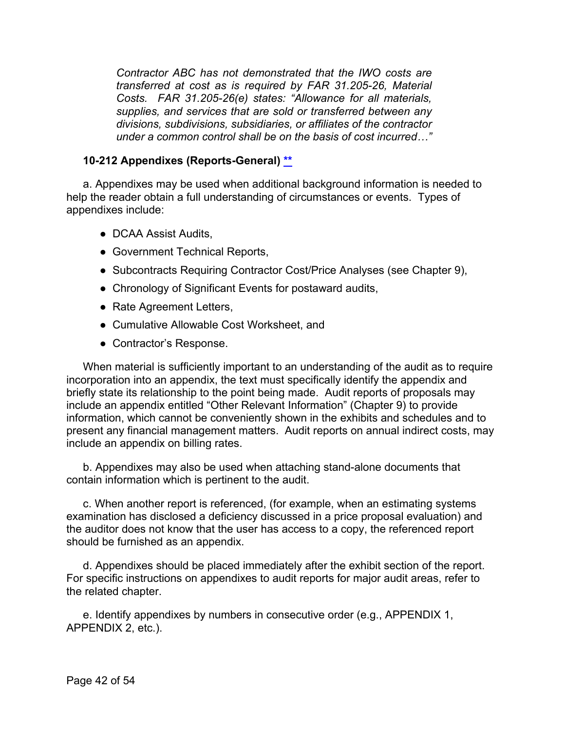*Contractor ABC has not demonstrated that the IWO costs are transferred at cost as is required by FAR 31.205-26, Material Costs. FAR 31.205-26(e) states: "Allowance for all materials, supplies, and services that are sold or transferred between any divisions, subdivisions, subsidiaries, or affiliates of the contractor under a common control shall be on the basis of cost incurred…"*

### 10-212 Appendixes (Reports-General) **

a. Appendixes may be used when additional background information is needed to help the reader obtain a full understanding of circumstances or events. Types of appendixes include:

- DCAA Assist Audits,
- Government Technical Reports,
- Subcontracts Requiring Contractor Cost/Price Analyses (see Chapter 9),
- Chronology of Significant Events for postaward audits,
- Rate Agreement Letters,
- Cumulative Allowable Cost Worksheet, and
- Contractor's Response.

When material is sufficiently important to an understanding of the audit as to require incorporation into an appendix, the text must specifically identify the appendix and briefly state its relationship to the point being made. Audit reports of proposals may include an appendix entitled "Other Relevant Information" (Chapter 9) to provide information, which cannot be conveniently shown in the exhibits and schedules and to present any financial management matters. Audit reports on annual indirect costs, may include an appendix on billing rates.

b. Appendixes may also be used when attaching stand-alone documents that contain information which is pertinent to the audit.

c. When another report is referenced, (for example, when an estimating systems examination has disclosed a deficiency discussed in a price proposal evaluation) and the auditor does not know that the user has access to a copy, the referenced report should be furnished as an appendix.

d. Appendixes should be placed immediately after the exhibit section of the report. For specific instructions on appendixes to audit reports for major audit areas, refer to the related chapter.

e. Identify appendixes by numbers in consecutive order (e.g., APPENDIX 1, APPENDIX 2, etc.).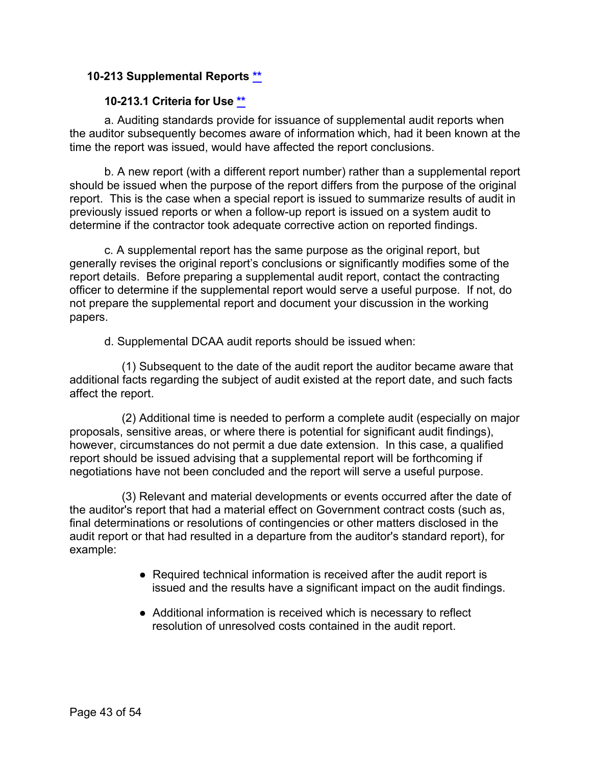### 10-213 Supplemental Reports [**](#)

#### 10-213.1 Criteria for Use [**](#)

a. Auditing standards provide for issuance of supplemental audit reports when the auditor subsequently becomes aware of information which, had it been known at the time the report was issued, would have affected the report conclusions.

b. A new report (with a different report number) rather than a supplemental report should be issued when the purpose of the report differs from the purpose of the original report. This is the case when a special report is issued to summarize results of audit in previously issued reports or when a follow-up report is issued on a system audit to determine if the contractor took adequate corrective action on reported findings.

c. A supplemental report has the same purpose as the original report, but generally revises the original report's conclusions or significantly modifies some of the report details. Before preparing a supplemental audit report, contact the contracting officer to determine if the supplemental report would serve a useful purpose. If not, do not prepare the supplemental report and document your discussion in the working papers.

d. Supplemental DCAA audit reports should be issued when:

(1) Subsequent to the date of the audit report the auditor became aware that additional facts regarding the subject of audit existed at the report date, and such facts affect the report.

(2) Additional time is needed to perform a complete audit (especially on major proposals, sensitive areas, or where there is potential for significant audit findings), however, circumstances do not permit a due date extension. In this case, a qualified report should be issued advising that a supplemental report will be forthcoming if negotiations have not been concluded and the report will serve a useful purpose.

(3) Relevant and material developments or events occurred after the date of the auditor's report that had a material effect on Government contract costs (such as, final determinations or resolutions of contingencies or other matters disclosed in the audit report or that had resulted in a departure from the auditor's standard report), for example:

- Required technical information is received after the audit report is issued and the results have a significant impact on the audit findings.

- Additional information is received which is necessary to reflect resolution of unresolved costs contained in the audit report.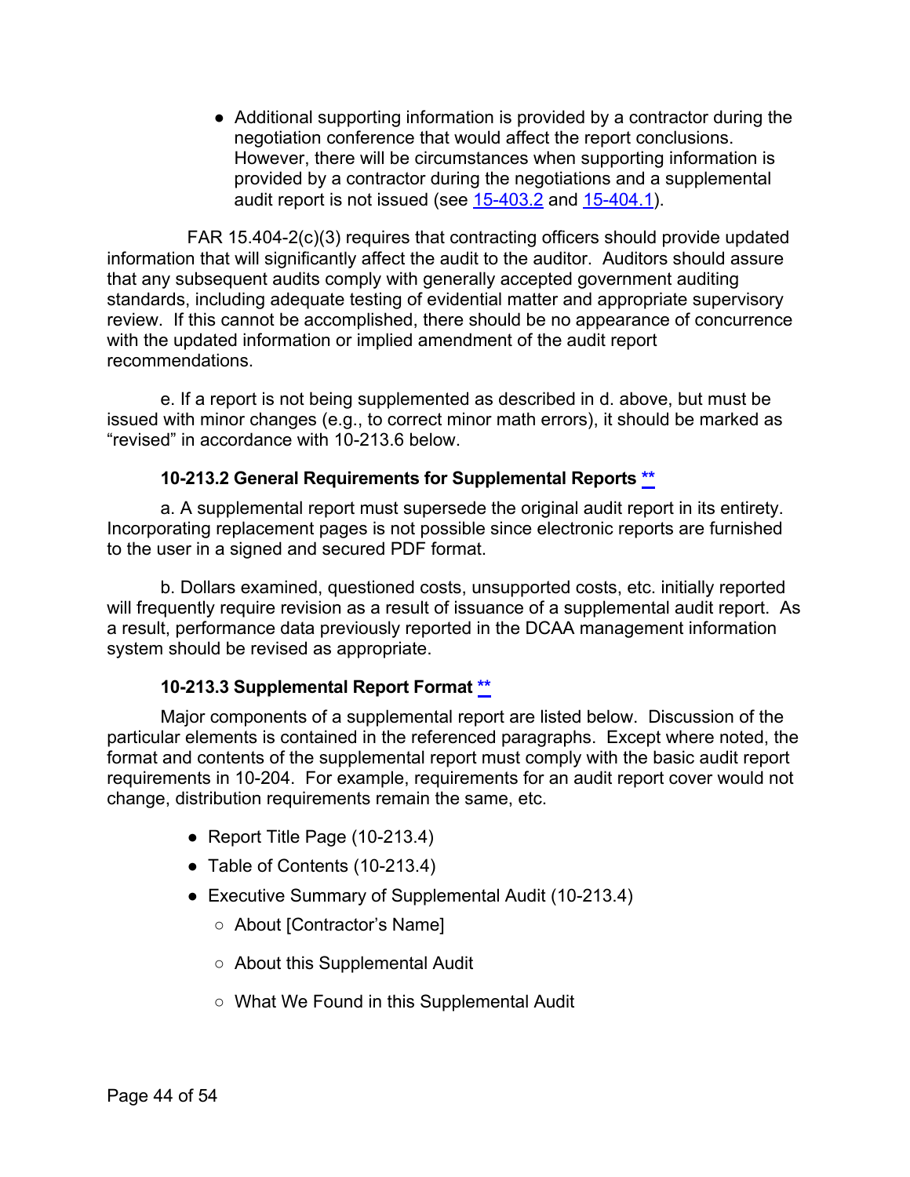- Additional supporting information is provided by a contractor during the negotiation conference that would affect the report conclusions. However, there will be circumstances when supporting information is provided by a contractor during the negotiations and a supplemental audit report is not issued (see [15-403.2]() and [15-404.1]()).

FAR 15.404-2(c)(3) requires that contracting officers should provide updated information that will significantly affect the audit to the auditor. Auditors should assure that any subsequent audits comply with generally accepted government auditing standards, including adequate testing of evidential matter and appropriate supervisory review. If this cannot be accomplished, there should be no appearance of concurrence with the updated information or implied amendment of the audit report recommendations.

e. If a report is not being supplemented as described in d. above, but must be issued with minor changes (e.g., to correct minor math errors), it should be marked as "revised" in accordance with 10-213.6 below.

### 10-213.2 General Requirements for Supplemental Reports [**]()

a. A supplemental report must supersede the original audit report in its entirety. Incorporating replacement pages is not possible since electronic reports are furnished to the user in a signed and secured PDF format.

b. Dollars examined, questioned costs, unsupported costs, etc. initially reported will frequently require revision as a result of issuance of a supplemental audit report. As a result, performance data previously reported in the DCAA management information system should be revised as appropriate.

### 10-213.3 Supplemental Report Format [**]()

Major components of a supplemental report are listed below. Discussion of the particular elements is contained in the referenced paragraphs. Except where noted, the format and contents of the supplemental report must comply with the basic audit report requirements in 10-204. For example, requirements for an audit report cover would not change, distribution requirements remain the same, etc.

- Report Title Page (10-213.4)
- Table of Contents (10-213.4)
- Executive Summary of Supplemental Audit (10-213.4)
  - About [Contractor's Name]
  - About this Supplemental Audit
  - What We Found in this Supplemental Audit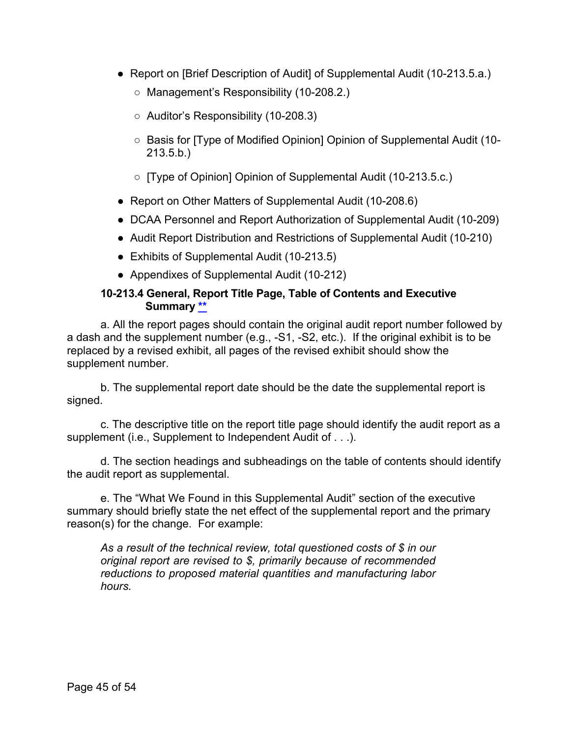- Report on [Brief Description of Audit] of Supplemental Audit (10-213.5.a.)
    - Management's Responsibility (10-208.2.)
    - Auditor's Responsibility (10-208.3)
    - Basis for [Type of Modified Opinion] Opinion of Supplemental Audit (10-213.5.b.)
    - [Type of Opinion] Opinion of Supplemental Audit (10-213.5.c.)
- Report on Other Matters of Supplemental Audit (10-208.6)
- DCAA Personnel and Report Authorization of Supplemental Audit (10-209)
- Audit Report Distribution and Restrictions of Supplemental Audit (10-210)
- Exhibits of Supplemental Audit (10-213.5)
- Appendixes of Supplemental Audit (10-212)

### 10-213.4 General, Report Title Page, Table of Contents and Executive Summary **

a. All the report pages should contain the original audit report number followed by a dash and the supplement number (e.g., -S1, -S2, etc.). If the original exhibit is to be replaced by a revised exhibit, all pages of the revised exhibit should show the supplement number.

b. The supplemental report date should be the date the supplemental report is signed.

c. The descriptive title on the report title page should identify the audit report as a supplement (i.e., Supplement to Independent Audit of . . .).

d. The section headings and subheadings on the table of contents should identify the audit report as supplemental.

e. The "What We Found in this Supplemental Audit" section of the executive summary should briefly state the net effect of the supplemental report and the primary reason(s) for the change. For example:

> *As a result of the technical review, total questioned costs of $ in our original report are revised to $, primarily because of recommended reductions to proposed material quantities and manufacturing labor hours.*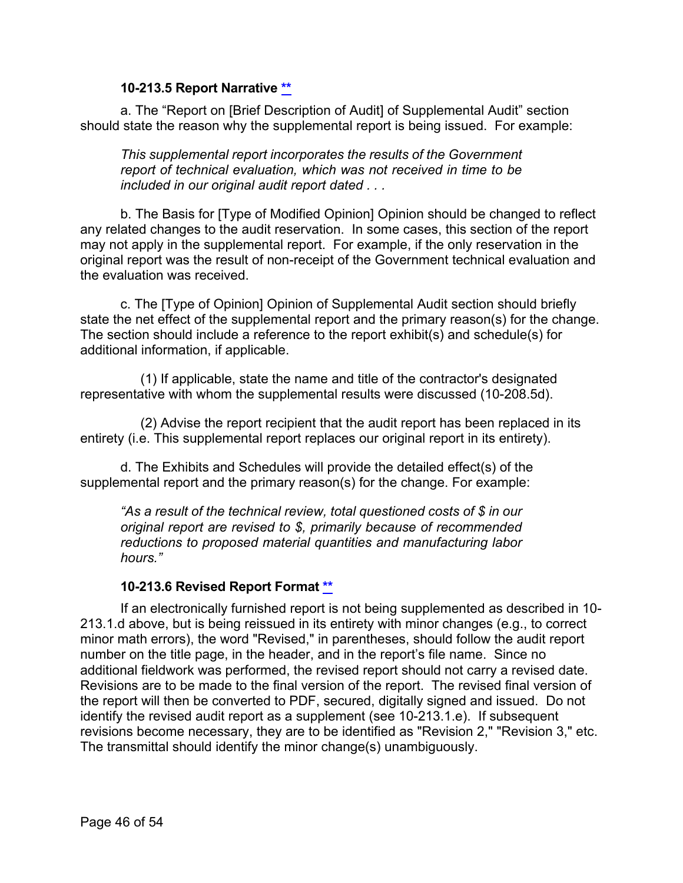#### 10-213.5 Report Narrative **

a. The “Report on [Brief Description of Audit] of Supplemental Audit” section should state the reason why the supplemental report is being issued. For example:

> *This supplemental report incorporates the results of the Government report of technical evaluation, which was not received in time to be included in our original audit report dated . . .*

b. The Basis for [Type of Modified Opinion] Opinion should be changed to reflect any related changes to the audit reservation. In some cases, this section of the report may not apply in the supplemental report. For example, if the only reservation in the original report was the result of non-receipt of the Government technical evaluation and the evaluation was received.

c. The [Type of Opinion] Opinion of Supplemental Audit section should briefly state the net effect of the supplemental report and the primary reason(s) for the change. The section should include a reference to the report exhibit(s) and schedule(s) for additional information, if applicable.

(1) If applicable, state the name and title of the contractor's designated representative with whom the supplemental results were discussed (10-208.5d).

(2) Advise the report recipient that the audit report has been replaced in its entirety (i.e. This supplemental report replaces our original report in its entirety).

d. The Exhibits and Schedules will provide the detailed effect(s) of the supplemental report and the primary reason(s) for the change. For example:

> *“As a result of the technical review, total questioned costs of $ in our original report are revised to $, primarily because of recommended reductions to proposed material quantities and manufacturing labor hours.”*

#### 10-213.6 Revised Report Format **

If an electronically furnished report is not being supplemented as described in 10-213.1.d above, but is being reissued in its entirety with minor changes (e.g., to correct minor math errors), the word "Revised," in parentheses, should follow the audit report number on the title page, in the header, and in the report’s file name. Since no additional fieldwork was performed, the revised report should not carry a revised date. Revisions are to be made to the final version of the report. The revised final version of the report will then be converted to PDF, secured, digitally signed and issued. Do not identify the revised audit report as a supplement (see 10-213.1.e). If subsequent revisions become necessary, they are to be identified as "Revision 2," "Revision 3," etc. The transmittal should identify the minor change(s) unambiguously.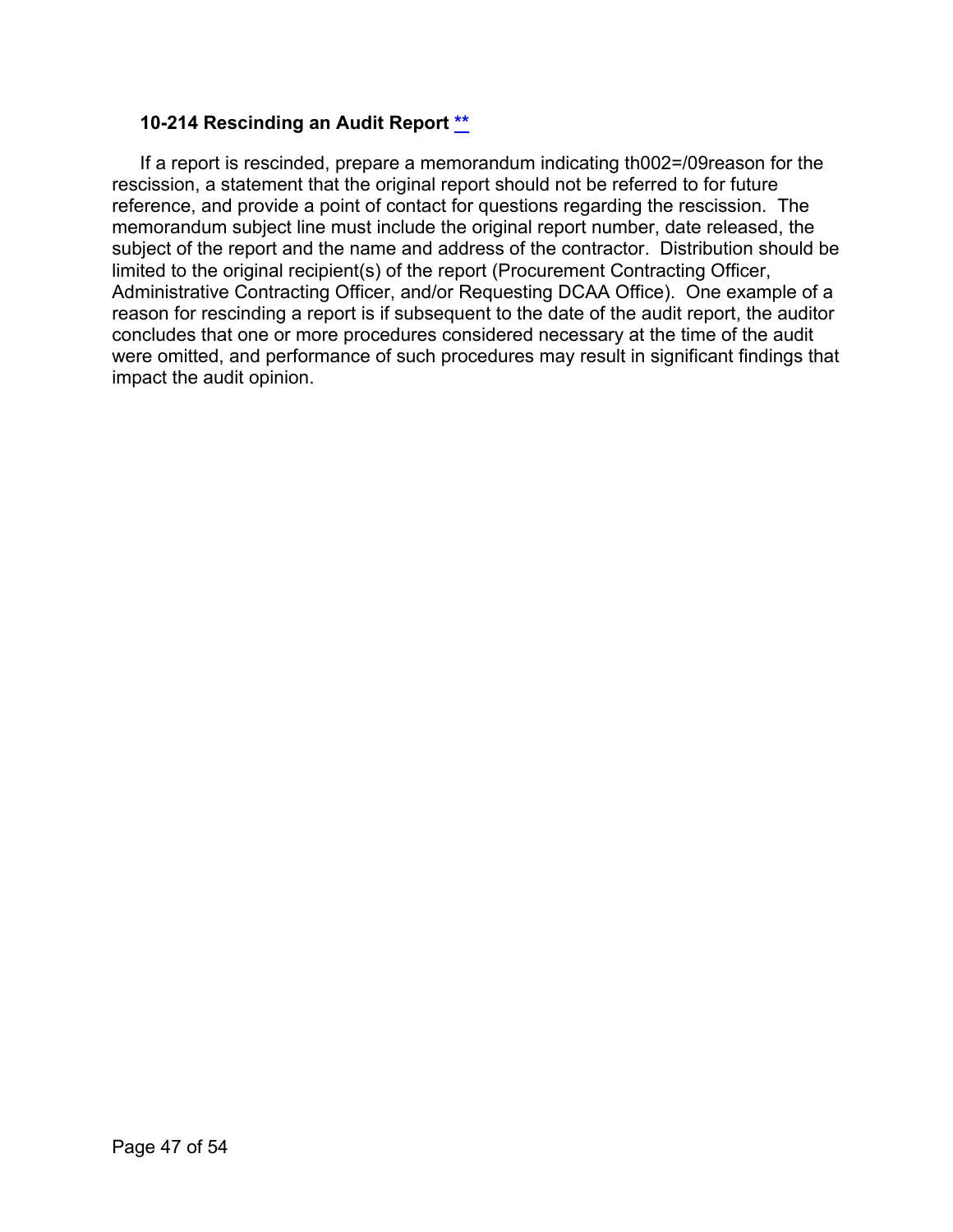### 10-214 Rescinding an Audit Report **

If a report is rescinded, prepare a memorandum indicating th002=/09reason for the rescission, a statement that the original report should not be referred to for future reference, and provide a point of contact for questions regarding the rescission. The memorandum subject line must include the original report number, date released, the subject of the report and the name and address of the contractor. Distribution should be limited to the original recipient(s) of the report (Procurement Contracting Officer, Administrative Contracting Officer, and/or Requesting DCAA Office). One example of a reason for rescinding a report is if subsequent to the date of the audit report, the auditor concludes that one or more procedures considered necessary at the time of the audit were omitted, and performance of such procedures may result in significant findings that impact the audit opinion.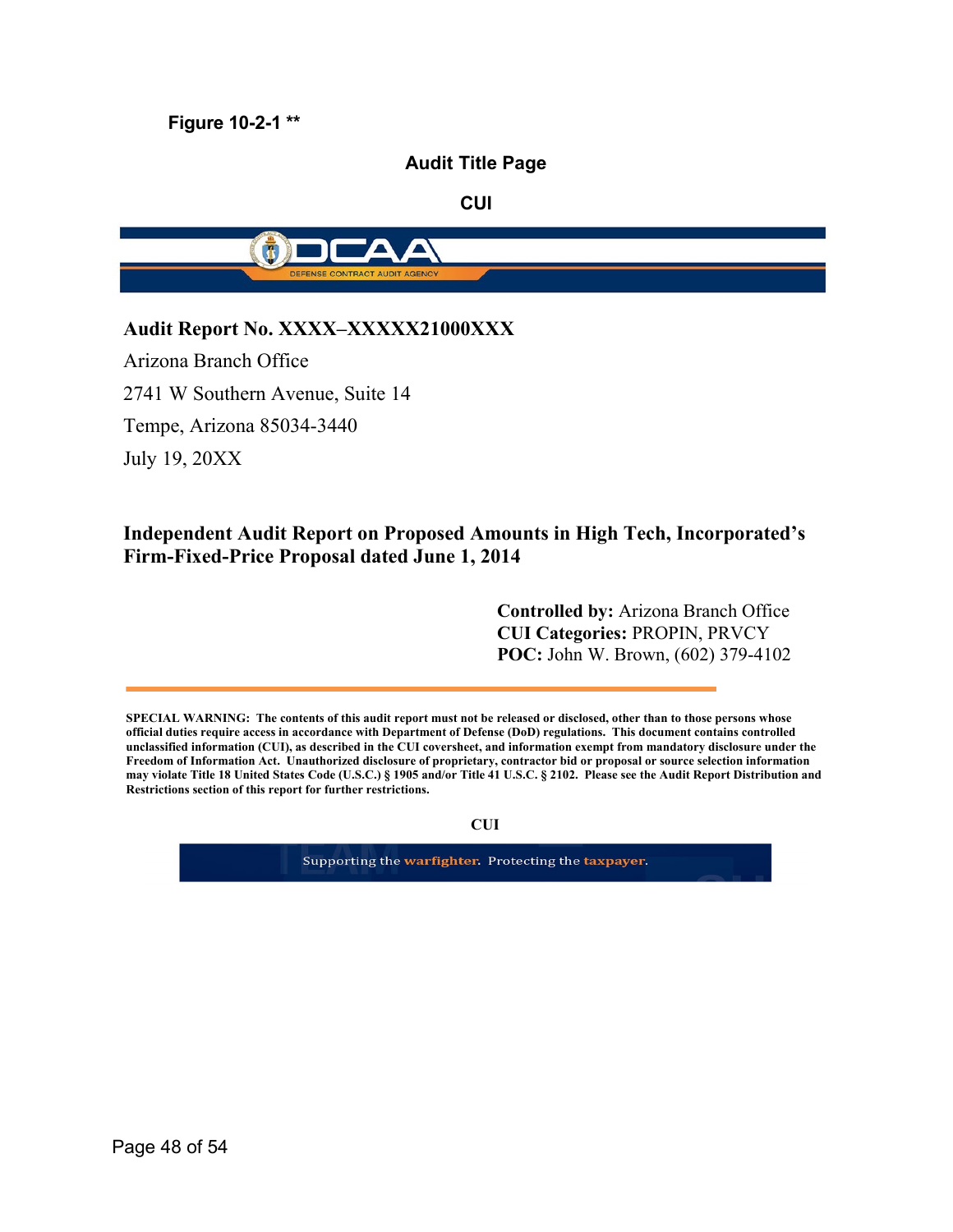**Figure 10-2-1 ****

**Audit Title Page**

**CUI**

DCAA
DEFENSE CONTRACT AUDIT AGENCY

**Audit Report No. XXXX–XXXXX21000XXX**

Arizona Branch Office
2741 W Southern Avenue, Suite 14
Tempe, Arizona 85034-3440
July 19, 20XX

**Independent Audit Report on Proposed Amounts in High Tech, Incorporated's Firm-Fixed-Price Proposal dated June 1, 2014**

**Controlled by:** Arizona Branch Office
**CUI Categories:** PROPIN, PRVCY
**POC:** John W. Brown, (602) 379-4102

**SPECIAL WARNING: The contents of this audit report must not be released or disclosed, other than to those persons whose official duties require access in accordance with Department of Defense (DoD) regulations. This document contains controlled unclassified information (CUI), as described in the CUI coversheet, and information exempt from mandatory disclosure under the Freedom of Information Act. Unauthorized disclosure of proprietary, contractor bid or proposal or source selection information may violate Title 18 United States Code (U.S.C.) § 1905 and/or Title 41 U.S.C. § 2102. Please see the Audit Report Distribution and Restrictions section of this report for further restrictions.**

**CUI**

Supporting the warfighter. Protecting the taxpayer.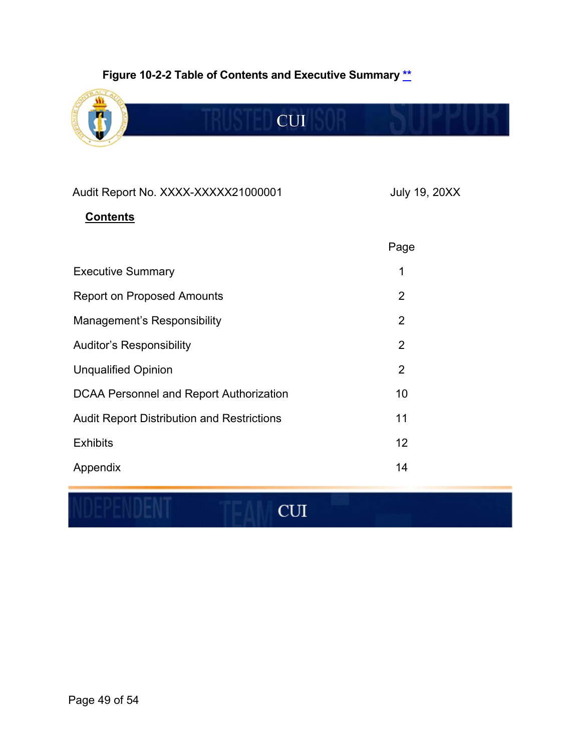**Figure 10-2-2 Table of Contents and Executive Summary** **

CUI

Audit Report No. XXXX-XXXXX21000001 July 19, 20XX

**Contents**

| | Page |
|---|---|
| Executive Summary | 1 |
| Report on Proposed Amounts | 2 |
| Management's Responsibility | 2 |
| Auditor's Responsibility | 2 |
| Unqualified Opinion | 2 |
| DCAA Personnel and Report Authorization | 10 |
| Audit Report Distribution and Restrictions | 11 |
| Exhibits | 12 |
| Appendix | 14 |

CUI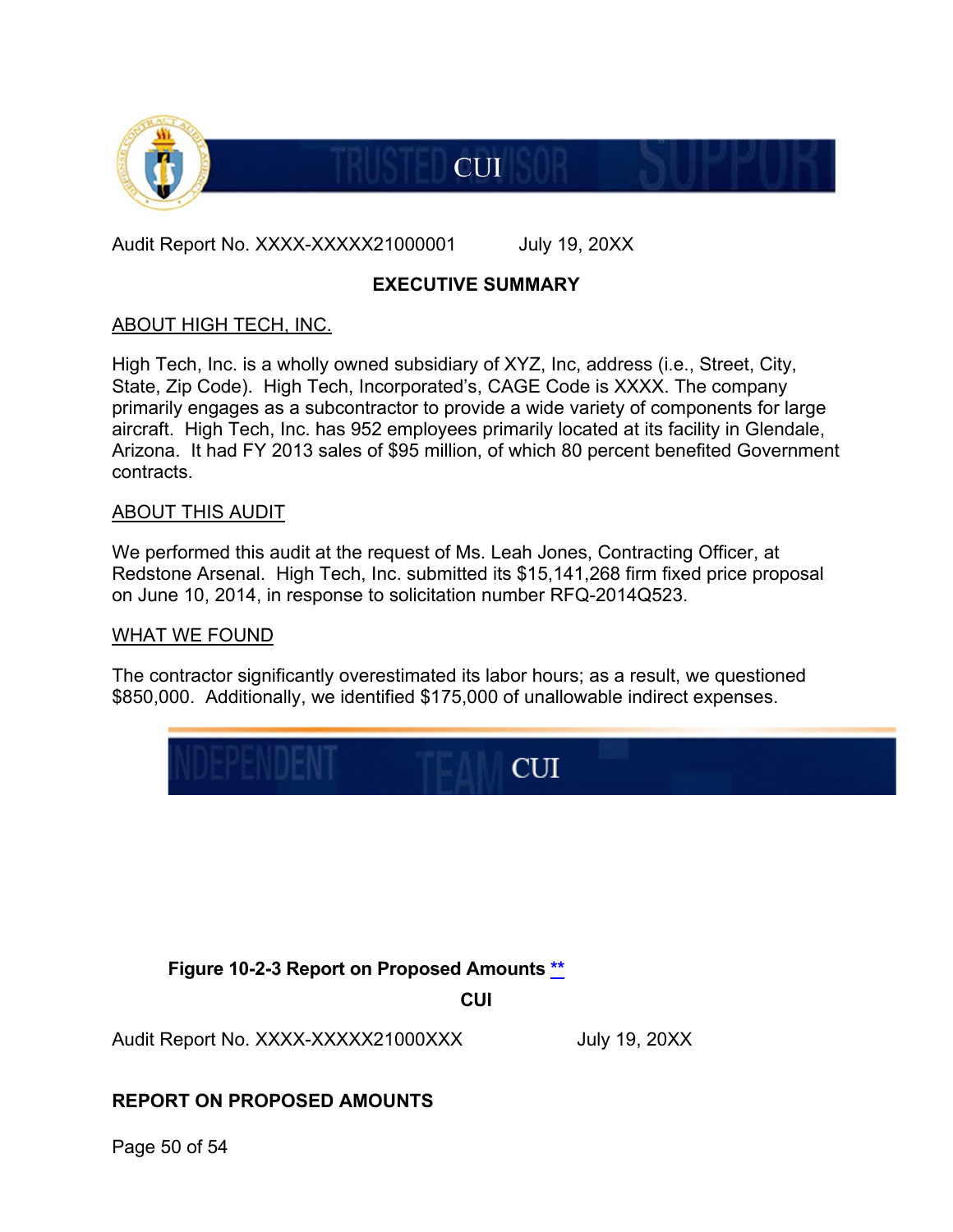CUI

Audit Report No. XXXX-XXXXX21000001 July 19, 20XX

**EXECUTIVE SUMMARY**

ABOUT HIGH TECH, INC.

High Tech, Inc. is a wholly owned subsidiary of XYZ, Inc, address (i.e., Street, City, State, Zip Code). High Tech, Incorporated's, CAGE Code is XXXX. The company primarily engages as a subcontractor to provide a wide variety of components for large aircraft. High Tech, Inc. has 952 employees primarily located at its facility in Glendale, Arizona. It had FY 2013 sales of $95 million, of which 80 percent benefited Government contracts.

ABOUT THIS AUDIT

We performed this audit at the request of Ms. Leah Jones, Contracting Officer, at Redstone Arsenal. High Tech, Inc. submitted its $15,141,268 firm fixed price proposal on June 10, 2014, in response to solicitation number RFQ-2014Q523.

WHAT WE FOUND

The contractor significantly overestimated its labor hours; as a result, we questioned $850,000. Additionally, we identified $175,000 of unallowable indirect expenses.

CUI

**Figure 10-2-3 Report on Proposed Amounts **

**CUI**

Audit Report No. XXXX-XXXXX21000XXX July 19, 20XX

**REPORT ON PROPOSED AMOUNTS**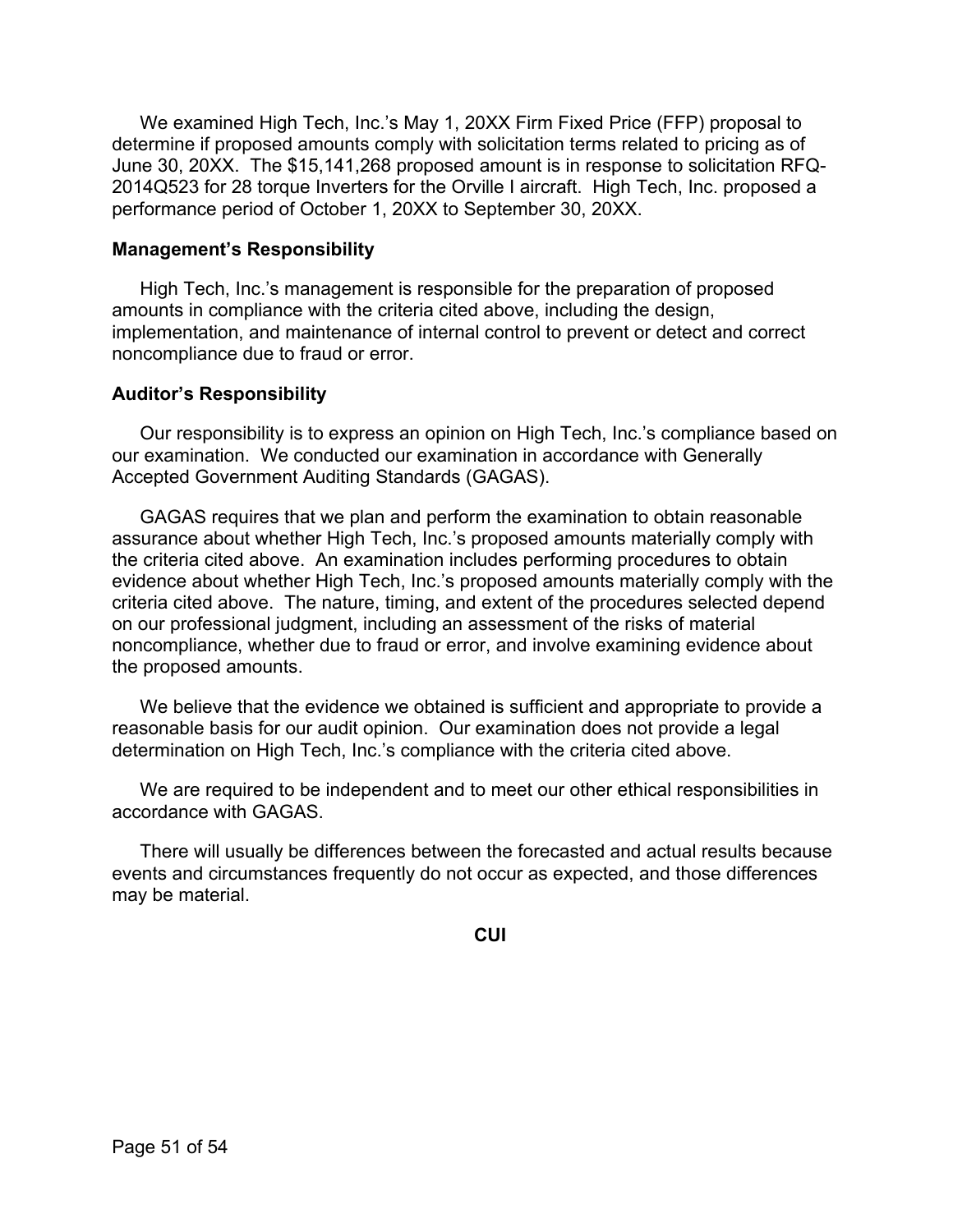We examined High Tech, Inc.'s May 1, 20XX Firm Fixed Price (FFP) proposal to determine if proposed amounts comply with solicitation terms related to pricing as of June 30, 20XX. The $15,141,268 proposed amount is in response to solicitation RFQ-2014Q523 for 28 torque Inverters for the Orville I aircraft. High Tech, Inc. proposed a performance period of October 1, 20XX to September 30, 20XX.

**Management's Responsibility**

High Tech, Inc.'s management is responsible for the preparation of proposed amounts in compliance with the criteria cited above, including the design, implementation, and maintenance of internal control to prevent or detect and correct noncompliance due to fraud or error.

**Auditor's Responsibility**

Our responsibility is to express an opinion on High Tech, Inc.'s compliance based on our examination. We conducted our examination in accordance with Generally Accepted Government Auditing Standards (GAGAS).

GAGAS requires that we plan and perform the examination to obtain reasonable assurance about whether High Tech, Inc.'s proposed amounts materially comply with the criteria cited above. An examination includes performing procedures to obtain evidence about whether High Tech, Inc.'s proposed amounts materially comply with the criteria cited above. The nature, timing, and extent of the procedures selected depend on our professional judgment, including an assessment of the risks of material noncompliance, whether due to fraud or error, and involve examining evidence about the proposed amounts.

We believe that the evidence we obtained is sufficient and appropriate to provide a reasonable basis for our audit opinion. Our examination does not provide a legal determination on High Tech, Inc.'s compliance with the criteria cited above.

We are required to be independent and to meet our other ethical responsibilities in accordance with GAGAS.

There will usually be differences between the forecasted and actual results because events and circumstances frequently do not occur as expected, and those differences may be material.

**CUI**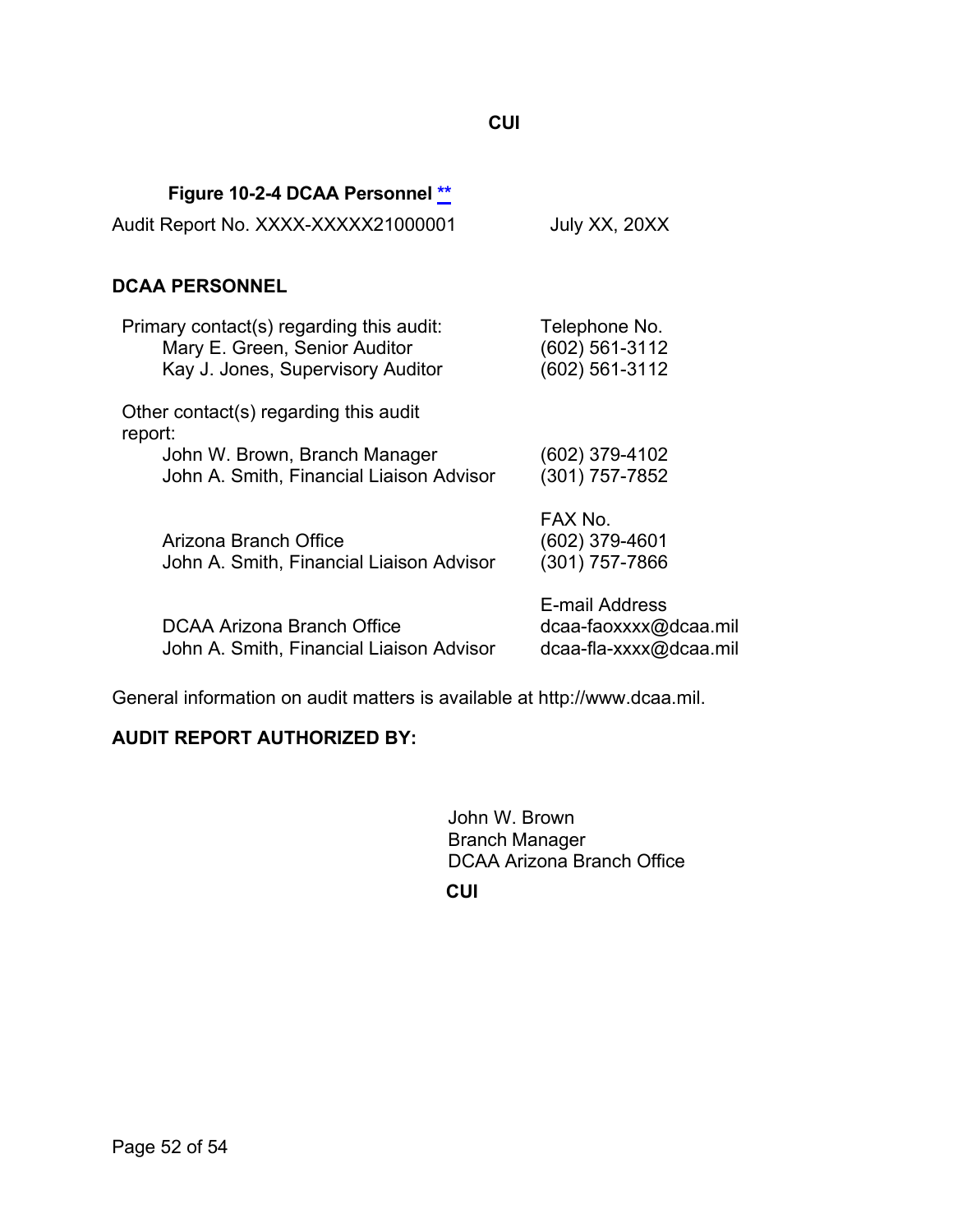CUI

**Figure 10-2-4 DCAA Personnel **

Audit Report No. XXXX-XXXXX21000001 July XX, 20XX

## DCAA PERSONNEL

| | |
|---|---|
| Primary contact(s) regarding this audit: | Telephone No. |
| Mary E. Green, Senior Auditor | (602) 561-3112 |
| Kay J. Jones, Supervisory Auditor | (602) 561-3112 |
| | |
| Other contact(s) regarding this audit report: | |
| John W. Brown, Branch Manager | (602) 379-4102 |
| John A. Smith, Financial Liaison Advisor | (301) 757-7852 |
| | |
| | FAX No. |
| Arizona Branch Office | (602) 379-4601 |
| John A. Smith, Financial Liaison Advisor | (301) 757-7866 |
| | |
| | E-mail Address |
| DCAA Arizona Branch Office | dcaa-faoxxxx@dcaa.mil |
| John A. Smith, Financial Liaison Advisor | dcaa-fla-xxxx@dcaa.mil |

General information on audit matters is available at http://www.dcaa.mil.

## AUDIT REPORT AUTHORIZED BY:

John W. Brown
Branch Manager
DCAA Arizona Branch Office

CUI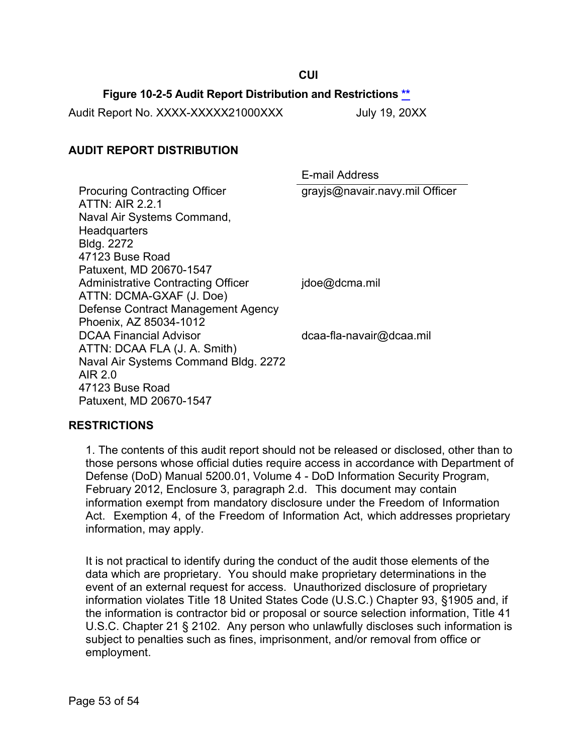**CUI**

**Figure 10-2-5 Audit Report Distribution and Restrictions [**]**

Audit Report No. XXXX-XXXXX21000XXX July 19, 20XX

## AUDIT REPORT DISTRIBUTION

| | E-mail Address |
|---|---|
| Procuring Contracting Officer<br>ATTN: AIR 2.2.1<br>Naval Air Systems Command, Headquarters<br>Bldg. 2272<br>47123 Buse Road<br>Patuxent, MD 20670-1547 | grayjs@navair.navy.mil Officer |
| Administrative Contracting Officer<br>ATTN: DCMA-GXAF (J. Doe)<br>Defense Contract Management Agency<br>Phoenix, AZ 85034-1012 | jdoe@dcma.mil |
| DCAA Financial Advisor<br>ATTN: DCAA FLA (J. A. Smith)<br>Naval Air Systems Command Bldg. 2272<br>AIR 2.0<br>47123 Buse Road<br>Patuxent, MD 20670-1547 | dcaa-fla-navair@dcaa.mil |

## RESTRICTIONS

1. The contents of this audit report should not be released or disclosed, other than to those persons whose official duties require access in accordance with Department of Defense (DoD) Manual 5200.01, Volume 4 - DoD Information Security Program, February 2012, Enclosure 3, paragraph 2.d. This document may contain information exempt from mandatory disclosure under the Freedom of Information Act. Exemption 4, of the Freedom of Information Act, which addresses proprietary information, may apply.

It is not practical to identify during the conduct of the audit those elements of the data which are proprietary. You should make proprietary determinations in the event of an external request for access. Unauthorized disclosure of proprietary information violates Title 18 United States Code (U.S.C.) Chapter 93, §1905 and, if the information is contractor bid or proposal or source selection information, Title 41 U.S.C. Chapter 21 § 2102. Any person who unlawfully discloses such information is subject to penalties such as fines, imprisonment, and/or removal from office or employment.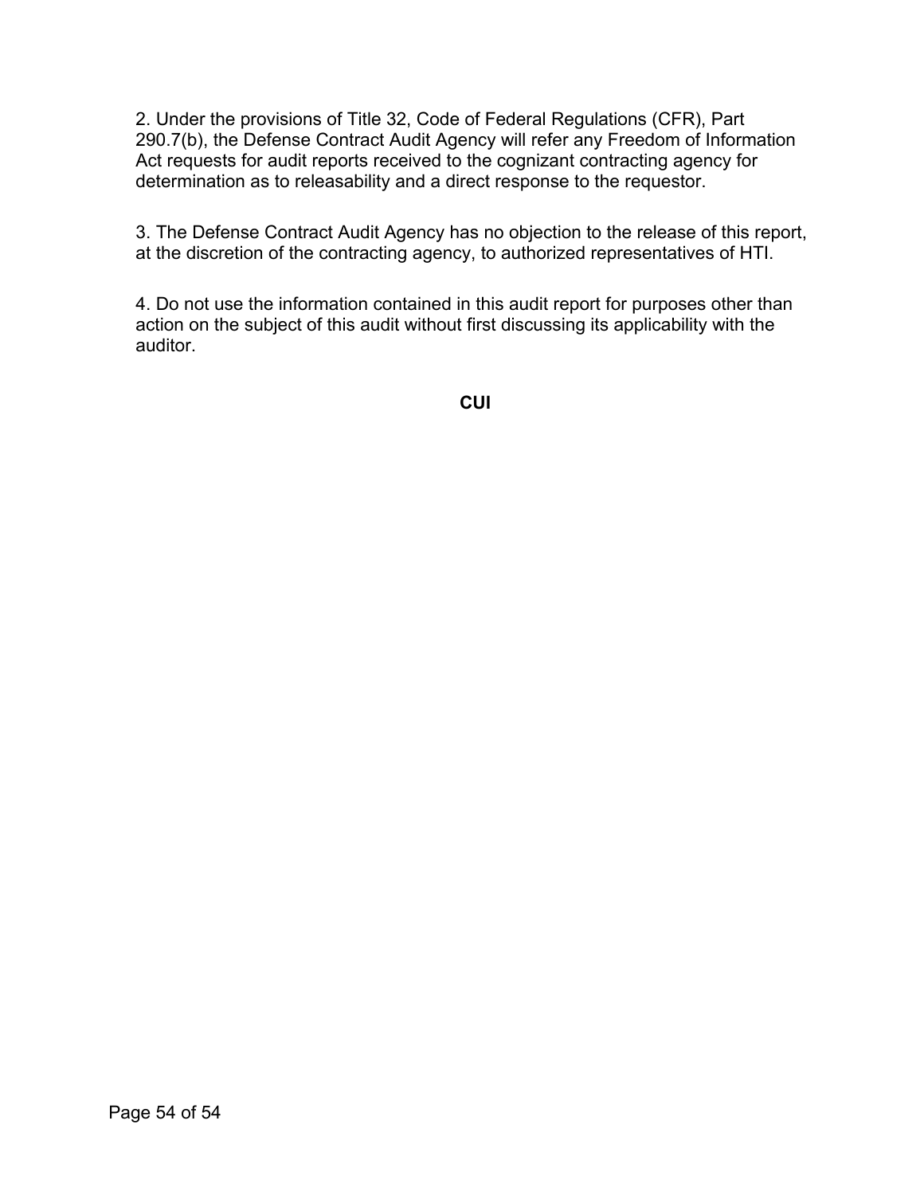2. Under the provisions of Title 32, Code of Federal Regulations (CFR), Part 290.7(b), the Defense Contract Audit Agency will refer any Freedom of Information Act requests for audit reports received to the cognizant contracting agency for determination as to releasability and a direct response to the requestor.

3. The Defense Contract Audit Agency has no objection to the release of this report, at the discretion of the contracting agency, to authorized representatives of HTI.

4. Do not use the information contained in this audit report for purposes other than action on the subject of this audit without first discussing its applicability with the auditor.

**CUI**